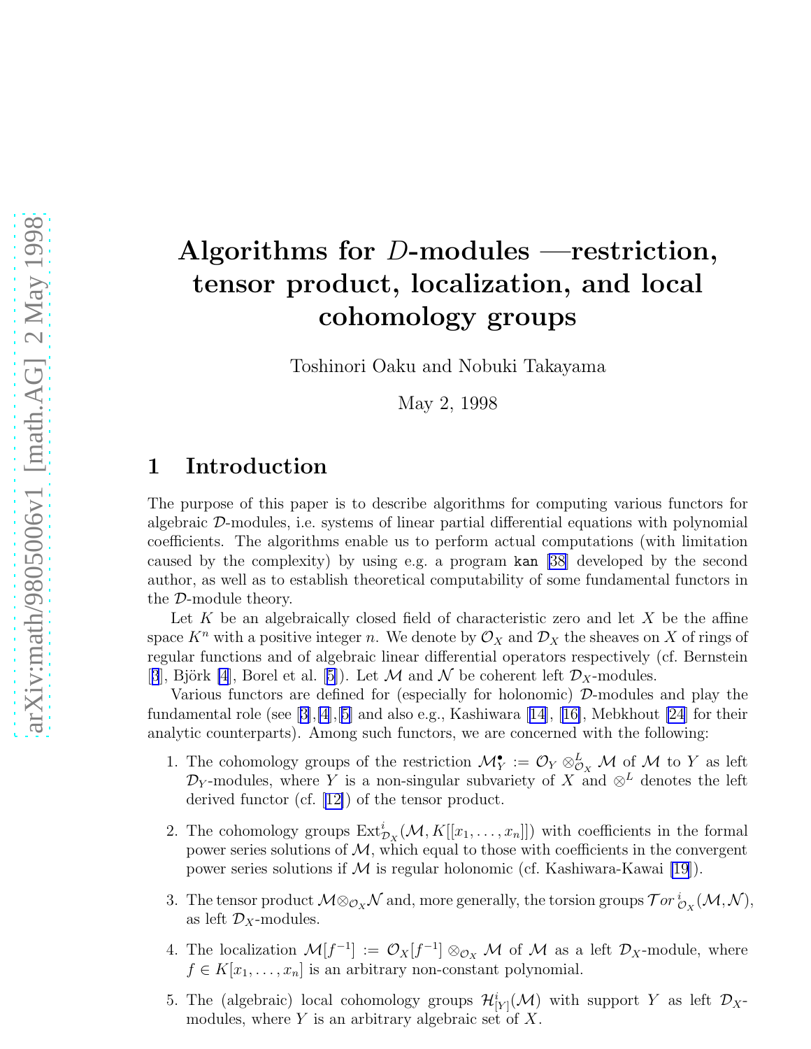# Algorithms for $D$-modules —restriction, tensor product, localization, and local cohomology groups

Toshinori Oaku and Nobuki Takayama

May 2, 1998

## 1 Introduction

The purpose of this paper is to describe algorithms for computing various functors for algebraic $\mathcal{D}$-modules, i.e. systems of linear partial differential equations with polynomial coefficients. The algorithms enable us to perform actual computations (with limitation caused by the complexity) by using e.g. a program `kan` [38] developed by the second author, as well as to establish theoretical computability of some fundamental functors in the $\mathcal{D}$-module theory.

Let $K$ be an algebraically closed field of characteristic zero and let $X$ be the affine space $K^n$ with a positive integer $n$. We denote by $\mathcal{O}_X$ and $\mathcal{D}_X$ the sheaves on $X$ of rings of regular functions and of algebraic linear differential operators respectively (cf. Bernstein [3], Björk [4], Borel et al. [5]). Let $\mathcal{M}$ and $\mathcal{N}$ be coherent left $\mathcal{D}_X$-modules.

Various functors are defined for (especially for holonomic) $\mathcal{D}$-modules and play the fundamental role (see [3],[4],[5] and also e.g., Kashiwara [14], [16], Mebkhout [24] for their analytic counterparts). Among such functors, we are concerned with the following:

1. The cohomology groups of the restriction $\mathcal{M}_Y^\bullet := \mathcal{O}_Y \otimes^L_{\mathcal{O}_X} \mathcal{M}$ of $\mathcal{M}$ to $Y$ as left $\mathcal{D}_Y$-modules, where $Y$ is a non-singular subvariety of $X$ and $\otimes^L$ denotes the left derived functor (cf. [12]) of the tensor product.
2. The cohomology groups $\mathrm{Ext}^i_{\mathcal{D}_X}(\mathcal{M}, K[[x_1, \ldots, x_n]])$ with coefficients in the formal power series solutions of $\mathcal{M}$, which equal to those with coefficients in the convergent power series solutions if $\mathcal{M}$ is regular holonomic (cf. Kashiwara-Kawai [19]).
3. The tensor product $\mathcal{M} \otimes_{\mathcal{O}_X} \mathcal{N}$ and, more generally, the torsion groups $\mathcal{T}or^{\,i}_{\mathcal{O}_X}(\mathcal{M}, \mathcal{N})$, as left $\mathcal{D}_X$-modules.
4. The localization $\mathcal{M}[f^{-1}] := \mathcal{O}_X[f^{-1}] \otimes_{\mathcal{O}_X} \mathcal{M}$ of $\mathcal{M}$ as a left $\mathcal{D}_X$-module, where $f \in K[x_1, \ldots, x_n]$ is an arbitrary non-constant polynomial.
5. The (algebraic) local cohomology groups $\mathcal{H}^i_{[Y]}(\mathcal{M})$ with support $Y$ as left $\mathcal{D}_X$-modules, where $Y$ is an arbitrary algebraic set of $X$.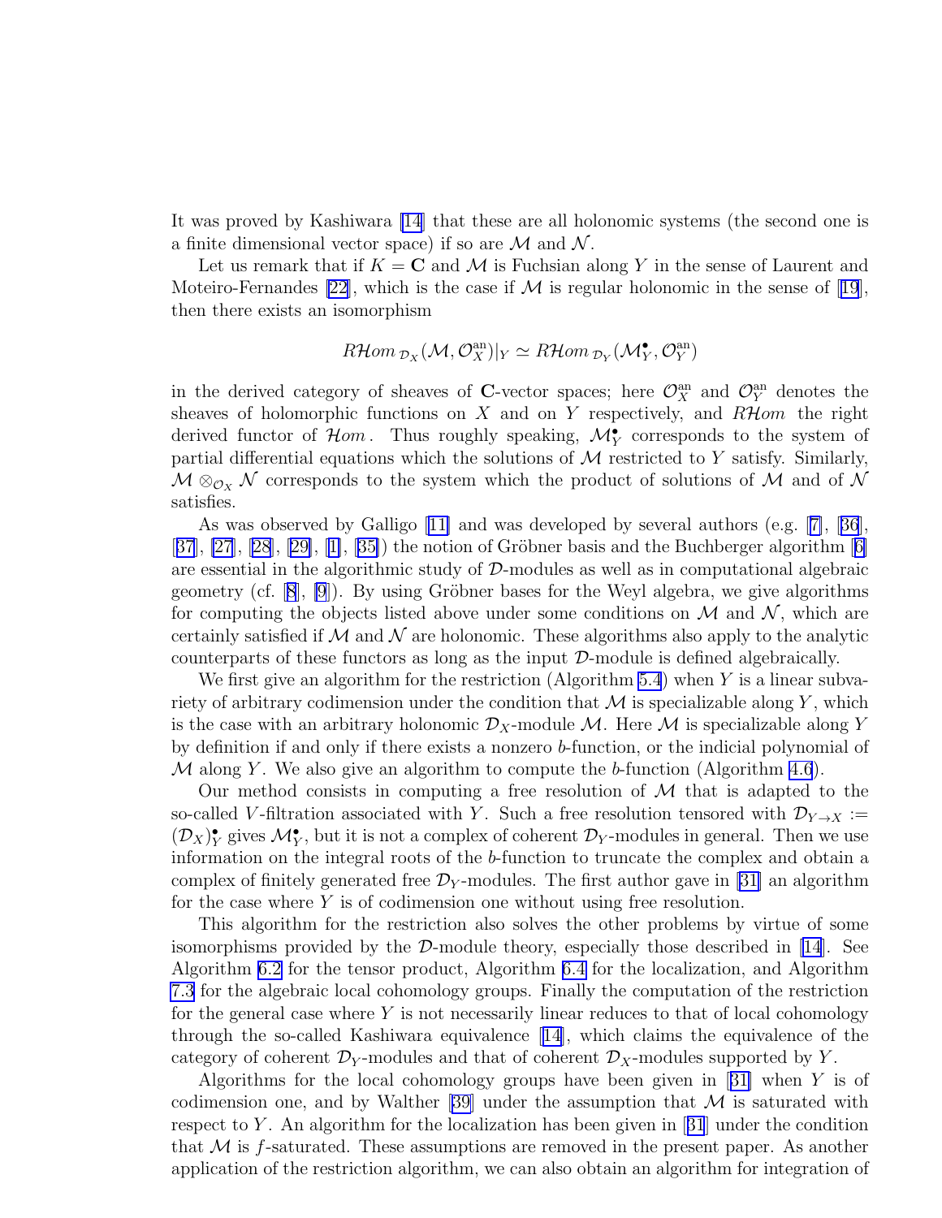It was proved by Kashiwara [14] that these are all holonomic systems (the second one is a finite dimensional vector space) if so are $\mathcal{M}$ and $\mathcal{N}$.

Let us remark that if $K = \mathbf{C}$ and $\mathcal{M}$ is Fuchsian along $Y$ in the sense of Laurent and Moteiro-Fernandes [22], which is the case if $\mathcal{M}$ is regular holonomic in the sense of [19], then there exists an isomorphism

$$R\mathcal{H}om_{\mathcal{D}_X}(\mathcal{M}, \mathcal{O}_X^{\mathrm{an}})|_Y \simeq R\mathcal{H}om_{\mathcal{D}_Y}(\mathcal{M}_Y^{\bullet}, \mathcal{O}_Y^{\mathrm{an}})$$

in the derived category of sheaves of $\mathbf{C}$-vector spaces; here $\mathcal{O}_X^{\mathrm{an}}$ and $\mathcal{O}_Y^{\mathrm{an}}$ denotes the sheaves of holomorphic functions on $X$ and on $Y$ respectively, and $R\mathcal{H}om$ the right derived functor of $\mathcal{H}om$. Thus roughly speaking, $\mathcal{M}_Y^{\bullet}$ corresponds to the system of partial differential equations which the solutions of $\mathcal{M}$ restricted to $Y$ satisfy. Similarly, $\mathcal{M} \otimes_{\mathcal{O}_X} \mathcal{N}$ corresponds to the system which the product of solutions of $\mathcal{M}$ and of $\mathcal{N}$ satisfies.

As was observed by Galligo [11] and was developed by several authors (e.g. [7], [36], [37], [27], [28], [29], [1], [35]) the notion of Gröbner basis and the Buchberger algorithm [6] are essential in the algorithmic study of $\mathcal{D}$-modules as well as in computational algebraic geometry (cf. [8], [9]). By using Gröbner bases for the Weyl algebra, we give algorithms for computing the objects listed above under some conditions on $\mathcal{M}$ and $\mathcal{N}$, which are certainly satisfied if $\mathcal{M}$ and $\mathcal{N}$ are holonomic. These algorithms also apply to the analytic counterparts of these functors as long as the input $\mathcal{D}$-module is defined algebraically.

We first give an algorithm for the restriction (Algorithm 5.4) when $Y$ is a linear subvariety of arbitrary codimension under the condition that $\mathcal{M}$ is specializable along $Y$, which is the case with an arbitrary holonomic $\mathcal{D}_X$-module $\mathcal{M}$. Here $\mathcal{M}$ is specializable along $Y$ by definition if and only if there exists a nonzero $b$-function, or the indicial polynomial of $\mathcal{M}$ along $Y$. We also give an algorithm to compute the $b$-function (Algorithm 4.6).

Our method consists in computing a free resolution of $\mathcal{M}$ that is adapted to the so-called $V$-filtration associated with $Y$. Such a free resolution tensored with $\mathcal{D}_{Y\to X} := (\mathcal{D}_X)_Y^{\bullet}$ gives $\mathcal{M}_Y^{\bullet}$, but it is not a complex of coherent $\mathcal{D}_Y$-modules in general. Then we use information on the integral roots of the $b$-function to truncate the complex and obtain a complex of finitely generated free $\mathcal{D}_Y$-modules. The first author gave in [31] an algorithm for the case where $Y$ is of codimension one without using free resolution.

This algorithm for the restriction also solves the other problems by virtue of some isomorphisms provided by the $\mathcal{D}$-module theory, especially those described in [14]. See Algorithm 6.2 for the tensor product, Algorithm 6.4 for the localization, and Algorithm 7.3 for the algebraic local cohomology groups. Finally the computation of the restriction for the general case where $Y$ is not necessarily linear reduces to that of local cohomology through the so-called Kashiwara equivalence [14], which claims the equivalence of the category of coherent $\mathcal{D}_Y$-modules and that of coherent $\mathcal{D}_X$-modules supported by $Y$.

Algorithms for the local cohomology groups have been given in [31] when $Y$ is of codimension one, and by Walther [39] under the assumption that $\mathcal{M}$ is saturated with respect to $Y$. An algorithm for the localization has been given in [31] under the condition that $\mathcal{M}$ is $f$-saturated. These assumptions are removed in the present paper. As another application of the restriction algorithm, we can also obtain an algorithm for integration of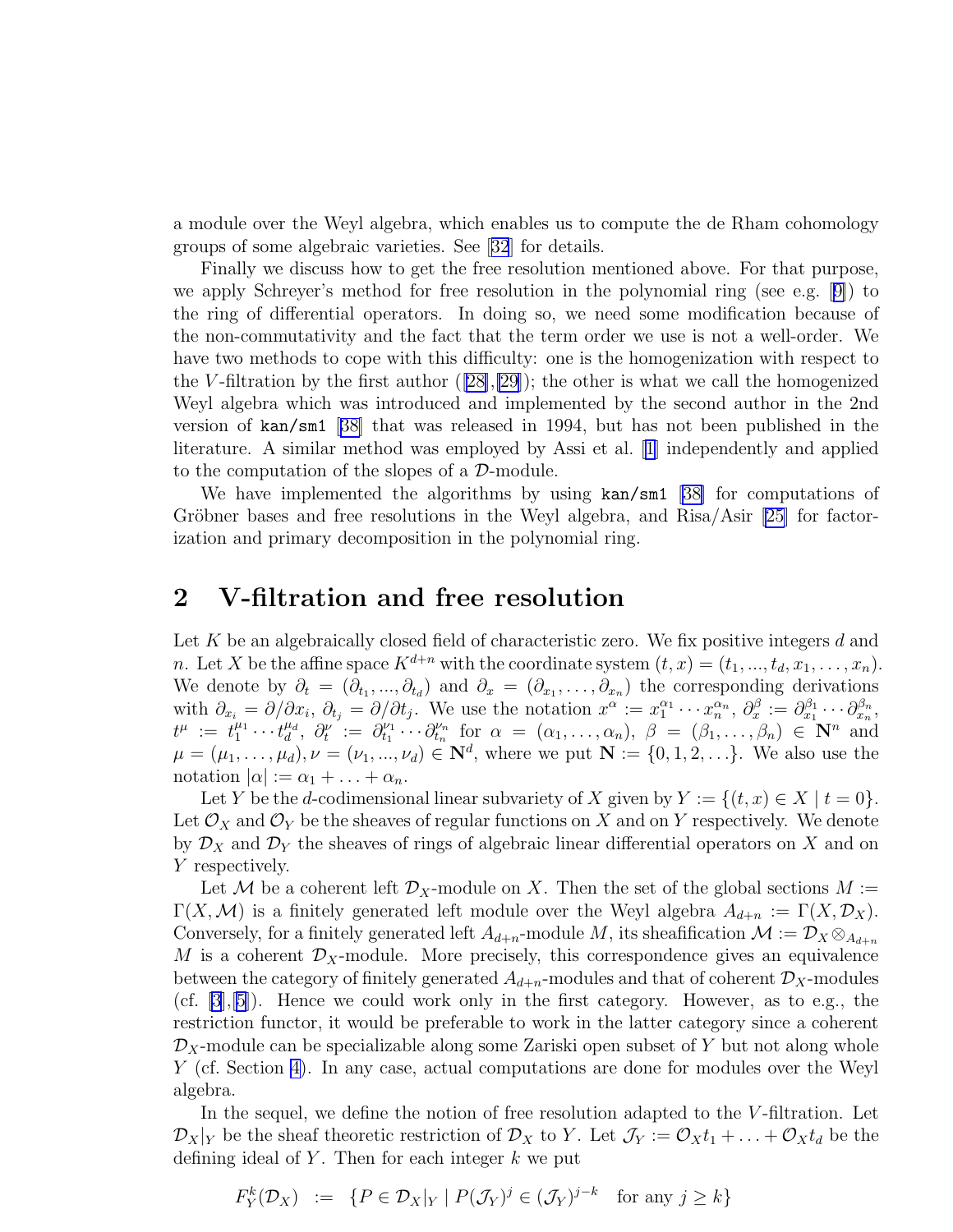a module over the Weyl algebra, which enables us to compute the de Rham cohomology groups of some algebraic varieties. See [32] for details.

Finally we discuss how to get the free resolution mentioned above. For that purpose, we apply Schreyer's method for free resolution in the polynomial ring (see e.g. [9]) to the ring of differential operators. In doing so, we need some modification because of the non-commutativity and the fact that the term order we use is not a well-order. We have two methods to cope with this difficulty: one is the homogenization with respect to the $V$-filtration by the first author ([28],[29]); the other is what we call the homogenized Weyl algebra which was introduced and implemented by the second author in the 2nd version of `kan/sm1` [38] that was released in 1994, but has not been published in the literature. A similar method was employed by Assi et al. [1] independently and applied to the computation of the slopes of a $\mathcal{D}$-module.

We have implemented the algorithms by using `kan/sm1` [38] for computations of Gröbner bases and free resolutions in the Weyl algebra, and Risa/Asir [25] for factorization and primary decomposition in the polynomial ring.

## 2 V-filtration and free resolution

Let $K$ be an algebraically closed field of characteristic zero. We fix positive integers $d$ and $n$. Let $X$ be the affine space $K^{d+n}$ with the coordinate system $(t, x) = (t_1, ..., t_d, x_1, \dots, x_n)$. We denote by $\partial_t = (\partial_{t_1}, ..., \partial_{t_d})$ and $\partial_x = (\partial_{x_1}, \dots, \partial_{x_n})$ the corresponding derivations with $\partial_{x_i} = \partial/\partial x_i$, $\partial_{t_j} = \partial/\partial t_j$. We use the notation $x^\alpha := x_1^{\alpha_1} \cdots x_n^{\alpha_n}$, $\partial_x^\beta := \partial_{x_1}^{\beta_1} \cdots \partial_{x_n}^{\beta_n}$, $t^\mu := t_1^{\mu_1} \cdots t_d^{\mu_d}$, $\partial_t^\nu := \partial_{t_1}^{\nu_1} \cdots \partial_{t_n}^{\nu_n}$ for $\alpha = (\alpha_1, \dots, \alpha_n)$, $\beta = (\beta_1, \dots, \beta_n) \in \mathbf{N}^n$ and $\mu = (\mu_1, \dots, \mu_d), \nu = (\nu_1, ..., \nu_d) \in \mathbf{N}^d$, where we put $\mathbf{N} := \{0, 1, 2, \dots\}$. We also use the notation $|\alpha| := \alpha_1 + \dots + \alpha_n$.

Let $Y$ be the $d$-codimensional linear subvariety of $X$ given by $Y := \{(t, x) \in X \mid t = 0\}$. Let $\mathcal{O}_X$ and $\mathcal{O}_Y$ be the sheaves of regular functions on $X$ and on $Y$ respectively. We denote by $\mathcal{D}_X$ and $\mathcal{D}_Y$ the sheaves of rings of algebraic linear differential operators on $X$ and on $Y$ respectively.

Let $\mathcal{M}$ be a coherent left $\mathcal{D}_X$-module on $X$. Then the set of the global sections $M := \Gamma(X, \mathcal{M})$ is a finitely generated left module over the Weyl algebra $A_{d+n} := \Gamma(X, \mathcal{D}_X)$. Conversely, for a finitely generated left $A_{d+n}$-module $M$, its sheafification $\mathcal{M} := \mathcal{D}_X \otimes_{A_{d+n}} M$ is a coherent $\mathcal{D}_X$-module. More precisely, this correspondence gives an equivalence between the category of finitely generated $A_{d+n}$-modules and that of coherent $\mathcal{D}_X$-modules (cf. [3],[5]). Hence we could work only in the first category. However, as to e.g., the restriction functor, it would be preferable to work in the latter category since a coherent $\mathcal{D}_X$-module can be specializable along some Zariski open subset of $Y$ but not along whole $Y$ (cf. Section 4). In any case, actual computations are done for modules over the Weyl algebra.

In the sequel, we define the notion of free resolution adapted to the $V$-filtration. Let $\mathcal{D}_X|_Y$ be the sheaf theoretic restriction of $\mathcal{D}_X$ to $Y$. Let $\mathcal{J}_Y := \mathcal{O}_X t_1 + \dots + \mathcal{O}_X t_d$ be the defining ideal of $Y$. Then for each integer $k$ we put

$$F_Y^k(\mathcal{D}_X) := \{P \in \mathcal{D}_X|_Y \mid P(\mathcal{J}_Y)^j \in (\mathcal{J}_Y)^{j-k} \quad \text{for any } j \geq k\}$$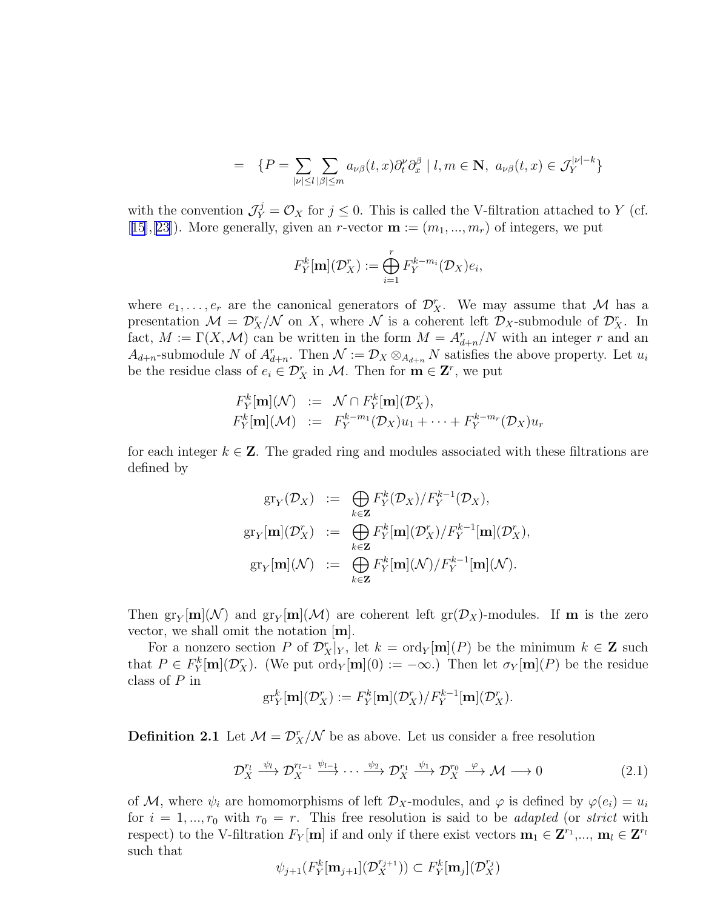$$= \quad \{P = \sum_{|\nu| \le l} \sum_{|\beta| \le m} a_{\nu\beta}(t,x) \partial_t^\nu \partial_x^\beta \mid l, m \in \mathbf{N},\ a_{\nu\beta}(t,x) \in \mathcal{J}_Y^{|\nu|-k}\}$$

with the convention $\mathcal{J}_Y^j = \mathcal{O}_X$ for $j \le 0$. This is called the V-filtration attached to $Y$ (cf. [15], [23]). More generally, given an $r$-vector $\mathbf{m} := (m_1, ..., m_r)$ of integers, we put

$$F_Y^k[\mathbf{m}](\mathcal{D}_X^r) := \bigoplus_{i=1}^r F_Y^{k-m_i}(\mathcal{D}_X) e_i,$$

where $e_1, \dots, e_r$ are the canonical generators of $\mathcal{D}_X^r$. We may assume that $\mathcal{M}$ has a presentation $\mathcal{M} = \mathcal{D}_X^r / \mathcal{N}$ on $X$, where $\mathcal{N}$ is a coherent left $\mathcal{D}_X$-submodule of $\mathcal{D}_X^r$. In fact, $M := \Gamma(X, \mathcal{M})$ can be written in the form $M = A_{d+n}^r / N$ with an integer $r$ and an $A_{d+n}$-submodule $N$ of $A_{d+n}^r$. Then $\mathcal{N} := \mathcal{D}_X \otimes_{A_{d+n}} N$ satisfies the above property. Let $u_i$ be the residue class of $e_i \in \mathcal{D}_X^r$ in $\mathcal{M}$. Then for $\mathbf{m} \in \mathbf{Z}^r$, we put

$$\begin{aligned}
F_Y^k[\mathbf{m}](\mathcal{N}) &:= \mathcal{N} \cap F_Y^k[\mathbf{m}](\mathcal{D}_X^r), \\
F_Y^k[\mathbf{m}](\mathcal{M}) &:= F_Y^{k-m_1}(\mathcal{D}_X) u_1 + \cdots + F_Y^{k-m_r}(\mathcal{D}_X) u_r
\end{aligned}$$

for each integer $k \in \mathbf{Z}$. The graded ring and modules associated with these filtrations are defined by

$$\begin{aligned}
\mathrm{gr}_Y(\mathcal{D}_X) &:= \bigoplus_{k \in \mathbf{Z}} F_Y^k(\mathcal{D}_X) / F_Y^{k-1}(\mathcal{D}_X), \\
\mathrm{gr}_Y[\mathbf{m}](\mathcal{D}_X^r) &:= \bigoplus_{k \in \mathbf{Z}} F_Y^k[\mathbf{m}](\mathcal{D}_X^r) / F_Y^{k-1}[\mathbf{m}](\mathcal{D}_X^r), \\
\mathrm{gr}_Y[\mathbf{m}](\mathcal{N}) &:= \bigoplus_{k \in \mathbf{Z}} F_Y^k[\mathbf{m}](\mathcal{N}) / F_Y^{k-1}[\mathbf{m}](\mathcal{N}).
\end{aligned}$$

Then $\mathrm{gr}_Y[\mathbf{m}](\mathcal{N})$ and $\mathrm{gr}_Y[\mathbf{m}](\mathcal{M})$ are coherent left $\mathrm{gr}(\mathcal{D}_X)$-modules. If $\mathbf{m}$ is the zero vector, we shall omit the notation $[\mathbf{m}]$.

For a nonzero section $P$ of $\mathcal{D}_X^r|_Y$, let $k = \mathrm{ord}_Y[\mathbf{m}](P)$ be the minimum $k \in \mathbf{Z}$ such that $P \in F_Y^k[\mathbf{m}](\mathcal{D}_X^r)$. (We put $\mathrm{ord}_Y[\mathbf{m}](0) := -\infty$.) Then let $\sigma_Y[\mathbf{m}](P)$ be the residue class of $P$ in

$$\mathrm{gr}_Y^k[\mathbf{m}](\mathcal{D}_X^r) := F_Y^k[\mathbf{m}](\mathcal{D}_X^r) / F_Y^{k-1}[\mathbf{m}](\mathcal{D}_X^r).$$

**Definition 2.1** Let $\mathcal{M} = \mathcal{D}_X^r / \mathcal{N}$ be as above. Let us consider a free resolution

$$\mathcal{D}_X^{r_l} \xrightarrow{\psi_l} \mathcal{D}_X^{r_{l-1}} \xrightarrow{\psi_{l-1}} \cdots \xrightarrow{\psi_2} \mathcal{D}_X^{r_1} \xrightarrow{\psi_1} \mathcal{D}_X^{r_0} \xrightarrow{\varphi} \mathcal{M} \longrightarrow 0 \tag{2.1}$$

of $\mathcal{M}$, where $\psi_i$ are homomorphisms of left $\mathcal{D}_X$-modules, and $\varphi$ is defined by $\varphi(e_i) = u_i$ for $i = 1, ..., r_0$ with $r_0 = r$. This free resolution is said to be *adapted* (or *strict* with respect) to the V-filtration $F_Y[\mathbf{m}]$ if and only if there exist vectors $\mathbf{m}_1 \in \mathbf{Z}^{r_1}$,..., $\mathbf{m}_l \in \mathbf{Z}^{r_l}$ such that

$$\psi_{j+1}(F_Y^k[\mathbf{m}_{j+1}](\mathcal{D}_X^{r_{j+1}})) \subset F_Y^k[\mathbf{m}_j](\mathcal{D}_X^{r_j})$$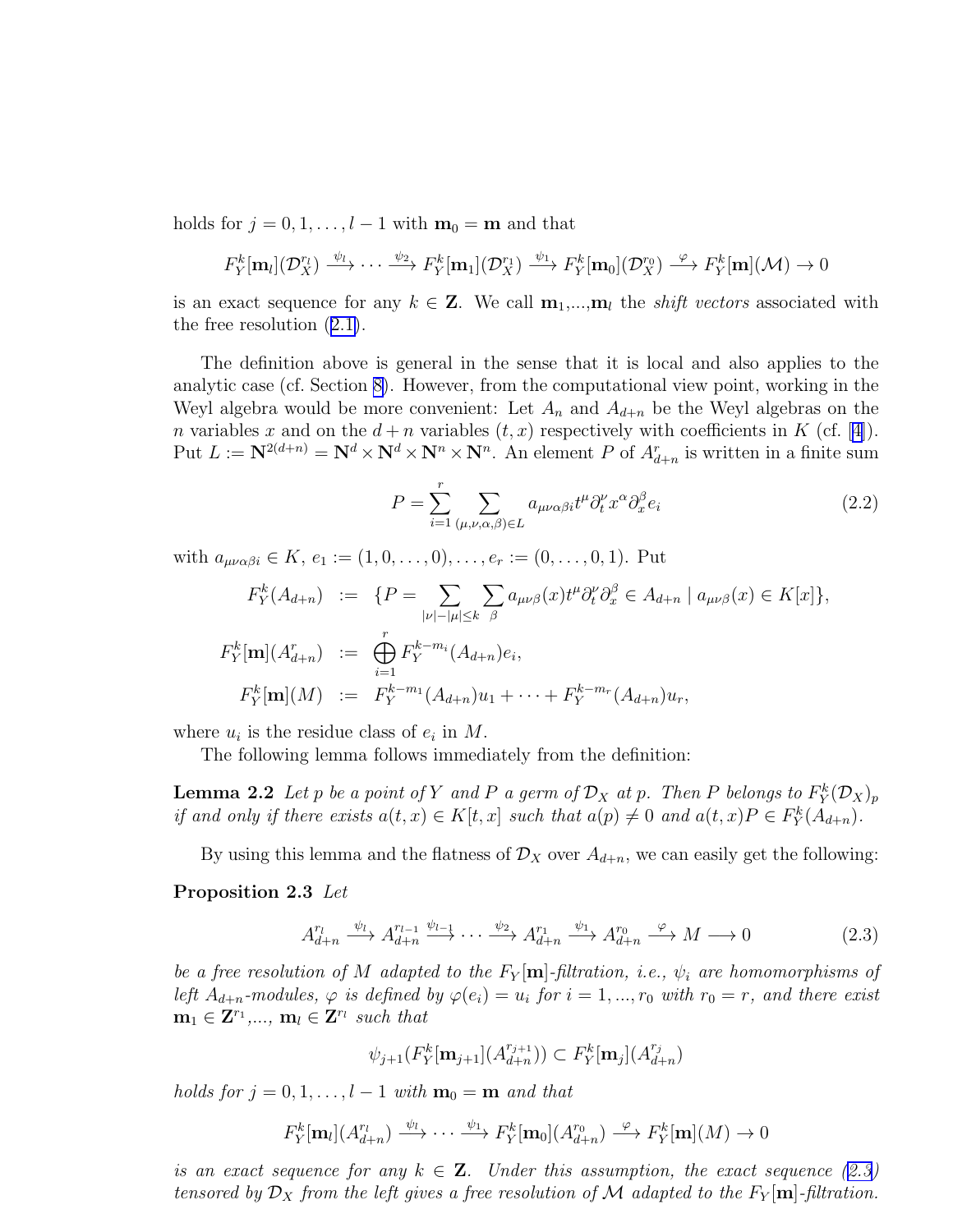holds for $j = 0, 1, \ldots, l-1$ with $\mathbf{m}_0 = \mathbf{m}$ and that

$$F_Y^k[\mathbf{m}_l](\mathcal{D}_X^{r_l}) \xrightarrow{\psi_l} \cdots \xrightarrow{\psi_2} F_Y^k[\mathbf{m}_1](\mathcal{D}_X^{r_1}) \xrightarrow{\psi_1} F_Y^k[\mathbf{m}_0](\mathcal{D}_X^{r_0}) \xrightarrow{\varphi} F_Y^k[\mathbf{m}](\mathcal{M}) \to 0$$

is an exact sequence for any $k \in \mathbf{Z}$. We call $\mathbf{m}_1, \ldots, \mathbf{m}_l$ the *shift vectors* associated with the free resolution (2.1).

The definition above is general in the sense that it is local and also applies to the analytic case (cf. Section 8). However, from the computational view point, working in the Weyl algebra would be more convenient: Let $A_n$ and $A_{d+n}$ be the Weyl algebras on the $n$ variables $x$ and on the $d+n$ variables $(t, x)$ respectively with coefficients in $K$ (cf. [4]). Put $L := \mathbf{N}^{2(d+n)} = \mathbf{N}^d \times \mathbf{N}^d \times \mathbf{N}^n \times \mathbf{N}^n$. An element $P$ of $A_{d+n}^r$ is written in a finite sum

$$P = \sum_{i=1}^{r} \sum_{(\mu,\nu,\alpha,\beta)\in L} a_{\mu\nu\alpha\beta i} t^\mu \partial_t^\nu x^\alpha \partial_x^\beta e_i \tag{2.2}$$

with $a_{\mu\nu\alpha\beta i} \in K$, $e_1 := (1, 0, \ldots, 0), \ldots, e_r := (0, \ldots, 0, 1)$. Put

$$\begin{aligned}
F_Y^k(A_{d+n}) &:= \{P = \sum_{|\nu|-|\mu|\le k} \sum_{\beta} a_{\mu\nu\beta}(x) t^\mu \partial_t^\nu \partial_x^\beta \in A_{d+n} \mid a_{\mu\nu\beta}(x) \in K[x]\}, \\
F_Y^k[\mathbf{m}](A_{d+n}^r) &:= \bigoplus_{i=1}^{r} F_Y^{k-m_i}(A_{d+n}) e_i, \\
F_Y^k[\mathbf{m}](M) &:= F_Y^{k-m_1}(A_{d+n}) u_1 + \cdots + F_Y^{k-m_r}(A_{d+n}) u_r,
\end{aligned}$$

where $u_i$ is the residue class of $e_i$ in $M$.

The following lemma follows immediately from the definition:

**Lemma 2.2** *Let $p$ be a point of $Y$ and $P$ a germ of $\mathcal{D}_X$ at $p$. Then $P$ belongs to $F_Y^k(\mathcal{D}_X)_p$ if and only if there exists $a(t,x) \in K[t,x]$ such that $a(p) \neq 0$ and $a(t,x)P \in F_Y^k(A_{d+n})$.*

By using this lemma and the flatness of $\mathcal{D}_X$ over $A_{d+n}$, we can easily get the following:

**Proposition 2.3** *Let*

$$A_{d+n}^{r_l} \xrightarrow{\psi_l} A_{d+n}^{r_{l-1}} \xrightarrow{\psi_{l-1}} \cdots \xrightarrow{\psi_2} A_{d+n}^{r_1} \xrightarrow{\psi_1} A_{d+n}^{r_0} \xrightarrow{\varphi} M \longrightarrow 0 \tag{2.3}$$

*be a free resolution of $M$ adapted to the $F_Y[\mathbf{m}]$-filtration, i.e., $\psi_i$ are homomorphisms of left $A_{d+n}$-modules, $\varphi$ is defined by $\varphi(e_i) = u_i$ for $i = 1, \ldots, r_0$ with $r_0 = r$, and there exist $\mathbf{m}_1 \in \mathbf{Z}^{r_1}, \ldots, \mathbf{m}_l \in \mathbf{Z}^{r_l}$ such that*

$$\psi_{j+1}(F_Y^k[\mathbf{m}_{j+1}](A_{d+n}^{r_{j+1}})) \subset F_Y^k[\mathbf{m}_j](A_{d+n}^{r_j})$$

*holds for $j = 0, 1, \ldots, l-1$ with $\mathbf{m}_0 = \mathbf{m}$ and that*

$$F_Y^k[\mathbf{m}_l](A_{d+n}^{r_l}) \xrightarrow{\psi_l} \cdots \xrightarrow{\psi_1} F_Y^k[\mathbf{m}_0](A_{d+n}^{r_0}) \xrightarrow{\varphi} F_Y^k[\mathbf{m}](M) \to 0$$

*is an exact sequence for any $k \in \mathbf{Z}$. Under this assumption, the exact sequence (2.3) tensored by $\mathcal{D}_X$ from the left gives a free resolution of $\mathcal{M}$ adapted to the $F_Y[\mathbf{m}]$-filtration.*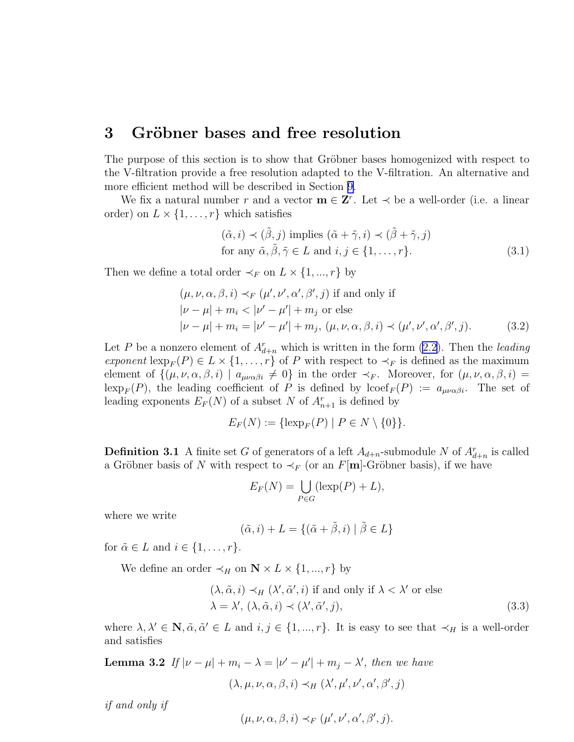## 3 Gröbner bases and free resolution

The purpose of this section is to show that Gröbner bases homogenized with respect to the V-filtration provide a free resolution adapted to the V-filtration. An alternative and more efficient method will be described in Section 9.

We fix a natural number $r$ and a vector $\mathbf{m} \in \mathbf{Z}^r$. Let $\prec$ be a well-order (i.e. a linear order) on $L \times \{1, \ldots, r\}$ which satisfies

$$(\tilde{\alpha}, i) \prec (\tilde{\beta}, j) \text{ implies } (\tilde{\alpha} + \tilde{\gamma}, i) \prec (\tilde{\beta} + \tilde{\gamma}, j)$$
$$\text{for any } \tilde{\alpha}, \tilde{\beta}, \tilde{\gamma} \in L \text{ and } i, j \in \{1, \ldots, r\}. \tag{3.1}$$

Then we define a total order $\prec_F$ on $L \times \{1, ..., r\}$ by

$$(\mu, \nu, \alpha, \beta, i) \prec_F (\mu', \nu', \alpha', \beta', j) \text{ if and only if}$$
$$|\nu - \mu| + m_i < |\nu' - \mu'| + m_j \text{ or else}$$
$$|\nu - \mu| + m_i = |\nu' - \mu'| + m_j,\ (\mu, \nu, \alpha, \beta, i) \prec (\mu', \nu', \alpha', \beta', j). \tag{3.2}$$

Let $P$ be a nonzero element of $A^r_{d+n}$ which is written in the form (2.2). Then the *leading exponent* $\mathrm{lexp}_F(P) \in L \times \{1, \ldots, r\}$ of $P$ with respect to $\prec_F$ is defined as the maximum element of $\{(\mu, \nu, \alpha, \beta, i) \mid a_{\mu\nu\alpha\beta i} \neq 0\}$ in the order $\prec_F$. Moreover, for $(\mu, \nu, \alpha, \beta, i) = \mathrm{lexp}_F(P)$, the leading coefficient of $P$ is defined by $\mathrm{lcoef}_F(P) := a_{\mu\nu\alpha\beta i}$. The set of leading exponents $E_F(N)$ of a subset $N$ of $A^r_{n+1}$ is defined by

$$E_F(N) := \{\mathrm{lexp}_F(P) \mid P \in N \setminus \{0\}\}.$$

**Definition 3.1** A finite set $G$ of generators of a left $A_{d+n}$-submodule $N$ of $A^r_{d+n}$ is called a Gröbner basis of $N$ with respect to $\prec_F$ (or an $F[\mathbf{m}]$-Gröbner basis), if we have

$$E_F(N) = \bigcup_{P \in G} (\mathrm{lexp}(P) + L),$$

where we write

$$(\tilde{\alpha}, i) + L = \{(\tilde{\alpha} + \tilde{\beta}, i) \mid \tilde{\beta} \in L\}$$

for $\tilde{\alpha} \in L$ and $i \in \{1, \ldots, r\}$.

We define an order $\prec_H$ on $\mathbf{N} \times L \times \{1, ..., r\}$ by

$$(\lambda, \tilde{\alpha}, i) \prec_H (\lambda', \tilde{\alpha}', i) \text{ if and only if } \lambda < \lambda' \text{ or else}$$
$$\lambda = \lambda',\ (\lambda, \tilde{\alpha}, i) \prec (\lambda', \tilde{\alpha}', j), \tag{3.3}$$

where $\lambda, \lambda' \in \mathbf{N}, \tilde{\alpha}, \tilde{\alpha}' \in L$ and $i, j \in \{1, ..., r\}$. It is easy to see that $\prec_H$ is a well-order and satisfies

**Lemma 3.2** *If* $|\nu - \mu| + m_i - \lambda = |\nu' - \mu'| + m_j - \lambda'$*, then we have*

$$(\lambda, \mu, \nu, \alpha, \beta, i) \prec_H (\lambda', \mu', \nu', \alpha', \beta', j)$$

*if and only if*

$$(\mu, \nu, \alpha, \beta, i) \prec_F (\mu', \nu', \alpha', \beta', j).$$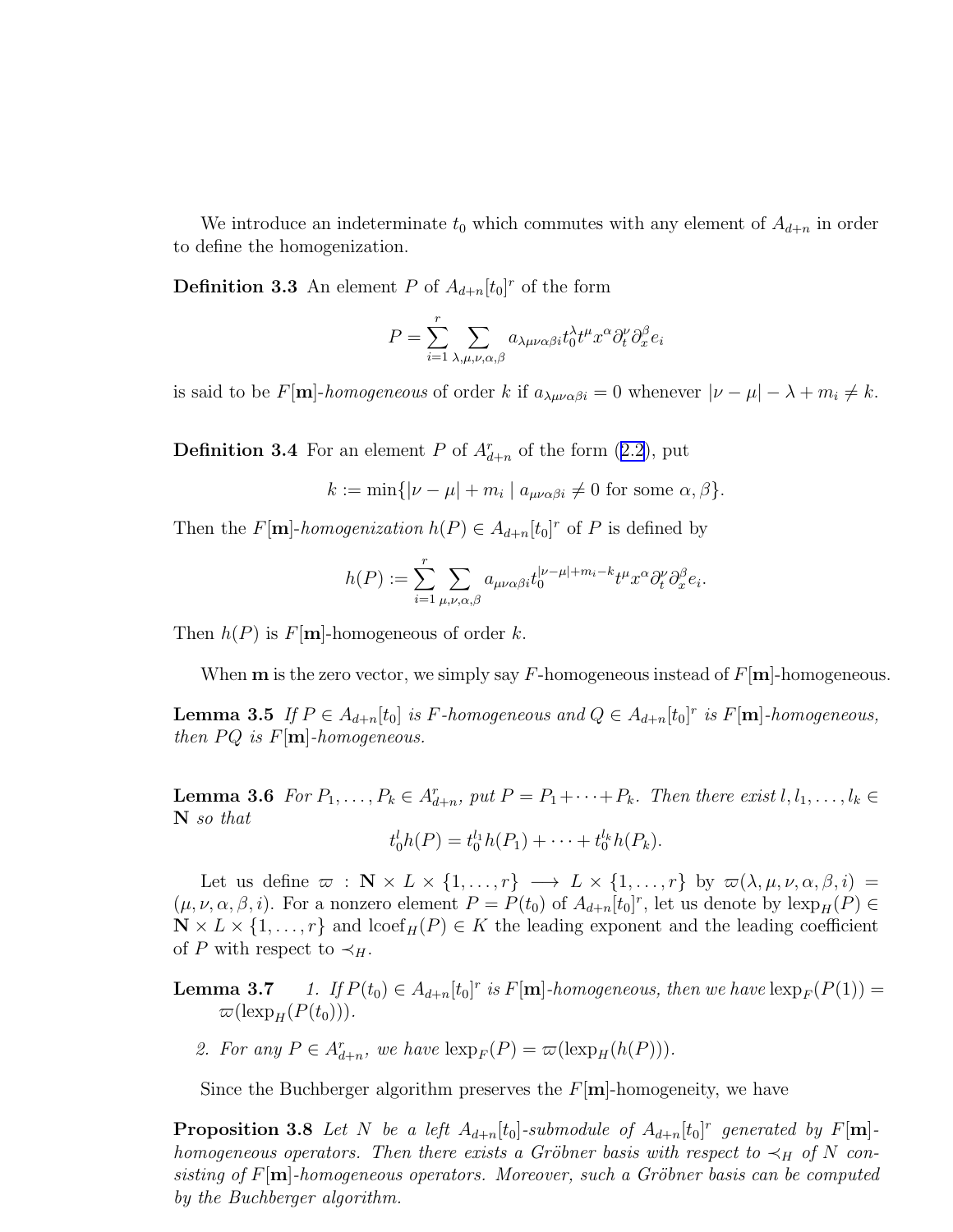We introduce an indeterminate $t_0$ which commutes with any element of $A_{d+n}$ in order to define the homogenization.

**Definition 3.3** An element $P$ of $A_{d+n}[t_0]^r$ of the form

$$P = \sum_{i=1}^{r} \sum_{\lambda,\mu,\nu,\alpha,\beta} a_{\lambda\mu\nu\alpha\beta i} t_0^{\lambda} t^{\mu} x^{\alpha} \partial_t^{\nu} \partial_x^{\beta} e_i$$

is said to be $F[\mathbf{m}]$-*homogeneous* of order $k$ if $a_{\lambda\mu\nu\alpha\beta i} = 0$ whenever $|\nu - \mu| - \lambda + m_i \neq k$.

**Definition 3.4** For an element $P$ of $A_{d+n}^r$ of the form (2.2), put

$$k := \min\{|\nu - \mu| + m_i \mid a_{\mu\nu\alpha\beta i} \neq 0 \text{ for some } \alpha, \beta\}.$$

Then the $F[\mathbf{m}]$-*homogenization* $h(P) \in A_{d+n}[t_0]^r$ of $P$ is defined by

$$h(P) := \sum_{i=1}^{r} \sum_{\mu,\nu,\alpha,\beta} a_{\mu\nu\alpha\beta i} t_0^{|\nu-\mu|+m_i-k} t^{\mu} x^{\alpha} \partial_t^{\nu} \partial_x^{\beta} e_i.$$

Then $h(P)$ is $F[\mathbf{m}]$-homogeneous of order $k$.

When $\mathbf{m}$ is the zero vector, we simply say $F$-homogeneous instead of $F[\mathbf{m}]$-homogeneous.

**Lemma 3.5** *If $P \in A_{d+n}[t_0]$ is $F$-homogeneous and $Q \in A_{d+n}[t_0]^r$ is $F[\mathbf{m}]$-homogeneous, then $PQ$ is $F[\mathbf{m}]$-homogeneous.*

**Lemma 3.6** *For $P_1, \dots, P_k \in A_{d+n}^r$, put $P = P_1 + \cdots + P_k$. Then there exist $l, l_1, \dots, l_k \in \mathbf{N}$ so that*

$$t_0^{l} h(P) = t_0^{l_1} h(P_1) + \cdots + t_0^{l_k} h(P_k).$$

Let us define $\varpi : \mathbf{N} \times L \times \{1, \dots, r\} \longrightarrow L \times \{1, \dots, r\}$ by $\varpi(\lambda, \mu, \nu, \alpha, \beta, i) = (\mu, \nu, \alpha, \beta, i)$. For a nonzero element $P = P(t_0)$ of $A_{d+n}[t_0]^r$, let us denote by $\operatorname{lexp}_H(P) \in \mathbf{N} \times L \times \{1, \dots, r\}$ and $\operatorname{lcoef}_H(P) \in K$ the leading exponent and the leading coefficient of $P$ with respect to $\prec_H$.

**Lemma 3.7**

1. *If $P(t_0) \in A_{d+n}[t_0]^r$ is $F[\mathbf{m}]$-homogeneous, then we have $\operatorname{lexp}_F(P(1)) = \varpi(\operatorname{lexp}_H(P(t_0)))$.*

2. *For any $P \in A_{d+n}^r$, we have $\operatorname{lexp}_F(P) = \varpi(\operatorname{lexp}_H(h(P)))$.*

Since the Buchberger algorithm preserves the $F[\mathbf{m}]$-homogeneity, we have

**Proposition 3.8** *Let $N$ be a left $A_{d+n}[t_0]$-submodule of $A_{d+n}[t_0]^r$ generated by $F[\mathbf{m}]$-homogeneous operators. Then there exists a Gröbner basis with respect to $\prec_H$ of $N$ consisting of $F[\mathbf{m}]$-homogeneous operators. Moreover, such a Gröbner basis can be computed by the Buchberger algorithm.*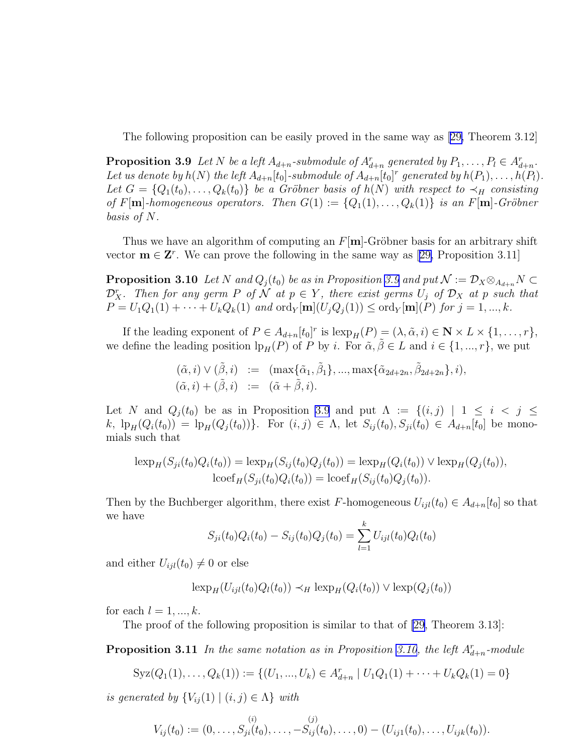The following proposition can be easily proved in the same way as [29, Theorem 3.12]

**Proposition 3.9** *Let $N$ be a left $A_{d+n}$-submodule of $A_{d+n}^r$ generated by $P_1, \dots, P_l \in A_{d+n}^r$. Let us denote by $h(N)$ the left $A_{d+n}[t_0]$-submodule of $A_{d+n}[t_0]^r$ generated by $h(P_1), \dots, h(P_l)$. Let $G = \{Q_1(t_0), \dots, Q_k(t_0)\}$ be a Gröbner basis of $h(N)$ with respect to $\prec_H$ consisting of $F[\mathbf{m}]$-homogeneous operators. Then $G(1) := \{Q_1(1), \dots, Q_k(1)\}$ is an $F[\mathbf{m}]$-Gröbner basis of $N$.*

Thus we have an algorithm of computing an $F[\mathbf{m}]$-Gröbner basis for an arbitrary shift vector $\mathbf{m} \in \mathbf{Z}^r$. We can prove the following in the same way as [29, Proposition 3.11]

**Proposition 3.10** *Let $N$ and $Q_j(t_0)$ be as in Proposition 3.9 and put $\mathcal{N} := \mathcal{D}_X \otimes_{A_{d+n}} N \subset \mathcal{D}_X^r$. Then for any germ $P$ of $\mathcal{N}$ at $p \in Y$, there exist germs $U_j$ of $\mathcal{D}_X$ at $p$ such that $P = U_1 Q_1(1) + \cdots + U_k Q_k(1)$ and $\mathrm{ord}_Y[\mathbf{m}](U_j Q_j(1)) \le \mathrm{ord}_Y[\mathbf{m}](P)$ for $j = 1, ..., k$.*

If the leading exponent of $P \in A_{d+n}[t_0]^r$ is $\mathrm{lexp}_H(P) = (\lambda, \tilde{\alpha}, i) \in \mathbf{N} \times L \times \{1, \dots, r\}$, we define the leading position $\mathrm{lp}_H(P)$ of $P$ by $i$. For $\tilde{\alpha}, \tilde{\beta} \in L$ and $i \in \{1, ..., r\}$, we put

$$
\begin{aligned}
(\tilde{\alpha}, i) \vee (\tilde{\beta}, i) &:= (\max\{\tilde{\alpha}_1, \tilde{\beta}_1\}, ..., \max\{\tilde{\alpha}_{2d+2n}, \tilde{\beta}_{2d+2n}\}, i), \\
(\tilde{\alpha}, i) + (\tilde{\beta}, i) &:= (\tilde{\alpha} + \tilde{\beta}, i).
\end{aligned}
$$

Let $N$ and $Q_j(t_0)$ be as in Proposition 3.9 and put $\Lambda := \{(i,j) \mid 1 \le i < j \le k,\ \mathrm{lp}_H(Q_i(t_0)) = \mathrm{lp}_H(Q_j(t_0))\}$. For $(i,j) \in \Lambda$, let $S_{ij}(t_0), S_{ji}(t_0) \in A_{d+n}[t_0]$ be monomials such that

$$
\mathrm{lexp}_H(S_{ji}(t_0)Q_i(t_0)) = \mathrm{lexp}_H(S_{ij}(t_0)Q_j(t_0)) = \mathrm{lexp}_H(Q_i(t_0)) \vee \mathrm{lexp}_H(Q_j(t_0)),
$$
$$
\mathrm{lcoef}_H(S_{ji}(t_0)Q_i(t_0)) = \mathrm{lcoef}_H(S_{ij}(t_0)Q_j(t_0)).
$$

Then by the Buchberger algorithm, there exist $F$-homogeneous $U_{ijl}(t_0) \in A_{d+n}[t_0]$ so that we have

$$
S_{ji}(t_0)Q_i(t_0) - S_{ij}(t_0)Q_j(t_0) = \sum_{l=1}^{k} U_{ijl}(t_0)Q_l(t_0)
$$

and either $U_{ijl}(t_0) \neq 0$ or else

$$
\mathrm{lexp}_H(U_{ijl}(t_0)Q_l(t_0)) \prec_H \mathrm{lexp}_H(Q_i(t_0)) \vee \mathrm{lexp}(Q_j(t_0))
$$

for each $l = 1, ..., k$.

The proof of the following proposition is similar to that of [29, Theorem 3.13]:

**Proposition 3.11** *In the same notation as in Proposition 3.10, the left $A_{d+n}^r$-module*

$$
\mathrm{Syz}(Q_1(1), \dots, Q_k(1)) := \{(U_1, ..., U_k) \in A_{d+n}^r \mid U_1 Q_1(1) + \cdots + U_k Q_k(1) = 0\}
$$

*is generated by $\{V_{ij}(1) \mid (i,j) \in \Lambda\}$ with*

$$
V_{ij}(t_0) := (0, \dots, \overset{(i)}{S_{ji}(t_0)}, \dots, -\overset{(j)}{S_{ij}(t_0)}, \dots, 0) - (U_{ij1}(t_0), \dots, U_{ijk}(t_0)).
$$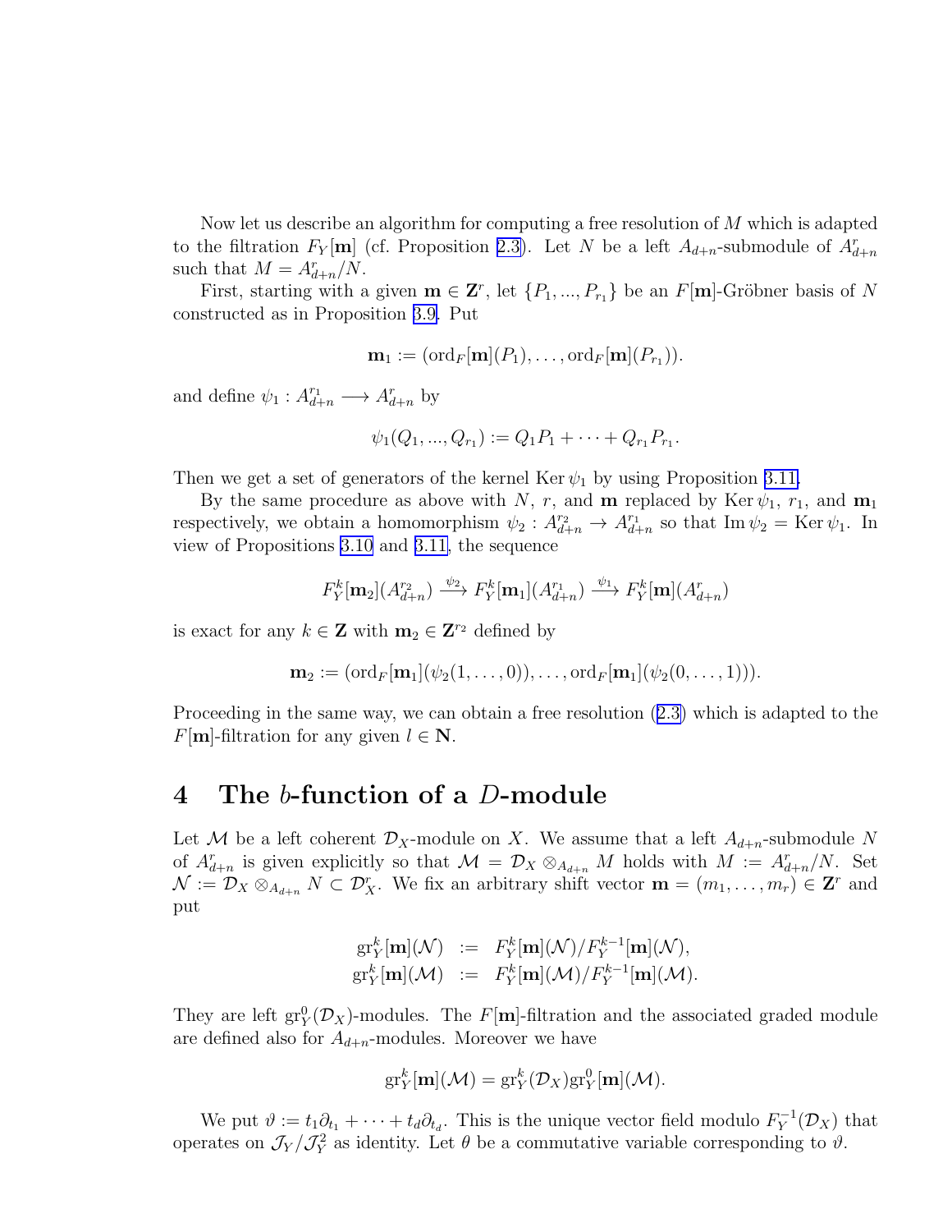Now let us describe an algorithm for computing a free resolution of $M$ which is adapted to the filtration $F_Y[\mathbf{m}]$ (cf. Proposition 2.3). Let $N$ be a left $A_{d+n}$-submodule of $A^r_{d+n}$ such that $M = A^r_{d+n}/N$.

First, starting with a given $\mathbf{m} \in \mathbf{Z}^r$, let $\{P_1, ..., P_{r_1}\}$ be an $F[\mathbf{m}]$-Gröbner basis of $N$ constructed as in Proposition 3.9. Put

$$\mathbf{m}_1 := (\mathrm{ord}_F[\mathbf{m}](P_1), \ldots, \mathrm{ord}_F[\mathbf{m}](P_{r_1})).$$

and define $\psi_1 : A^{r_1}_{d+n} \longrightarrow A^r_{d+n}$ by

$$\psi_1(Q_1, ..., Q_{r_1}) := Q_1 P_1 + \cdots + Q_{r_1} P_{r_1}.$$

Then we get a set of generators of the kernel $\mathrm{Ker}\, \psi_1$ by using Proposition 3.11.

By the same procedure as above with $N$, $r$, and $\mathbf{m}$ replaced by $\mathrm{Ker}\, \psi_1$, $r_1$, and $\mathbf{m}_1$ respectively, we obtain a homomorphism $\psi_2 : A^{r_2}_{d+n} \to A^{r_1}_{d+n}$ so that $\mathrm{Im}\, \psi_2 = \mathrm{Ker}\, \psi_1$. In view of Propositions 3.10 and 3.11, the sequence

$$F^k_Y[\mathbf{m}_2](A^{r_2}_{d+n}) \xrightarrow{\psi_2} F^k_Y[\mathbf{m}_1](A^{r_1}_{d+n}) \xrightarrow{\psi_1} F^k_Y[\mathbf{m}](A^r_{d+n})$$

is exact for any $k \in \mathbf{Z}$ with $\mathbf{m}_2 \in \mathbf{Z}^{r_2}$ defined by

$$\mathbf{m}_2 := (\mathrm{ord}_F[\mathbf{m}_1](\psi_2(1, \ldots, 0)), \ldots, \mathrm{ord}_F[\mathbf{m}_1](\psi_2(0, \ldots, 1))).$$

Proceeding in the same way, we can obtain a free resolution (2.3) which is adapted to the $F[\mathbf{m}]$-filtration for any given $l \in \mathbf{N}$.

# 4 The $b$-function of a $D$-module

Let $\mathcal{M}$ be a left coherent $\mathcal{D}_X$-module on $X$. We assume that a left $A_{d+n}$-submodule $N$ of $A^r_{d+n}$ is given explicitly so that $\mathcal{M} = \mathcal{D}_X \otimes_{A_{d+n}} M$ holds with $M := A^r_{d+n}/N$. Set $\mathcal{N} := \mathcal{D}_X \otimes_{A_{d+n}} N \subset \mathcal{D}^r_X$. We fix an arbitrary shift vector $\mathbf{m} = (m_1, \ldots, m_r) \in \mathbf{Z}^r$ and put

$$\begin{aligned}
\mathrm{gr}^k_Y[\mathbf{m}](\mathcal{N}) &:= F^k_Y[\mathbf{m}](\mathcal{N})/F^{k-1}_Y[\mathbf{m}](\mathcal{N}), \\
\mathrm{gr}^k_Y[\mathbf{m}](\mathcal{M}) &:= F^k_Y[\mathbf{m}](\mathcal{M})/F^{k-1}_Y[\mathbf{m}](\mathcal{M}).
\end{aligned}$$

They are left $\mathrm{gr}^0_Y(\mathcal{D}_X)$-modules. The $F[\mathbf{m}]$-filtration and the associated graded module are defined also for $A_{d+n}$-modules. Moreover we have

$$\mathrm{gr}^k_Y[\mathbf{m}](\mathcal{M}) = \mathrm{gr}^k_Y(\mathcal{D}_X)\mathrm{gr}^0_Y[\mathbf{m}](\mathcal{M}).$$

We put $\vartheta := t_1\partial_{t_1} + \cdots + t_d\partial_{t_d}$. This is the unique vector field modulo $F^{-1}_Y(\mathcal{D}_X)$ that operates on $\mathcal{J}_Y/\mathcal{J}^2_Y$ as identity. Let $\theta$ be a commutative variable corresponding to $\vartheta$.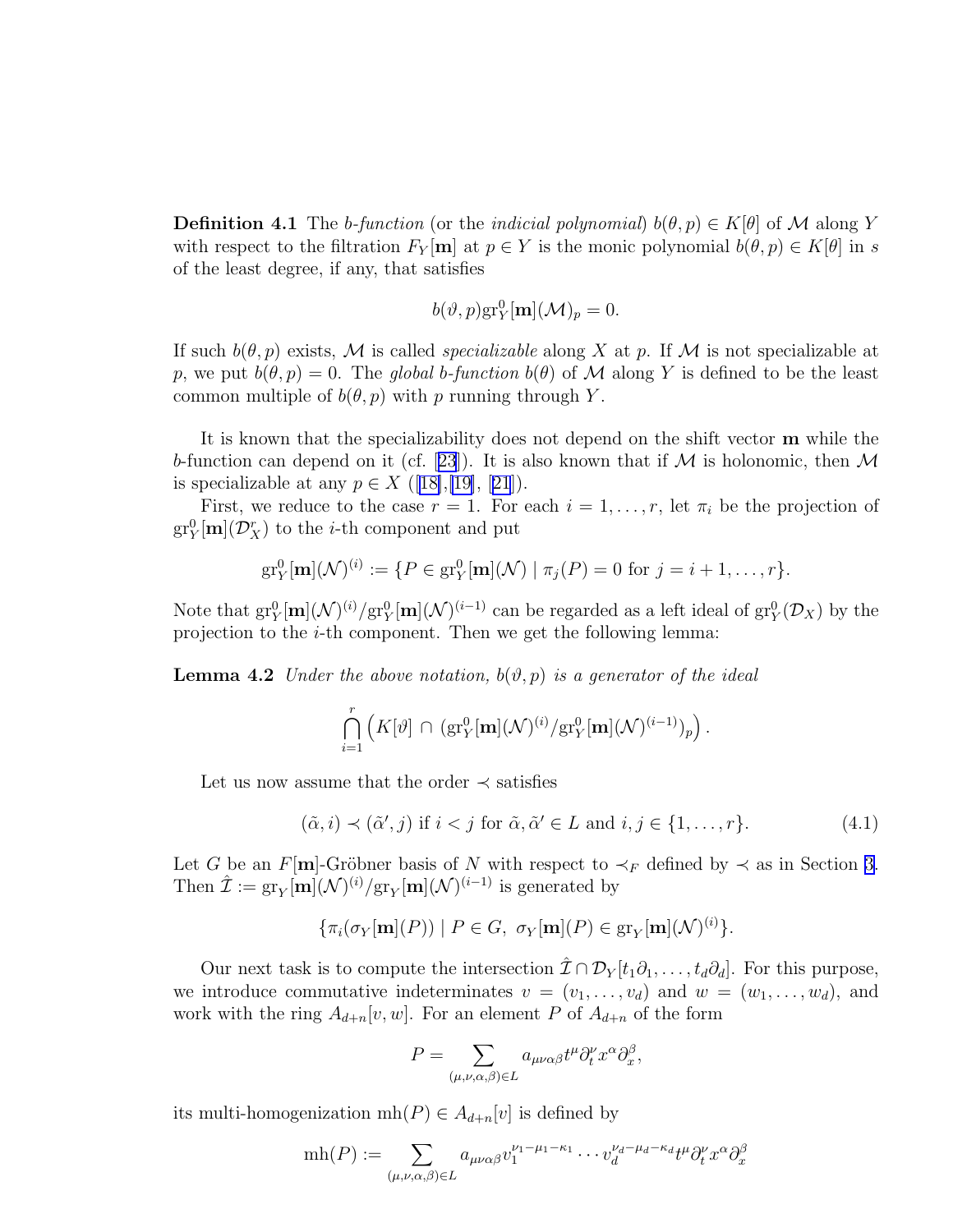**Definition 4.1** The *b-function* (or the *indicial polynomial*) $b(\theta, p) \in K[\theta]$ of $\mathcal{M}$ along $Y$ with respect to the filtration $F_Y[\mathbf{m}]$ at $p \in Y$ is the monic polynomial $b(\theta, p) \in K[\theta]$ in $s$ of the least degree, if any, that satisfies

$$b(\vartheta, p)\mathrm{gr}_Y^0[\mathbf{m}](\mathcal{M})_p = 0.$$

If such $b(\theta, p)$ exists, $\mathcal{M}$ is called *specializable* along $X$ at $p$. If $\mathcal{M}$ is not specializable at $p$, we put $b(\theta, p) = 0$. The *global b-function* $b(\theta)$ of $\mathcal{M}$ along $Y$ is defined to be the least common multiple of $b(\theta, p)$ with $p$ running through $Y$.

It is known that the specializability does not depend on the shift vector $\mathbf{m}$ while the $b$-function can depend on it (cf. [23]). It is also known that if $\mathcal{M}$ is holonomic, then $\mathcal{M}$ is specializable at any $p \in X$ ([18],[19], [21]).

First, we reduce to the case $r = 1$. For each $i = 1, \ldots, r$, let $\pi_i$ be the projection of $\mathrm{gr}_Y^0[\mathbf{m}](\mathcal{D}_X^r)$ to the $i$-th component and put

$$\mathrm{gr}_Y^0[\mathbf{m}](\mathcal{N})^{(i)} := \{P \in \mathrm{gr}_Y^0[\mathbf{m}](\mathcal{N}) \mid \pi_j(P) = 0 \text{ for } j = i+1, \ldots, r\}.$$

Note that $\mathrm{gr}_Y^0[\mathbf{m}](\mathcal{N})^{(i)}/\mathrm{gr}_Y^0[\mathbf{m}](\mathcal{N})^{(i-1)}$ can be regarded as a left ideal of $\mathrm{gr}_Y^0(\mathcal{D}_X)$ by the projection to the $i$-th component. Then we get the following lemma:

**Lemma 4.2** *Under the above notation, $b(\vartheta, p)$ is a generator of the ideal*

$$\bigcap_{i=1}^{r} \left( K[\vartheta] \cap (\mathrm{gr}_Y^0[\mathbf{m}](\mathcal{N})^{(i)}/\mathrm{gr}_Y^0[\mathbf{m}](\mathcal{N})^{(i-1)})_p \right).$$

Let us now assume that the order $\prec$ satisfies

$$(\tilde{\alpha}, i) \prec (\tilde{\alpha}', j) \text{ if } i < j \text{ for } \tilde{\alpha}, \tilde{\alpha}' \in L \text{ and } i, j \in \{1, \ldots, r\}. \tag{4.1}$$

Let $G$ be an $F[\mathbf{m}]$-Gröbner basis of $N$ with respect to $\prec_F$ defined by $\prec$ as in Section 3. Then $\hat{\mathcal{I}} := \mathrm{gr}_Y[\mathbf{m}](\mathcal{N})^{(i)}/\mathrm{gr}_Y[\mathbf{m}](\mathcal{N})^{(i-1)}$ is generated by

$$\{\pi_i(\sigma_Y[\mathbf{m}](P)) \mid P \in G,\ \sigma_Y[\mathbf{m}](P) \in \mathrm{gr}_Y[\mathbf{m}](\mathcal{N})^{(i)}\}.$$

Our next task is to compute the intersection $\hat{\mathcal{I}} \cap \mathcal{D}_Y[t_1\partial_1, \ldots, t_d\partial_d]$. For this purpose, we introduce commutative indeterminates $v = (v_1, \ldots, v_d)$ and $w = (w_1, \ldots, w_d)$, and work with the ring $A_{d+n}[v, w]$. For an element $P$ of $A_{d+n}$ of the form

$$P = \sum_{(\mu,\nu,\alpha,\beta)\in L} a_{\mu\nu\alpha\beta} t^\mu \partial_t^\nu x^\alpha \partial_x^\beta,$$

its multi-homogenization $\mathrm{mh}(P) \in A_{d+n}[v]$ is defined by

$$\mathrm{mh}(P) := \sum_{(\mu,\nu,\alpha,\beta)\in L} a_{\mu\nu\alpha\beta} v_1^{\nu_1-\mu_1-\kappa_1} \cdots v_d^{\nu_d-\mu_d-\kappa_d} t^\mu \partial_t^\nu x^\alpha \partial_x^\beta$$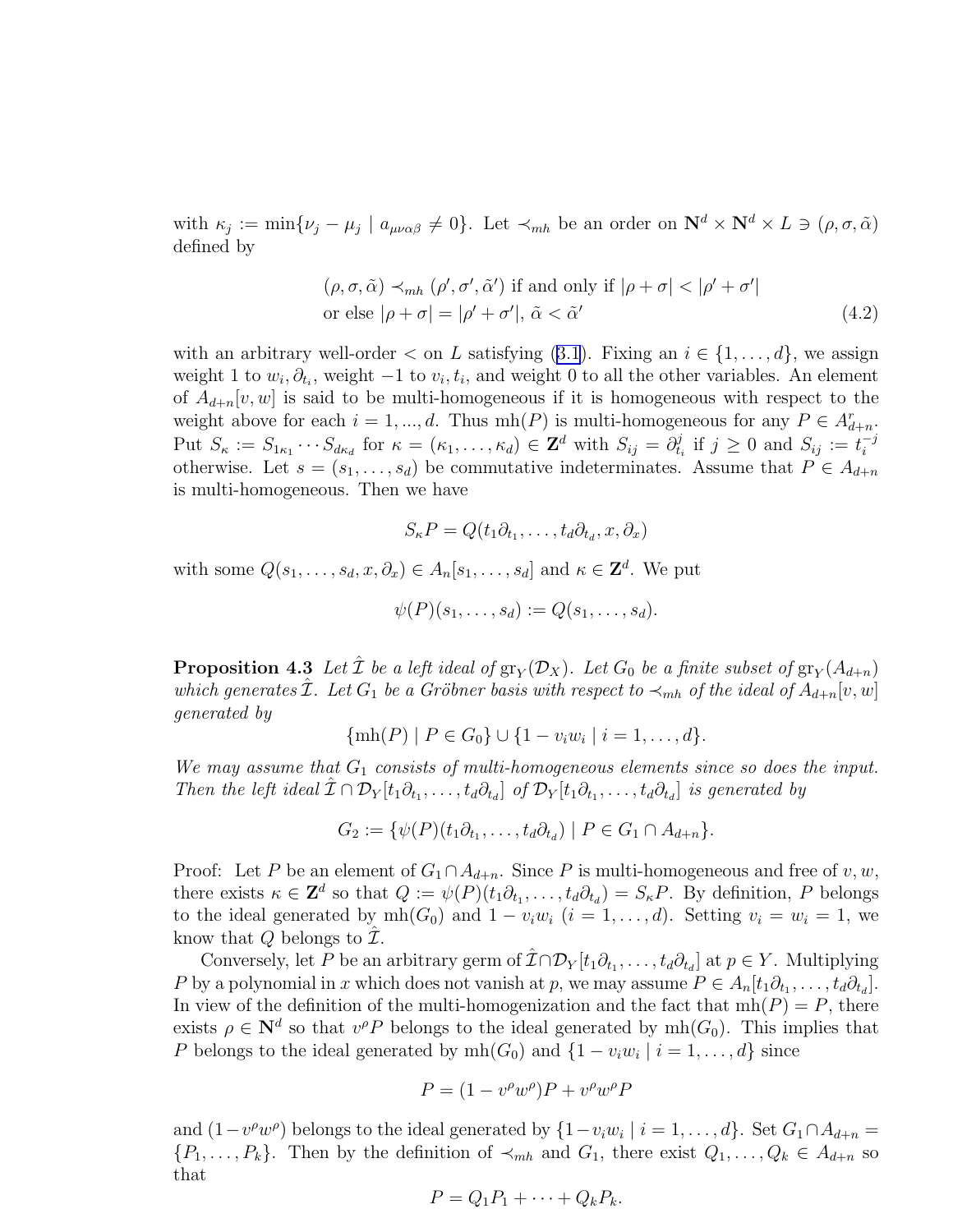with $\kappa_j := \min\{\nu_j - \mu_j \mid a_{\mu\nu\alpha\beta} \neq 0\}$. Let $\prec_{mh}$ be an order on $\mathbf{N}^d \times \mathbf{N}^d \times L \ni (\rho, \sigma, \tilde{\alpha})$ defined by

$$(\rho, \sigma, \tilde{\alpha}) \prec_{mh} (\rho', \sigma', \tilde{\alpha}') \text{ if and only if } |\rho + \sigma| < |\rho' + \sigma'| \\ \text{or else } |\rho + \sigma| = |\rho' + \sigma'|,\ \tilde{\alpha} < \tilde{\alpha}' \tag{4.2}$$

with an arbitrary well-order $<$ on $L$ satisfying (3.1). Fixing an $i \in \{1, \ldots, d\}$, we assign weight 1 to $w_i, \partial_{t_i}$, weight $-1$ to $v_i, t_i$, and weight 0 to all the other variables. An element of $A_{d+n}[v, w]$ is said to be multi-homogeneous if it is homogeneous with respect to the weight above for each $i = 1, ..., d$. Thus $\mathrm{mh}(P)$ is multi-homogeneous for any $P \in A^r_{d+n}$. Put $S_\kappa := S_{1\kappa_1} \cdots S_{d\kappa_d}$ for $\kappa = (\kappa_1, \ldots, \kappa_d) \in \mathbf{Z}^d$ with $S_{ij} = \partial^j_{t_i}$ if $j \geq 0$ and $S_{ij} := t_i^{-j}$ otherwise. Let $s = (s_1, \ldots, s_d)$ be commutative indeterminates. Assume that $P \in A_{d+n}$ is multi-homogeneous. Then we have

$$S_\kappa P = Q(t_1\partial_{t_1}, \ldots, t_d\partial_{t_d}, x, \partial_x)$$

with some $Q(s_1, \ldots, s_d, x, \partial_x) \in A_n[s_1, \ldots, s_d]$ and $\kappa \in \mathbf{Z}^d$. We put

$$\psi(P)(s_1, \ldots, s_d) := Q(s_1, \ldots, s_d).$$

**Proposition 4.3** *Let $\hat{\mathcal{I}}$ be a left ideal of $\mathrm{gr}_Y(\mathcal{D}_X)$. Let $G_0$ be a finite subset of $\mathrm{gr}_Y(A_{d+n})$ which generates $\hat{\mathcal{I}}$. Let $G_1$ be a Gröbner basis with respect to $\prec_{mh}$ of the ideal of $A_{d+n}[v, w]$ generated by*

$$\{\mathrm{mh}(P) \mid P \in G_0\} \cup \{1 - v_i w_i \mid i = 1, \ldots, d\}.$$

*We may assume that $G_1$ consists of multi-homogeneous elements since so does the input. Then the left ideal $\hat{\mathcal{I}} \cap \mathcal{D}_Y[t_1\partial_{t_1}, \ldots, t_d\partial_{t_d}]$ of $\mathcal{D}_Y[t_1\partial_{t_1}, \ldots, t_d\partial_{t_d}]$ is generated by*

$$G_2 := \{\psi(P)(t_1\partial_{t_1}, \ldots, t_d\partial_{t_d}) \mid P \in G_1 \cap A_{d+n}\}.$$

Proof: Let $P$ be an element of $G_1 \cap A_{d+n}$. Since $P$ is multi-homogeneous and free of $v, w$, there exists $\kappa \in \mathbf{Z}^d$ so that $Q := \psi(P)(t_1\partial_{t_1}, \ldots, t_d\partial_{t_d}) = S_\kappa P$. By definition, $P$ belongs to the ideal generated by $\mathrm{mh}(G_0)$ and $1 - v_i w_i$ $(i = 1, \ldots, d)$. Setting $v_i = w_i = 1$, we know that $Q$ belongs to $\hat{\mathcal{I}}$.

Conversely, let $P$ be an arbitrary germ of $\hat{\mathcal{I}} \cap \mathcal{D}_Y[t_1\partial_{t_1}, \ldots, t_d\partial_{t_d}]$ at $p \in Y$. Multiplying $P$ by a polynomial in $x$ which does not vanish at $p$, we may assume $P \in A_n[t_1\partial_{t_1}, \ldots, t_d\partial_{t_d}]$. In view of the definition of the multi-homogenization and the fact that $\mathrm{mh}(P) = P$, there exists $\rho \in \mathbf{N}^d$ so that $v^\rho P$ belongs to the ideal generated by $\mathrm{mh}(G_0)$. This implies that $P$ belongs to the ideal generated by $\mathrm{mh}(G_0)$ and $\{1 - v_i w_i \mid i = 1, \ldots, d\}$ since

$$P = (1 - v^\rho w^\rho)P + v^\rho w^\rho P$$

and $(1 - v^\rho w^\rho)$ belongs to the ideal generated by $\{1 - v_i w_i \mid i = 1, \ldots, d\}$. Set $G_1 \cap A_{d+n} = \{P_1, \ldots, P_k\}$. Then by the definition of $\prec_{mh}$ and $G_1$, there exist $Q_1, \ldots, Q_k \in A_{d+n}$ so that

$$P = Q_1 P_1 + \cdots + Q_k P_k.$$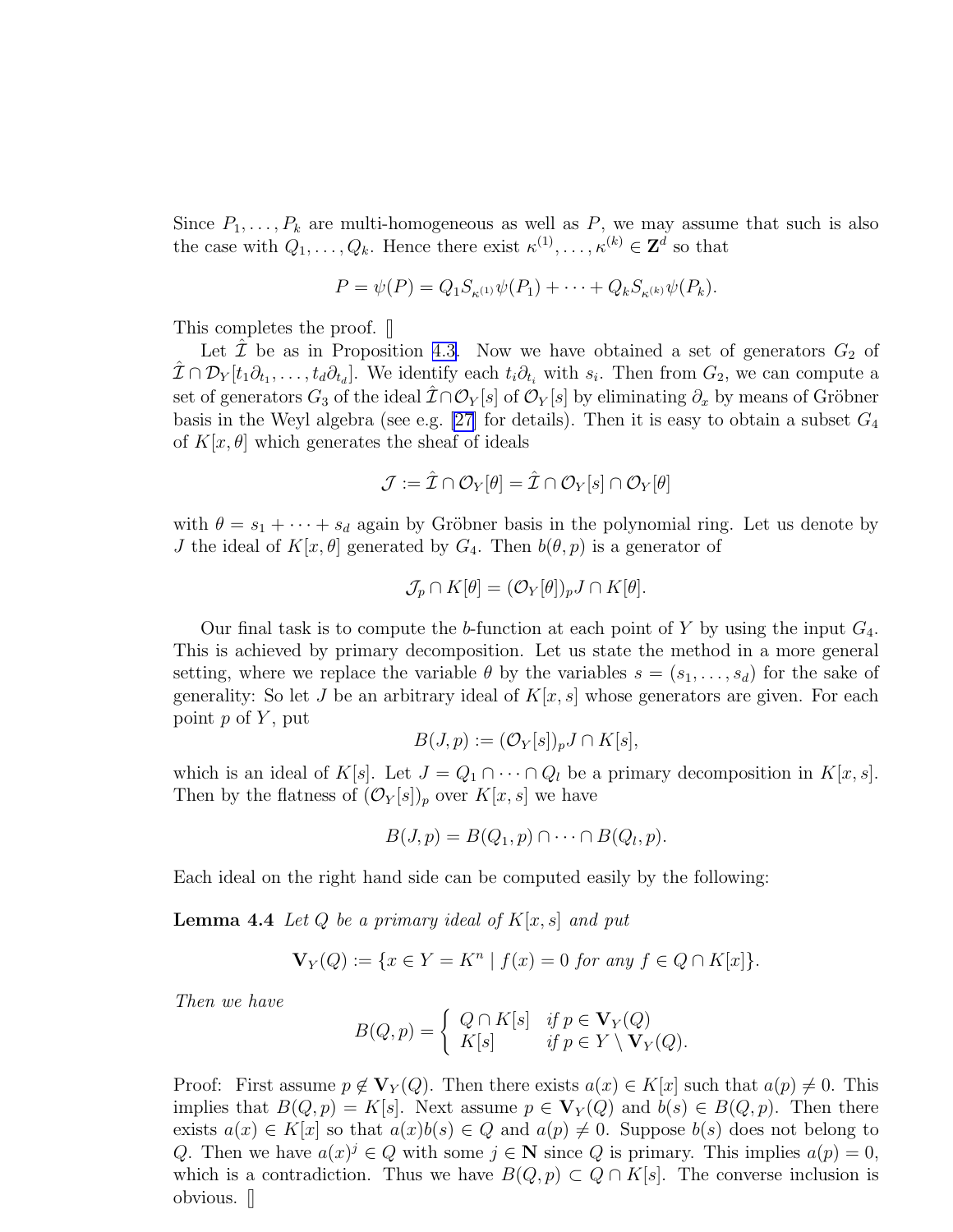Since $P_1, \dots, P_k$ are multi-homogeneous as well as $P$, we may assume that such is also the case with $Q_1, \dots, Q_k$. Hence there exist $\kappa^{(1)}, \dots, \kappa^{(k)} \in \mathbf{Z}^d$ so that

$$P = \psi(P) = Q_1 S_{\kappa^{(1)}} \psi(P_1) + \cdots + Q_k S_{\kappa^{(k)}} \psi(P_k).$$

This completes the proof. []

Let $\hat{\mathcal{I}}$ be as in Proposition 4.3. Now we have obtained a set of generators $G_2$ of $\hat{\mathcal{I}} \cap \mathcal{D}_Y[t_1\partial_{t_1}, \dots, t_d\partial_{t_d}]$. We identify each $t_i\partial_{t_i}$ with $s_i$. Then from $G_2$, we can compute a set of generators $G_3$ of the ideal $\hat{\mathcal{I}} \cap \mathcal{O}_Y[s]$ of $\mathcal{O}_Y[s]$ by eliminating $\partial_x$ by means of Gröbner basis in the Weyl algebra (see e.g. [27] for details). Then it is easy to obtain a subset $G_4$ of $K[x, \theta]$ which generates the sheaf of ideals

$$\mathcal{J} := \hat{\mathcal{I}} \cap \mathcal{O}_Y[\theta] = \hat{\mathcal{I}} \cap \mathcal{O}_Y[s] \cap \mathcal{O}_Y[\theta]$$

with $\theta = s_1 + \cdots + s_d$ again by Gröbner basis in the polynomial ring. Let us denote by $J$ the ideal of $K[x, \theta]$ generated by $G_4$. Then $b(\theta, p)$ is a generator of

$$\mathcal{J}_p \cap K[\theta] = (\mathcal{O}_Y[\theta])_p J \cap K[\theta].$$

Our final task is to compute the $b$-function at each point of $Y$ by using the input $G_4$. This is achieved by primary decomposition. Let us state the method in a more general setting, where we replace the variable $\theta$ by the variables $s = (s_1, \dots, s_d)$ for the sake of generality: So let $J$ be an arbitrary ideal of $K[x, s]$ whose generators are given. For each point $p$ of $Y$, put

$$B(J, p) := (\mathcal{O}_Y[s])_p J \cap K[s],$$

which is an ideal of $K[s]$. Let $J = Q_1 \cap \cdots \cap Q_l$ be a primary decomposition in $K[x, s]$. Then by the flatness of $(\mathcal{O}_Y[s])_p$ over $K[x, s]$ we have

$$B(J, p) = B(Q_1, p) \cap \cdots \cap B(Q_l, p).$$

Each ideal on the right hand side can be computed easily by the following:

**Lemma 4.4** *Let $Q$ be a primary ideal of $K[x, s]$ and put*

$$\mathbf{V}_Y(Q) := \{x \in Y = K^n \mid f(x) = 0 \text{ for any } f \in Q \cap K[x]\}.$$

*Then we have*

$$B(Q, p) = \begin{cases} Q \cap K[s] & \text{if } p \in \mathbf{V}_Y(Q) \\ K[s] & \text{if } p \in Y \setminus \mathbf{V}_Y(Q). \end{cases}$$

Proof: First assume $p \notin \mathbf{V}_Y(Q)$. Then there exists $a(x) \in K[x]$ such that $a(p) \neq 0$. This implies that $B(Q, p) = K[s]$. Next assume $p \in \mathbf{V}_Y(Q)$ and $b(s) \in B(Q, p)$. Then there exists $a(x) \in K[x]$ so that $a(x)b(s) \in Q$ and $a(p) \neq 0$. Suppose $b(s)$ does not belong to $Q$. Then we have $a(x)^j \in Q$ with some $j \in \mathbf{N}$ since $Q$ is primary. This implies $a(p) = 0$, which is a contradiction. Thus we have $B(Q, p) \subset Q \cap K[s]$. The converse inclusion is obvious. []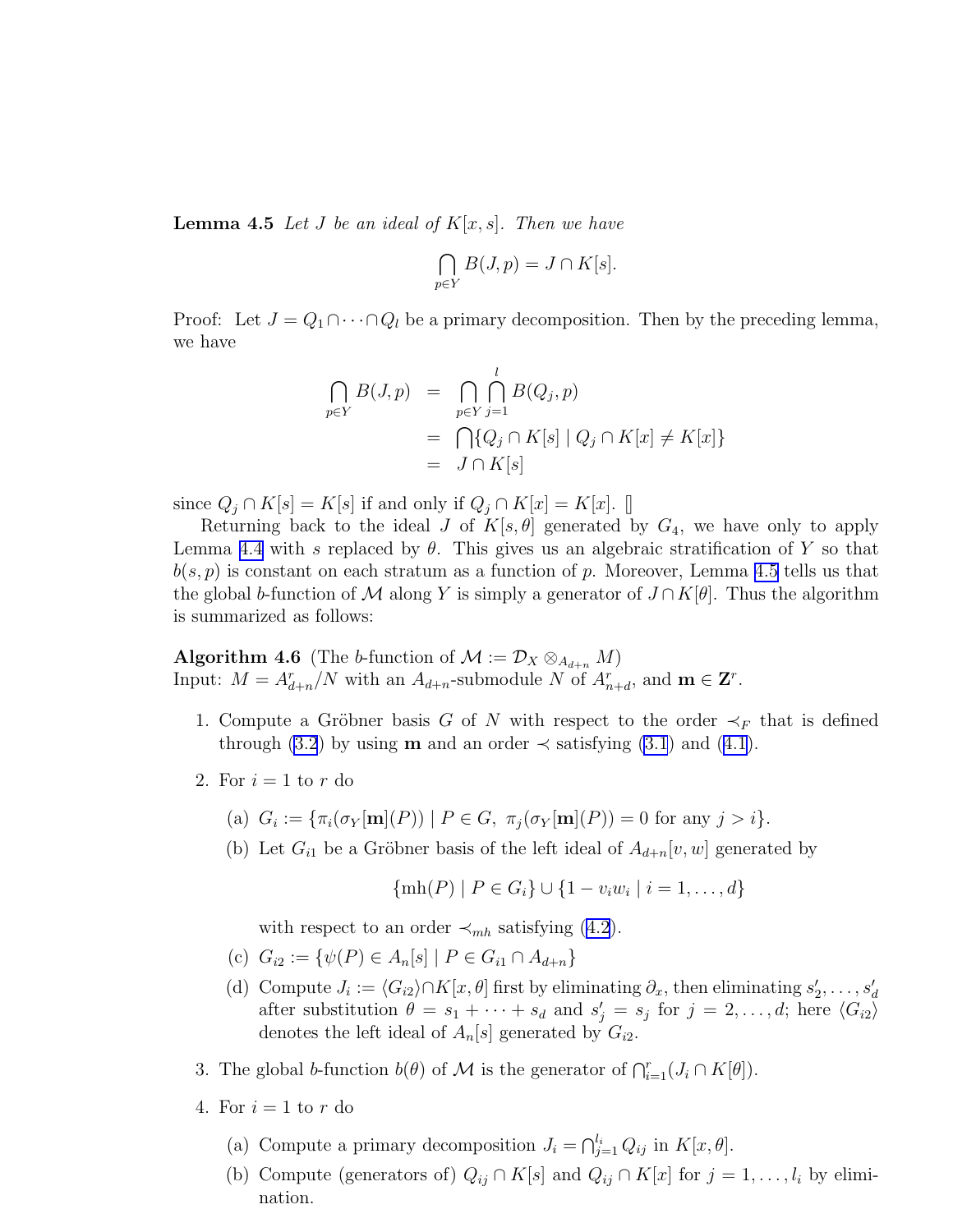**Lemma 4.5** *Let $J$ be an ideal of $K[x,s]$. Then we have*

$$\bigcap_{p \in Y} B(J,p) = J \cap K[s].$$

Proof: Let $J = Q_1 \cap \cdots \cap Q_l$ be a primary decomposition. Then by the preceding lemma, we have

$$\begin{aligned}
\bigcap_{p \in Y} B(J,p) &= \bigcap_{p \in Y} \bigcap_{j=1}^{l} B(Q_j, p) \\
&= \bigcap \{ Q_j \cap K[s] \mid Q_j \cap K[x] \neq K[x] \} \\
&= J \cap K[s]
\end{aligned}$$

since $Q_j \cap K[s] = K[s]$ if and only if $Q_j \cap K[x] = K[x]$. □

Returning back to the ideal $J$ of $K[s,\theta]$ generated by $G_4$, we have only to apply Lemma 4.4 with $s$ replaced by $\theta$. This gives us an algebraic stratification of $Y$ so that $b(s,p)$ is constant on each stratum as a function of $p$. Moreover, Lemma 4.5 tells us that the global $b$-function of $\mathcal{M}$ along $Y$ is simply a generator of $J \cap K[\theta]$. Thus the algorithm is summarized as follows:

**Algorithm 4.6** (The $b$-function of $\mathcal{M} := \mathcal{D}_X \otimes_{A_{d+n}} M$)
Input: $M = A_{d+n}^r / N$ with an $A_{d+n}$-submodule $N$ of $A_{n+d}^r$, and $\mathbf{m} \in \mathbf{Z}^r$.

1. Compute a Gröbner basis $G$ of $N$ with respect to the order $\prec_F$ that is defined through (3.2) by using $\mathbf{m}$ and an order $\prec$ satisfying (3.1) and (4.1).

2. For $i = 1$ to $r$ do

   (a) $G_i := \{ \pi_i(\sigma_Y[\mathbf{m}](P)) \mid P \in G,\ \pi_j(\sigma_Y[\mathbf{m}](P)) = 0 \text{ for any } j > i \}$.

   (b) Let $G_{i1}$ be a Gröbner basis of the left ideal of $A_{d+n}[v,w]$ generated by

   $$\{ \mathrm{mh}(P) \mid P \in G_i \} \cup \{ 1 - v_i w_i \mid i = 1, \ldots, d \}$$

   with respect to an order $\prec_{mh}$ satisfying (4.2).

   (c) $G_{i2} := \{ \psi(P) \in A_n[s] \mid P \in G_{i1} \cap A_{d+n} \}$

   (d) Compute $J_i := \langle G_{i2} \rangle \cap K[x,\theta]$ first by eliminating $\partial_x$, then eliminating $s'_2, \ldots, s'_d$ after substitution $\theta = s_1 + \cdots + s_d$ and $s'_j = s_j$ for $j = 2, \ldots, d$; here $\langle G_{i2} \rangle$ denotes the left ideal of $A_n[s]$ generated by $G_{i2}$.

3. The global $b$-function $b(\theta)$ of $\mathcal{M}$ is the generator of $\bigcap_{i=1}^{r} (J_i \cap K[\theta])$.

4. For $i = 1$ to $r$ do

   (a) Compute a primary decomposition $J_i = \bigcap_{j=1}^{l_i} Q_{ij}$ in $K[x,\theta]$.

   (b) Compute (generators of) $Q_{ij} \cap K[s]$ and $Q_{ij} \cap K[x]$ for $j = 1, \ldots, l_i$ by elimination.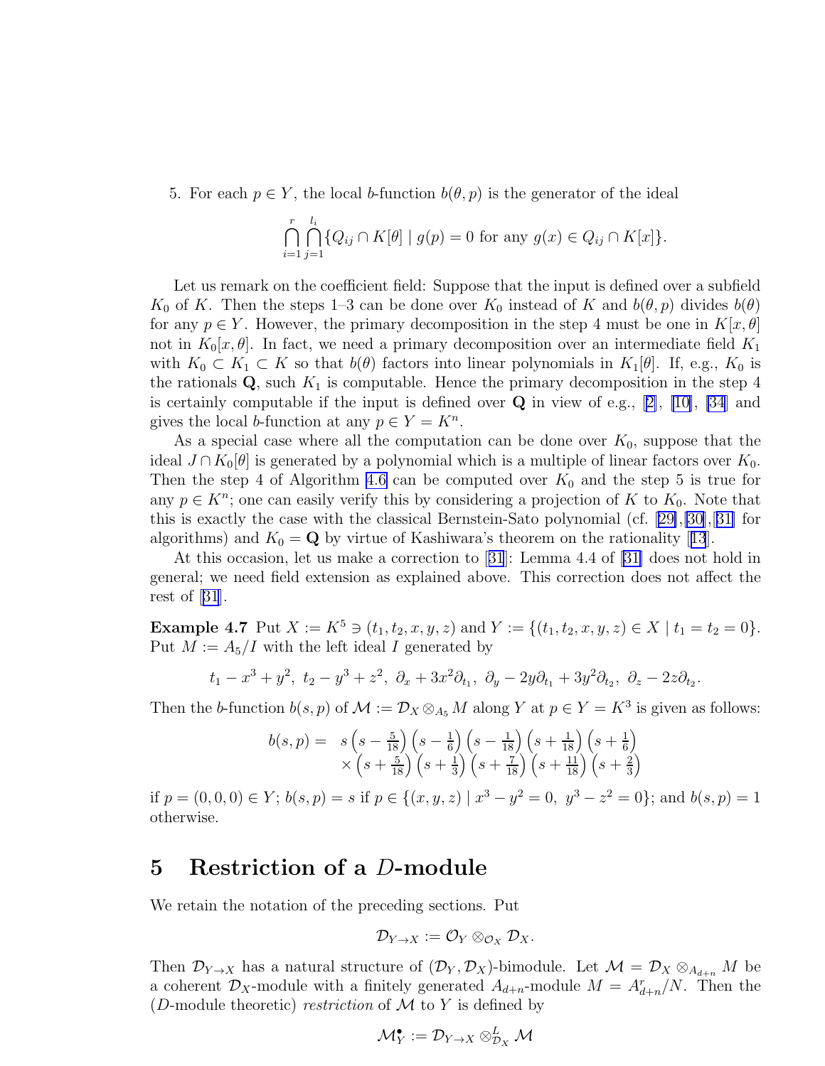5. For each $p \in Y$, the local $b$-function $b(\theta, p)$ is the generator of the ideal

$$\bigcap_{i=1}^{r} \bigcap_{j=1}^{l_i} \{Q_{ij} \cap K[\theta] \mid g(p) = 0 \text{ for any } g(x) \in Q_{ij} \cap K[x]\}.$$

Let us remark on the coefficient field: Suppose that the input is defined over a subfield $K_0$ of $K$. Then the steps 1–3 can be done over $K_0$ instead of $K$ and $b(\theta, p)$ divides $b(\theta)$ for any $p \in Y$. However, the primary decomposition in the step 4 must be one in $K[x, \theta]$ not in $K_0[x, \theta]$. In fact, we need a primary decomposition over an intermediate field $K_1$ with $K_0 \subset K_1 \subset K$ so that $b(\theta)$ factors into linear polynomials in $K_1[\theta]$. If, e.g., $K_0$ is the rationals $\mathbf{Q}$, such $K_1$ is computable. Hence the primary decomposition in the step 4 is certainly computable if the input is defined over $\mathbf{Q}$ in view of e.g., [2], [10], [34] and gives the local $b$-function at any $p \in Y = K^n$.

As a special case where all the computation can be done over $K_0$, suppose that the ideal $J \cap K_0[\theta]$ is generated by a polynomial which is a multiple of linear factors over $K_0$. Then the step 4 of Algorithm 4.6 can be computed over $K_0$ and the step 5 is true for any $p \in K^n$; one can easily verify this by considering a projection of $K$ to $K_0$. Note that this is exactly the case with the classical Bernstein-Sato polynomial (cf. [29],[30],[31] for algorithms) and $K_0 = \mathbf{Q}$ by virtue of Kashiwara's theorem on the rationality [13].

At this occasion, let us make a correction to [31]: Lemma 4.4 of [31] does not hold in general; we need field extension as explained above. This correction does not affect the rest of [31].

**Example 4.7** Put $X := K^5 \ni (t_1, t_2, x, y, z)$ and $Y := \{(t_1, t_2, x, y, z) \in X \mid t_1 = t_2 = 0\}$. Put $M := A_5/I$ with the left ideal $I$ generated by

$$t_1 - x^3 + y^2,\ t_2 - y^3 + z^2,\ \partial_x + 3x^2\partial_{t_1},\ \partial_y - 2y\partial_{t_1} + 3y^2\partial_{t_2},\ \partial_z - 2z\partial_{t_2}.$$

Then the $b$-function $b(s, p)$ of $\mathcal{M} := \mathcal{D}_X \otimes_{A_5} M$ along $Y$ at $p \in Y = K^3$ is given as follows:

$$\begin{aligned} b(s,p) = \ & s\left(s - \tfrac{5}{18}\right)\left(s - \tfrac{1}{6}\right)\left(s - \tfrac{1}{18}\right)\left(s + \tfrac{1}{18}\right)\left(s + \tfrac{1}{6}\right) \\ & \times \left(s + \tfrac{5}{18}\right)\left(s + \tfrac{1}{3}\right)\left(s + \tfrac{7}{18}\right)\left(s + \tfrac{11}{18}\right)\left(s + \tfrac{2}{3}\right) \end{aligned}$$

if $p = (0, 0, 0) \in Y$; $b(s, p) = s$ if $p \in \{(x, y, z) \mid x^3 - y^2 = 0,\ y^3 - z^2 = 0\}$; and $b(s, p) = 1$ otherwise.

## 5 Restriction of a $D$-module

We retain the notation of the preceding sections. Put

$$\mathcal{D}_{Y \to X} := \mathcal{O}_Y \otimes_{\mathcal{O}_X} \mathcal{D}_X.$$

Then $\mathcal{D}_{Y \to X}$ has a natural structure of $(\mathcal{D}_Y, \mathcal{D}_X)$-bimodule. Let $\mathcal{M} = \mathcal{D}_X \otimes_{A_{d+n}} M$ be a coherent $\mathcal{D}_X$-module with a finitely generated $A_{d+n}$-module $M = A_{d+n}^r/N$. Then the ($D$-module theoretic) *restriction* of $\mathcal{M}$ to $Y$ is defined by

$$\mathcal{M}_Y^\bullet := \mathcal{D}_{Y \to X} \otimes^L_{\mathcal{D}_X} \mathcal{M}$$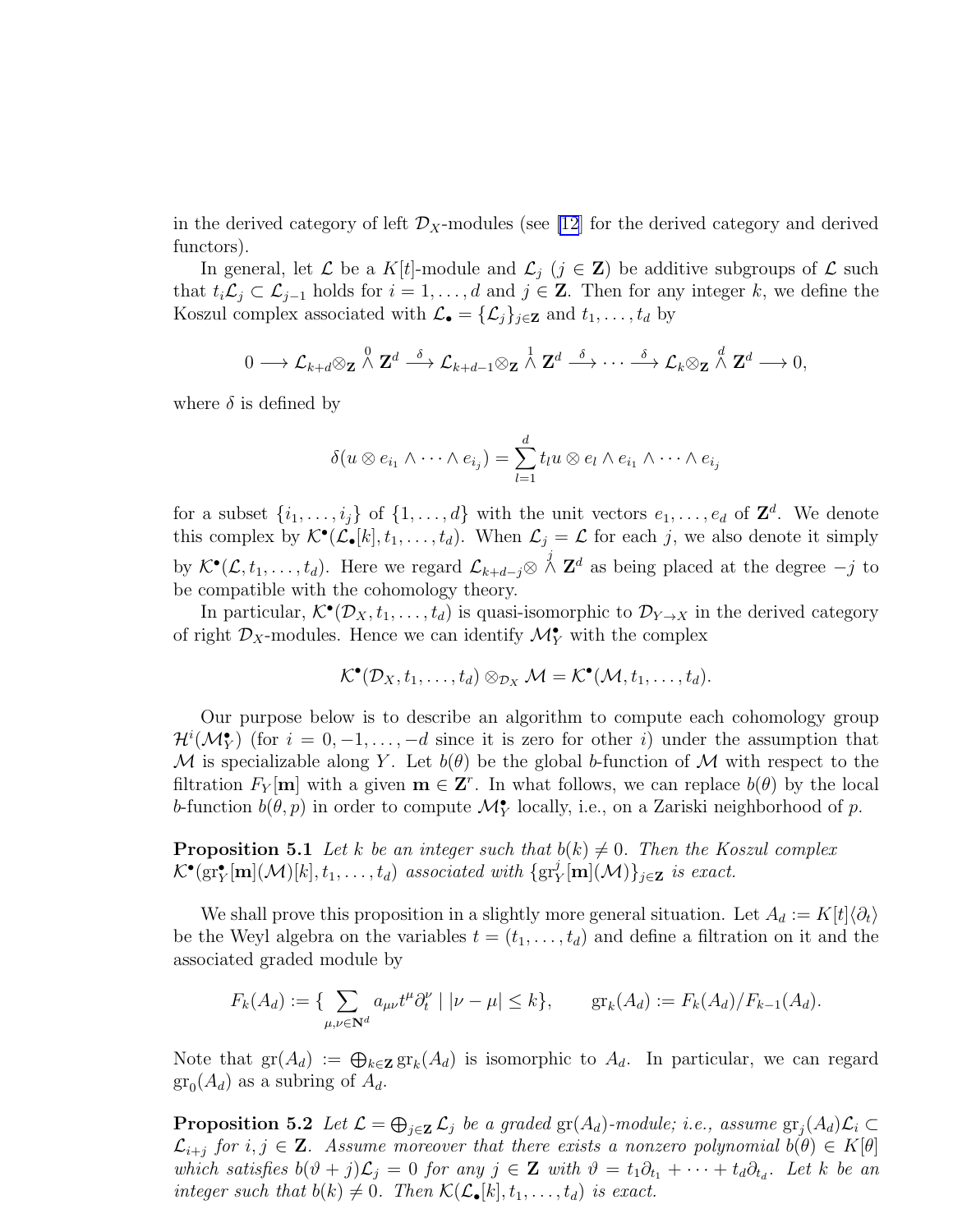in the derived category of left $\mathcal{D}_X$-modules (see [12] for the derived category and derived functors).

In general, let $\mathcal{L}$ be a $K[t]$-module and $\mathcal{L}_j$ ($j \in \mathbf{Z}$) be additive subgroups of $\mathcal{L}$ such that $t_i \mathcal{L}_j \subset \mathcal{L}_{j-1}$ holds for $i = 1, \dots, d$ and $j \in \mathbf{Z}$. Then for any integer $k$, we define the Koszul complex associated with $\mathcal{L}_\bullet = \{\mathcal{L}_j\}_{j \in \mathbf{Z}}$ and $t_1, \dots, t_d$ by

$$0 \longrightarrow \mathcal{L}_{k+d} \otimes_{\mathbf{Z}} \bigwedge^0 \mathbf{Z}^d \xrightarrow{\delta} \mathcal{L}_{k+d-1} \otimes_{\mathbf{Z}} \bigwedge^1 \mathbf{Z}^d \xrightarrow{\delta} \cdots \xrightarrow{\delta} \mathcal{L}_k \otimes_{\mathbf{Z}} \bigwedge^d \mathbf{Z}^d \longrightarrow 0,$$

where $\delta$ is defined by

$$\delta(u \otimes e_{i_1} \wedge \cdots \wedge e_{i_j}) = \sum_{l=1}^d t_l u \otimes e_l \wedge e_{i_1} \wedge \cdots \wedge e_{i_j}$$

for a subset $\{i_1, \dots, i_j\}$ of $\{1, \dots, d\}$ with the unit vectors $e_1, \dots, e_d$ of $\mathbf{Z}^d$. We denote this complex by $\mathcal{K}^\bullet(\mathcal{L}_\bullet[k], t_1, \dots, t_d)$. When $\mathcal{L}_j = \mathcal{L}$ for each $j$, we also denote it simply by $\mathcal{K}^\bullet(\mathcal{L}, t_1, \dots, t_d)$. Here we regard $\mathcal{L}_{k+d-j} \otimes \bigwedge^j \mathbf{Z}^d$ as being placed at the degree $-j$ to be compatible with the cohomology theory.

In particular, $\mathcal{K}^\bullet(\mathcal{D}_X, t_1, \dots, t_d)$ is quasi-isomorphic to $\mathcal{D}_{Y \to X}$ in the derived category of right $\mathcal{D}_X$-modules. Hence we can identify $\mathcal{M}_Y^\bullet$ with the complex

$$\mathcal{K}^\bullet(\mathcal{D}_X, t_1, \dots, t_d) \otimes_{\mathcal{D}_X} \mathcal{M} = \mathcal{K}^\bullet(\mathcal{M}, t_1, \dots, t_d).$$

Our purpose below is to describe an algorithm to compute each cohomology group $\mathcal{H}^i(\mathcal{M}_Y^\bullet)$ (for $i = 0, -1, \dots, -d$ since it is zero for other $i$) under the assumption that $\mathcal{M}$ is specializable along $Y$. Let $b(\theta)$ be the global $b$-function of $\mathcal{M}$ with respect to the filtration $F_Y[\mathbf{m}]$ with a given $\mathbf{m} \in \mathbf{Z}^r$. In what follows, we can replace $b(\theta)$ by the local $b$-function $b(\theta, p)$ in order to compute $\mathcal{M}_Y^\bullet$ locally, i.e., on a Zariski neighborhood of $p$.

**Proposition 5.1** *Let $k$ be an integer such that $b(k) \neq 0$. Then the Koszul complex $\mathcal{K}^\bullet(\mathrm{gr}_Y^\bullet[\mathbf{m}](\mathcal{M})[k], t_1, \dots, t_d)$ associated with $\{\mathrm{gr}_Y^j[\mathbf{m}](\mathcal{M})\}_{j \in \mathbf{Z}}$ is exact.*

We shall prove this proposition in a slightly more general situation. Let $A_d := K[t]\langle \partial_t \rangle$ be the Weyl algebra on the variables $t = (t_1, \dots, t_d)$ and define a filtration on it and the associated graded module by

$$F_k(A_d) := \{ \sum_{\mu, \nu \in \mathbf{N}^d} a_{\mu\nu} t^\mu \partial_t^\nu \mid |\nu - \mu| \leq k \}, \qquad \mathrm{gr}_k(A_d) := F_k(A_d)/F_{k-1}(A_d).$$

Note that $\mathrm{gr}(A_d) := \bigoplus_{k \in \mathbf{Z}} \mathrm{gr}_k(A_d)$ is isomorphic to $A_d$. In particular, we can regard $\mathrm{gr}_0(A_d)$ as a subring of $A_d$.

**Proposition 5.2** *Let $\mathcal{L} = \bigoplus_{j \in \mathbf{Z}} \mathcal{L}_j$ be a graded $\mathrm{gr}(A_d)$-module; i.e., assume $\mathrm{gr}_j(A_d)\mathcal{L}_i \subset \mathcal{L}_{i+j}$ for $i, j \in \mathbf{Z}$. Assume moreover that there exists a nonzero polynomial $b(\theta) \in K[\theta]$ which satisfies $b(\vartheta + j)\mathcal{L}_j = 0$ for any $j \in \mathbf{Z}$ with $\vartheta = t_1\partial_{t_1} + \cdots + t_d\partial_{t_d}$. Let $k$ be an integer such that $b(k) \neq 0$. Then $\mathcal{K}(\mathcal{L}_\bullet[k], t_1, \dots, t_d)$ is exact.*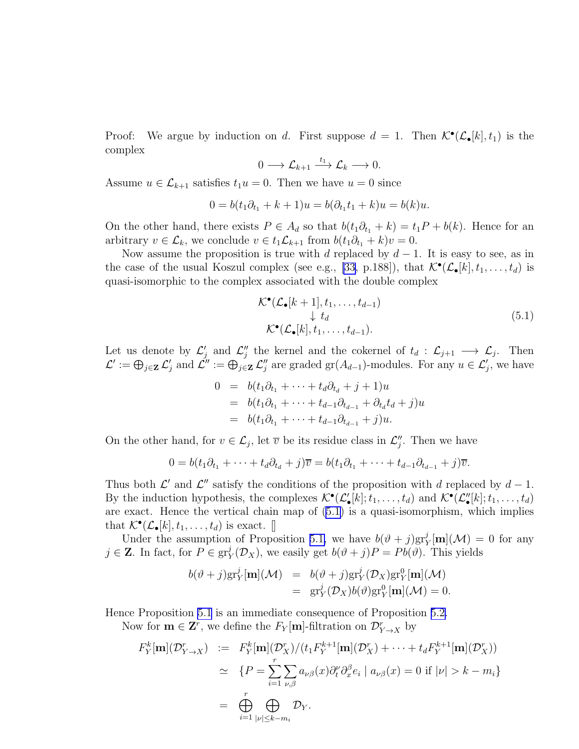Proof: We argue by induction on $d$. First suppose $d = 1$. Then $\mathcal{K}^\bullet(\mathcal{L}_\bullet[k], t_1)$ is the complex

$$0 \longrightarrow \mathcal{L}_{k+1} \xrightarrow{t_1} \mathcal{L}_k \longrightarrow 0.$$

Assume $u \in \mathcal{L}_{k+1}$ satisfies $t_1 u = 0$. Then we have $u = 0$ since

$$0 = b(t_1\partial_{t_1} + k + 1)u = b(\partial_{t_1} t_1 + k)u = b(k)u.$$

On the other hand, there exists $P \in A_d$ so that $b(t_1\partial_{t_1} + k) = t_1 P + b(k)$. Hence for an arbitrary $v \in \mathcal{L}_k$, we conclude $v \in t_1\mathcal{L}_{k+1}$ from $b(t_1\partial_{t_1} + k)v = 0$.

Now assume the proposition is true with $d$ replaced by $d-1$. It is easy to see, as in the case of the usual Koszul complex (see e.g., [33, p.188]), that $\mathcal{K}^\bullet(\mathcal{L}_\bullet[k], t_1, \dots, t_d)$ is quasi-isomorphic to the complex associated with the double complex

$$\begin{array}{c} \mathcal{K}^\bullet(\mathcal{L}_\bullet[k+1], t_1, \dots, t_{d-1}) \\ \downarrow t_d \\ \mathcal{K}^\bullet(\mathcal{L}_\bullet[k], t_1, \dots, t_{d-1}). \end{array} \tag{5.1}$$

Let us denote by $\mathcal{L}'_j$ and $\mathcal{L}''_j$ the kernel and the cokernel of $t_d : \mathcal{L}_{j+1} \longrightarrow \mathcal{L}_j$. Then $\mathcal{L}' := \bigoplus_{j\in\mathbf{Z}} \mathcal{L}'_j$ and $\mathcal{L}'' := \bigoplus_{j\in\mathbf{Z}} \mathcal{L}''_j$ are graded $\mathrm{gr}(A_{d-1})$-modules. For any $u \in \mathcal{L}'_j$, we have

$$\begin{aligned} 0 &= b(t_1\partial_{t_1} + \cdots + t_d\partial_{t_d} + j + 1)u \\ &= b(t_1\partial_{t_1} + \cdots + t_{d-1}\partial_{t_{d-1}} + \partial_{t_d} t_d + j)u \\ &= b(t_1\partial_{t_1} + \cdots + t_{d-1}\partial_{t_{d-1}} + j)u. \end{aligned}$$

On the other hand, for $v \in \mathcal{L}_j$, let $\overline{v}$ be its residue class in $\mathcal{L}''_j$. Then we have

$$0 = b(t_1\partial_{t_1} + \cdots + t_d\partial_{t_d} + j)\overline{v} = b(t_1\partial_{t_1} + \cdots + t_{d-1}\partial_{t_{d-1}} + j)\overline{v}.$$

Thus both $\mathcal{L}'$ and $\mathcal{L}''$ satisfy the conditions of the proposition with $d$ replaced by $d-1$. By the induction hypothesis, the complexes $\mathcal{K}^\bullet(\mathcal{L}'_\bullet[k]; t_1, \dots, t_d)$ and $\mathcal{K}^\bullet(\mathcal{L}''_\bullet[k]; t_1, \dots, t_d)$ are exact. Hence the vertical chain map of (5.1) is a quasi-isomorphism, which implies that $\mathcal{K}^\bullet(\mathcal{L}_\bullet[k], t_1, \dots, t_d)$ is exact. □

Under the assumption of Proposition 5.1, we have $b(\vartheta + j)\mathrm{gr}^j_Y[\mathbf{m}](\mathcal{M}) = 0$ for any $j \in \mathbf{Z}$. In fact, for $P \in \mathrm{gr}^j_Y(\mathcal{D}_X)$, we easily get $b(\vartheta + j)P = Pb(\vartheta)$. This yields

$$\begin{aligned} b(\vartheta + j)\mathrm{gr}^j_Y[\mathbf{m}](\mathcal{M}) &= b(\vartheta + j)\mathrm{gr}^j_Y(\mathcal{D}_X)\mathrm{gr}^0_Y[\mathbf{m}](\mathcal{M}) \\ &= \mathrm{gr}^j_Y(\mathcal{D}_X)b(\vartheta)\mathrm{gr}^0_Y[\mathbf{m}](\mathcal{M}) = 0. \end{aligned}$$

Hence Proposition 5.1 is an immediate consequence of Proposition 5.2.

Now for $\mathbf{m} \in \mathbf{Z}^r$, we define the $F_Y[\mathbf{m}]$-filtration on $\mathcal{D}^r_{Y\to X}$ by

$$\begin{aligned} F^k_Y[\mathbf{m}](\mathcal{D}^r_{Y\to X}) &:= F^k_Y[\mathbf{m}](\mathcal{D}^r_X)/(t_1 F^{k+1}_Y[\mathbf{m}](\mathcal{D}^r_X) + \cdots + t_d F^{k+1}_Y[\mathbf{m}](\mathcal{D}^r_X)) \\ &\simeq \{P = \sum_{i=1}^r \sum_{\nu,\beta} a_{\nu\beta}(x)\partial_t^\nu \partial_x^\beta e_i \mid a_{\nu\beta}(x) = 0 \text{ if } |\nu| > k - m_i\} \\ &= \bigoplus_{i=1}^r \bigoplus_{|\nu| \le k - m_i} \mathcal{D}_Y. \end{aligned}$$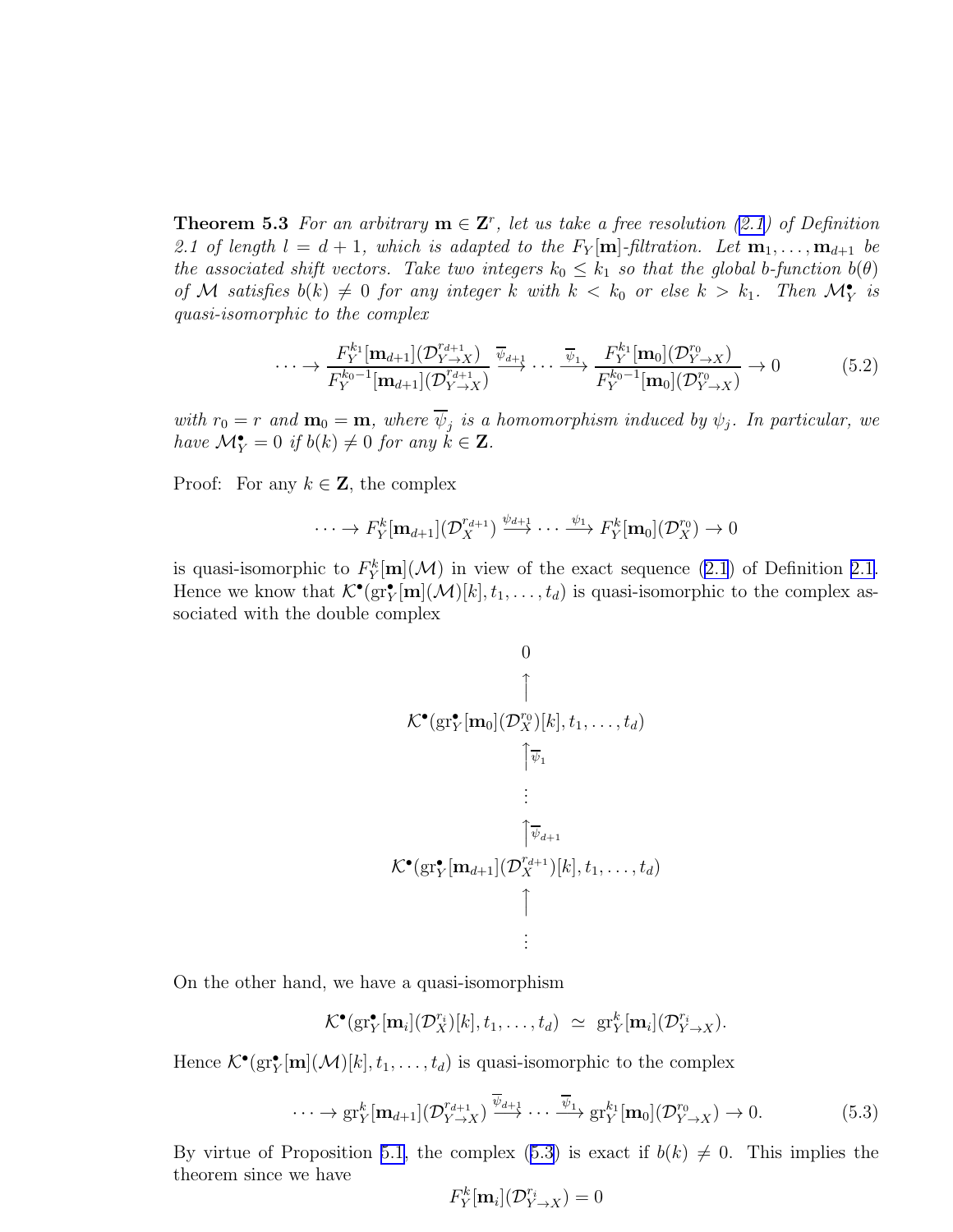**Theorem 5.3** *For an arbitrary $\mathbf{m} \in \mathbf{Z}^r$, let us take a free resolution (2.1) of Definition 2.1 of length $l = d+1$, which is adapted to the $F_Y[\mathbf{m}]$-filtration. Let $\mathbf{m}_1, \dots, \mathbf{m}_{d+1}$ be the associated shift vectors. Take two integers $k_0 \leq k_1$ so that the global b-function $b(\theta)$ of $\mathcal{M}$ satisfies $b(k) \neq 0$ for any integer $k$ with $k < k_0$ or else $k > k_1$. Then $\mathcal{M}_Y^\bullet$ is quasi-isomorphic to the complex*

$$\cdots \to \frac{F_Y^{k_1}[\mathbf{m}_{d+1}](\mathcal{D}_{Y\to X}^{r_{d+1}})}{F_Y^{k_0-1}[\mathbf{m}_{d+1}](\mathcal{D}_{Y\to X}^{r_{d+1}})} \xrightarrow{\overline{\psi}_{d+1}} \cdots \xrightarrow{\overline{\psi}_1} \frac{F_Y^{k_1}[\mathbf{m}_0](\mathcal{D}_{Y\to X}^{r_0})}{F_Y^{k_0-1}[\mathbf{m}_0](\mathcal{D}_{Y\to X}^{r_0})} \to 0 \tag{5.2}$$

*with $r_0 = r$ and $\mathbf{m}_0 = \mathbf{m}$, where $\overline{\psi}_j$ is a homomorphism induced by $\psi_j$. In particular, we have $\mathcal{M}_Y^\bullet = 0$ if $b(k) \neq 0$ for any $k \in \mathbf{Z}$.*

Proof: For any $k \in \mathbf{Z}$, the complex

$$\cdots \to F_Y^k[\mathbf{m}_{d+1}](\mathcal{D}_X^{r_{d+1}}) \xrightarrow{\psi_{d+1}} \cdots \xrightarrow{\psi_1} F_Y^k[\mathbf{m}_0](\mathcal{D}_X^{r_0}) \to 0$$

is quasi-isomorphic to $F_Y^k[\mathbf{m}](\mathcal{M})$ in view of the exact sequence (2.1) of Definition 2.1. Hence we know that $\mathcal{K}^\bullet(\mathrm{gr}_Y^\bullet[\mathbf{m}](\mathcal{M})[k], t_1, \dots, t_d)$ is quasi-isomorphic to the complex associated with the double complex

$$\begin{array}{c}
0 \\
\uparrow \\
\mathcal{K}^\bullet(\mathrm{gr}_Y^\bullet[\mathbf{m}_0](\mathcal{D}_X^{r_0})[k], t_1, \dots, t_d) \\
\uparrow \overline{\psi}_1 \\
\vdots \\
\uparrow \overline{\psi}_{d+1} \\
\mathcal{K}^\bullet(\mathrm{gr}_Y^\bullet[\mathbf{m}_{d+1}](\mathcal{D}_X^{r_{d+1}})[k], t_1, \dots, t_d) \\
\uparrow \\
\vdots
\end{array}$$

On the other hand, we have a quasi-isomorphism

$$\mathcal{K}^\bullet(\mathrm{gr}_Y^\bullet[\mathbf{m}_i](\mathcal{D}_X^{r_i})[k], t_1, \dots, t_d) \;\simeq\; \mathrm{gr}_Y^k[\mathbf{m}_i](\mathcal{D}_{Y\to X}^{r_i}).$$

Hence $\mathcal{K}^\bullet(\mathrm{gr}_Y^\bullet[\mathbf{m}](\mathcal{M})[k], t_1, \dots, t_d)$ is quasi-isomorphic to the complex

$$\cdots \to \mathrm{gr}_Y^k[\mathbf{m}_{d+1}](\mathcal{D}_{Y\to X}^{r_{d+1}}) \xrightarrow{\overline{\psi}_{d+1}} \cdots \xrightarrow{\overline{\psi}_1} \mathrm{gr}_Y^{k_1}[\mathbf{m}_0](\mathcal{D}_{Y\to X}^{r_0}) \to 0. \tag{5.3}$$

By virtue of Proposition 5.1, the complex (5.3) is exact if $b(k) \neq 0$. This implies the theorem since we have

$$F_Y^k[\mathbf{m}_i](\mathcal{D}_{Y\to X}^{r_i}) = 0$$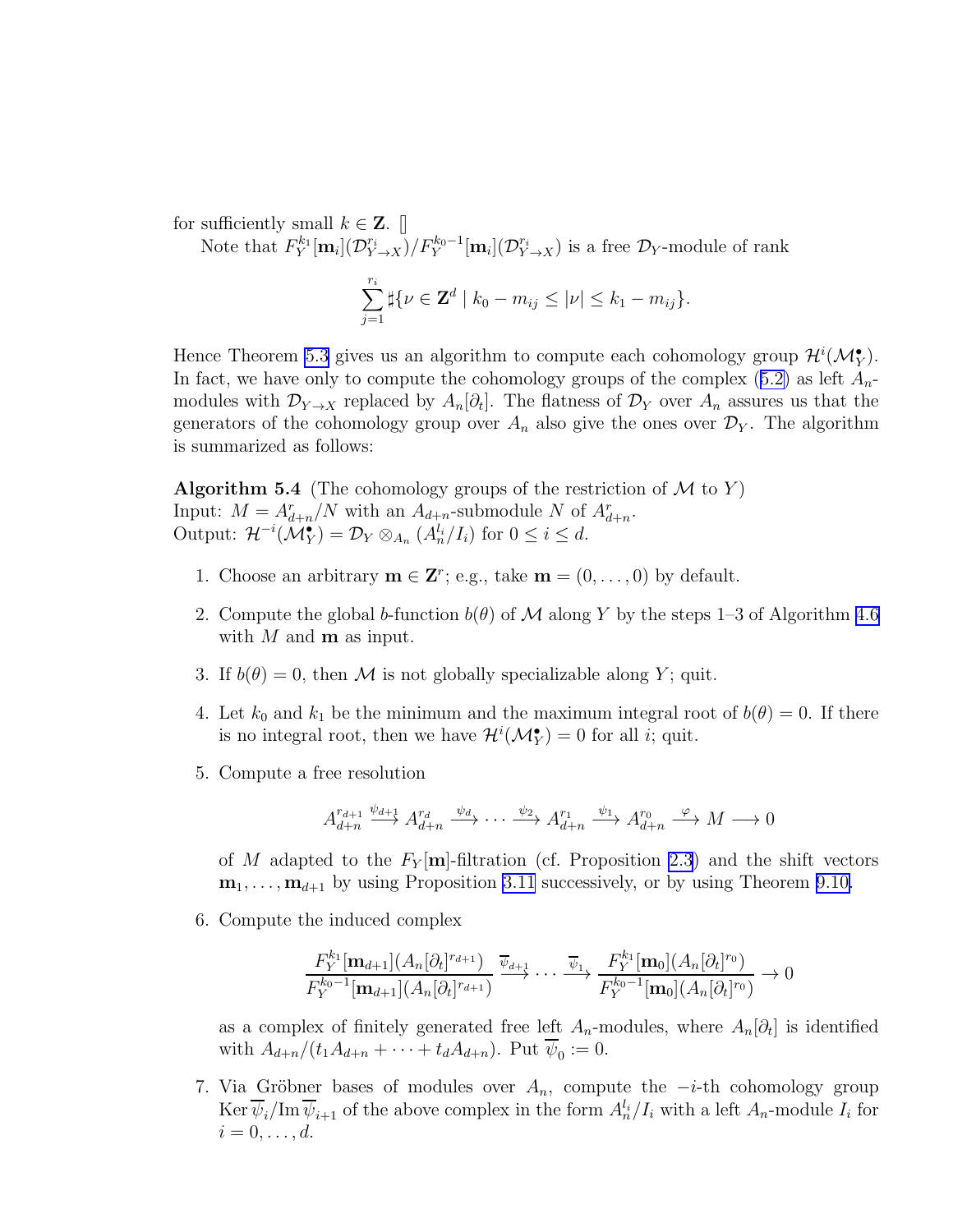for sufficiently small $k \in \mathbf{Z}$. □

Note that $F_Y^{k_1}[\mathbf{m}_i](\mathcal{D}_{Y\to X}^{r_i})/F_Y^{k_0-1}[\mathbf{m}_i](\mathcal{D}_{Y\to X}^{r_i})$ is a free $\mathcal{D}_Y$-module of rank

$$\sum_{j=1}^{r_i} \sharp\{\nu \in \mathbf{Z}^d \mid k_0 - m_{ij} \leq |\nu| \leq k_1 - m_{ij}\}.$$

Hence Theorem 5.3 gives us an algorithm to compute each cohomology group $\mathcal{H}^i(\mathcal{M}_Y^\bullet)$. In fact, we have only to compute the cohomology groups of the complex (5.2) as left $A_n$-modules with $\mathcal{D}_{Y\to X}$ replaced by $A_n[\partial_t]$. The flatness of $\mathcal{D}_Y$ over $A_n$ assures us that the generators of the cohomology group over $A_n$ also give the ones over $\mathcal{D}_Y$. The algorithm is summarized as follows:

**Algorithm 5.4** (The cohomology groups of the restriction of $\mathcal{M}$ to $Y$)
Input: $M = A_{d+n}^r/N$ with an $A_{d+n}$-submodule $N$ of $A_{d+n}^r$.
Output: $\mathcal{H}^{-i}(\mathcal{M}_Y^\bullet) = \mathcal{D}_Y \otimes_{A_n} (A_n^{l_i}/I_i)$ for $0 \leq i \leq d$.

1. Choose an arbitrary $\mathbf{m} \in \mathbf{Z}^r$; e.g., take $\mathbf{m} = (0, \ldots, 0)$ by default.

2. Compute the global $b$-function $b(\theta)$ of $\mathcal{M}$ along $Y$ by the steps 1–3 of Algorithm 4.6 with $M$ and $\mathbf{m}$ as input.

3. If $b(\theta) = 0$, then $\mathcal{M}$ is not globally specializable along $Y$; quit.

4. Let $k_0$ and $k_1$ be the minimum and the maximum integral root of $b(\theta) = 0$. If there is no integral root, then we have $\mathcal{H}^i(\mathcal{M}_Y^\bullet) = 0$ for all $i$; quit.

5. Compute a free resolution

$$A_{d+n}^{r_{d+1}} \xrightarrow{\psi_{d+1}} A_{d+n}^{r_d} \xrightarrow{\psi_d} \cdots \xrightarrow{\psi_2} A_{d+n}^{r_1} \xrightarrow{\psi_1} A_{d+n}^{r_0} \xrightarrow{\varphi} M \longrightarrow 0$$

of $M$ adapted to the $F_Y[\mathbf{m}]$-filtration (cf. Proposition 2.3) and the shift vectors $\mathbf{m}_1, \ldots, \mathbf{m}_{d+1}$ by using Proposition 3.11 successively, or by using Theorem 9.10.

6. Compute the induced complex

$$\frac{F_Y^{k_1}[\mathbf{m}_{d+1}](A_n[\partial_t]^{r_{d+1}})}{F_Y^{k_0-1}[\mathbf{m}_{d+1}](A_n[\partial_t]^{r_{d+1}})} \xrightarrow{\overline{\psi}_{d+1}} \cdots \xrightarrow{\overline{\psi}_1} \frac{F_Y^{k_1}[\mathbf{m}_0](A_n[\partial_t]^{r_0})}{F_Y^{k_0-1}[\mathbf{m}_0](A_n[\partial_t]^{r_0})} \to 0$$

as a complex of finitely generated free left $A_n$-modules, where $A_n[\partial_t]$ is identified with $A_{d+n}/(t_1 A_{d+n} + \cdots + t_d A_{d+n})$. Put $\overline{\psi}_0 := 0$.

7. Via Gröbner bases of modules over $A_n$, compute the $-i$-th cohomology group $\operatorname{Ker} \overline{\psi}_i / \operatorname{Im} \overline{\psi}_{i+1}$ of the above complex in the form $A_n^{l_i}/I_i$ with a left $A_n$-module $I_i$ for $i = 0, \ldots, d$.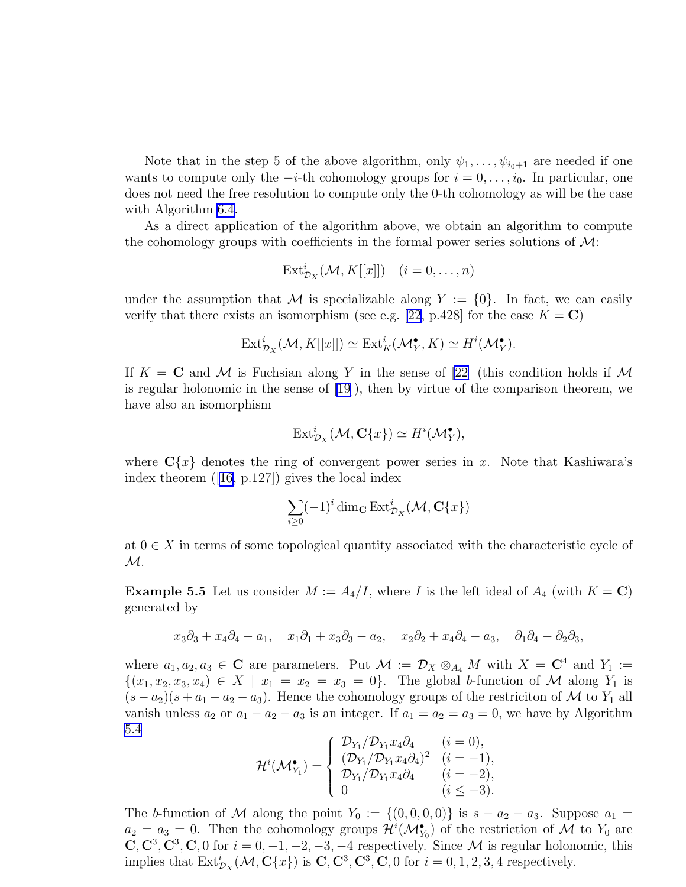Note that in the step 5 of the above algorithm, only $\psi_1, \ldots, \psi_{i_0+1}$ are needed if one wants to compute only the $-i$-th cohomology groups for $i = 0, \ldots, i_0$. In particular, one does not need the free resolution to compute only the 0-th cohomology as will be the case with Algorithm 6.4.

As a direct application of the algorithm above, we obtain an algorithm to compute the cohomology groups with coefficients in the formal power series solutions of $\mathcal{M}$:

$$\mathrm{Ext}^i_{\mathcal{D}_X}(\mathcal{M}, K[[x]]) \quad (i = 0, \ldots, n)$$

under the assumption that $\mathcal{M}$ is specializable along $Y := \{0\}$. In fact, we can easily verify that there exists an isomorphism (see e.g. [22, p.428] for the case $K = \mathbf{C}$)

$$\mathrm{Ext}^i_{\mathcal{D}_X}(\mathcal{M}, K[[x]]) \simeq \mathrm{Ext}^i_K(\mathcal{M}^\bullet_Y, K) \simeq H^i(\mathcal{M}^\bullet_Y).$$

If $K = \mathbf{C}$ and $\mathcal{M}$ is Fuchsian along $Y$ in the sense of [22] (this condition holds if $\mathcal{M}$ is regular holonomic in the sense of [19]), then by virtue of the comparison theorem, we have also an isomorphism

$$\mathrm{Ext}^i_{\mathcal{D}_X}(\mathcal{M}, \mathbf{C}\{x\}) \simeq H^i(\mathcal{M}^\bullet_Y),$$

where $\mathbf{C}\{x\}$ denotes the ring of convergent power series in $x$. Note that Kashiwara's index theorem ([16, p.127]) gives the local index

$$\sum_{i \geq 0} (-1)^i \dim_{\mathbf{C}} \mathrm{Ext}^i_{\mathcal{D}_X}(\mathcal{M}, \mathbf{C}\{x\})$$

at $0 \in X$ in terms of some topological quantity associated with the characteristic cycle of $\mathcal{M}$.

**Example 5.5** Let us consider $M := A_4/I$, where $I$ is the left ideal of $A_4$ (with $K = \mathbf{C}$) generated by

$$x_3\partial_3 + x_4\partial_4 - a_1, \quad x_1\partial_1 + x_3\partial_3 - a_2, \quad x_2\partial_2 + x_4\partial_4 - a_3, \quad \partial_1\partial_4 - \partial_2\partial_3,$$

where $a_1, a_2, a_3 \in \mathbf{C}$ are parameters. Put $\mathcal{M} := \mathcal{D}_X \otimes_{A_4} M$ with $X = \mathbf{C}^4$ and $Y_1 := \{(x_1, x_2, x_3, x_4) \in X \mid x_1 = x_2 = x_3 = 0\}$. The global $b$-function of $\mathcal{M}$ along $Y_1$ is $(s - a_2)(s + a_1 - a_2 - a_3)$. Hence the cohomology groups of the restriciton of $\mathcal{M}$ to $Y_1$ all vanish unless $a_2$ or $a_1 - a_2 - a_3$ is an integer. If $a_1 = a_2 = a_3 = 0$, we have by Algorithm 5.4

$$\mathcal{H}^i(\mathcal{M}^\bullet_{Y_1}) = \begin{cases} \mathcal{D}_{Y_1}/\mathcal{D}_{Y_1}x_4\partial_4 & (i = 0), \\ (\mathcal{D}_{Y_1}/\mathcal{D}_{Y_1}x_4\partial_4)^2 & (i = -1), \\ \mathcal{D}_{Y_1}/\mathcal{D}_{Y_1}x_4\partial_4 & (i = -2), \\ 0 & (i \leq -3). \end{cases}$$

The $b$-function of $\mathcal{M}$ along the point $Y_0 := \{(0, 0, 0, 0)\}$ is $s - a_2 - a_3$. Suppose $a_1 = a_2 = a_3 = 0$. Then the cohomology groups $\mathcal{H}^i(\mathcal{M}^\bullet_{Y_0})$ of the restriction of $\mathcal{M}$ to $Y_0$ are $\mathbf{C}, \mathbf{C}^3, \mathbf{C}^3, \mathbf{C}, 0$ for $i = 0, -1, -2, -3, -4$ respectively. Since $\mathcal{M}$ is regular holonomic, this implies that $\mathrm{Ext}^i_{\mathcal{D}_X}(\mathcal{M}, \mathbf{C}\{x\})$ is $\mathbf{C}, \mathbf{C}^3, \mathbf{C}^3, \mathbf{C}, 0$ for $i = 0, 1, 2, 3, 4$ respectively.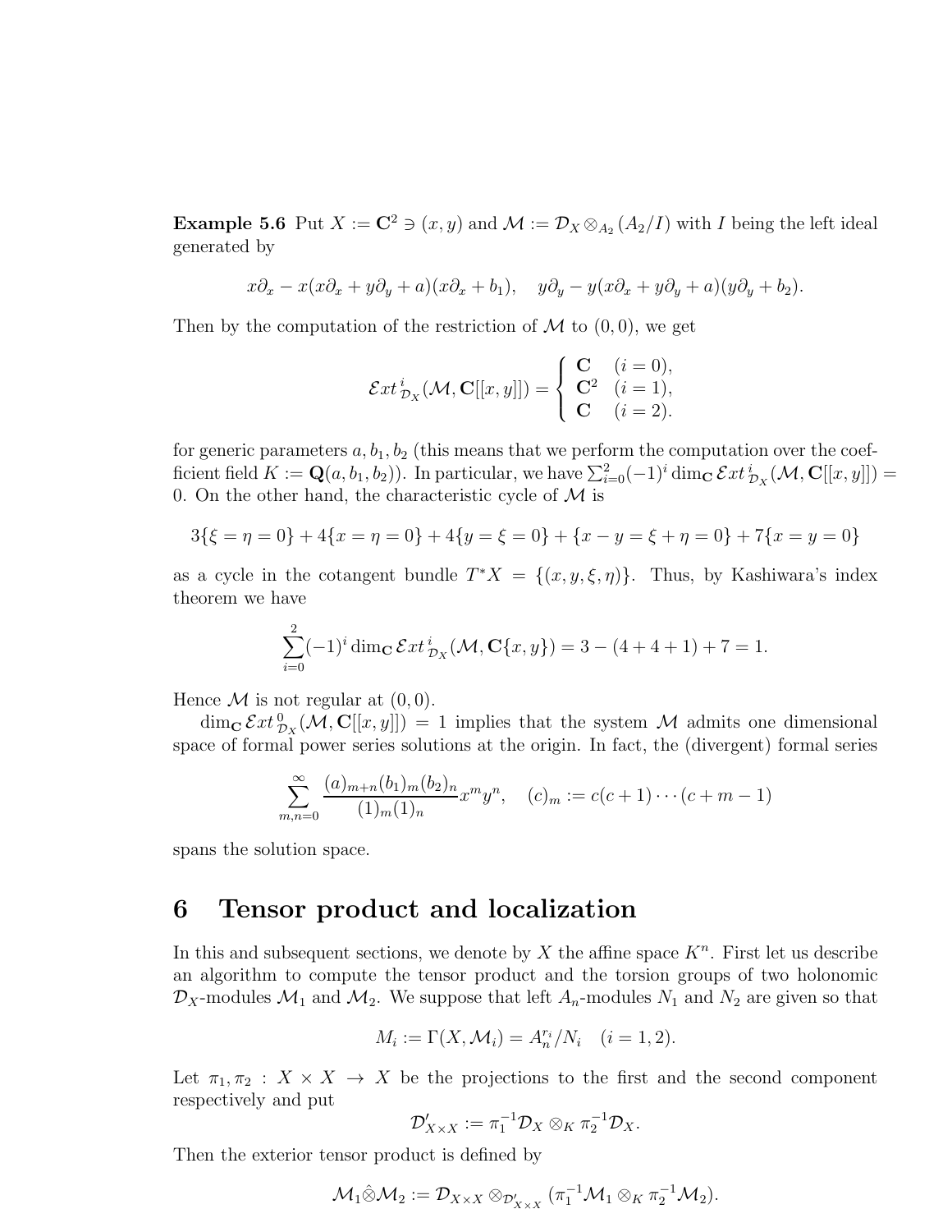**Example 5.6** Put $X := \mathbf{C}^2 \ni (x, y)$ and $\mathcal{M} := \mathcal{D}_X \otimes_{A_2} (A_2/I)$ with $I$ being the left ideal generated by

$$x\partial_x - x(x\partial_x + y\partial_y + a)(x\partial_x + b_1), \quad y\partial_y - y(x\partial_x + y\partial_y + a)(y\partial_y + b_2).$$

Then by the computation of the restriction of $\mathcal{M}$ to $(0, 0)$, we get

$$\mathcal{E}xt^{\,i}_{\mathcal{D}_X}(\mathcal{M}, \mathbf{C}[[x, y]]) = \begin{cases} \mathbf{C} & (i = 0), \\ \mathbf{C}^2 & (i = 1), \\ \mathbf{C} & (i = 2). \end{cases}$$

for generic parameters $a, b_1, b_2$ (this means that we perform the computation over the coefficient field $K := \mathbf{Q}(a, b_1, b_2)$). In particular, we have $\sum_{i=0}^{2}(-1)^i \dim_{\mathbf{C}} \mathcal{E}xt^{\,i}_{\mathcal{D}_X}(\mathcal{M}, \mathbf{C}[[x, y]]) = 0$. On the other hand, the characteristic cycle of $\mathcal{M}$ is

$$3\{\xi = \eta = 0\} + 4\{x = \eta = 0\} + 4\{y = \xi = 0\} + \{x - y = \xi + \eta = 0\} + 7\{x = y = 0\}$$

as a cycle in the cotangent bundle $T^*X = \{(x, y, \xi, \eta)\}$. Thus, by Kashiwara's index theorem we have

$$\sum_{i=0}^{2}(-1)^i \dim_{\mathbf{C}} \mathcal{E}xt^{\,i}_{\mathcal{D}_X}(\mathcal{M}, \mathbf{C}\{x, y\}) = 3 - (4 + 4 + 1) + 7 = 1.$$

Hence $\mathcal{M}$ is not regular at $(0, 0)$.

$\dim_{\mathbf{C}} \mathcal{E}xt^{\,0}_{\mathcal{D}_X}(\mathcal{M}, \mathbf{C}[[x, y]]) = 1$ implies that the system $\mathcal{M}$ admits one dimensional space of formal power series solutions at the origin. In fact, the (divergent) formal series

$$\sum_{m,n=0}^{\infty} \frac{(a)_{m+n}(b_1)_m(b_2)_n}{(1)_m(1)_n} x^m y^n, \quad (c)_m := c(c + 1) \cdots (c + m - 1)$$

spans the solution space.

# 6 Tensor product and localization

In this and subsequent sections, we denote by $X$ the affine space $K^n$. First let us describe an algorithm to compute the tensor product and the torsion groups of two holonomic $\mathcal{D}_X$-modules $\mathcal{M}_1$ and $\mathcal{M}_2$. We suppose that left $A_n$-modules $N_1$ and $N_2$ are given so that

$$M_i := \Gamma(X, \mathcal{M}_i) = A_n^{r_i}/N_i \quad (i = 1, 2).$$

Let $\pi_1, \pi_2 : X \times X \to X$ be the projections to the first and the second component respectively and put

$$\mathcal{D}'_{X \times X} := \pi_1^{-1}\mathcal{D}_X \otimes_K \pi_2^{-1}\mathcal{D}_X.$$

Then the exterior tensor product is defined by

$$\mathcal{M}_1 \hat{\otimes} \mathcal{M}_2 := \mathcal{D}_{X \times X} \otimes_{\mathcal{D}'_{X \times X}} (\pi_1^{-1}\mathcal{M}_1 \otimes_K \pi_2^{-1}\mathcal{M}_2).$$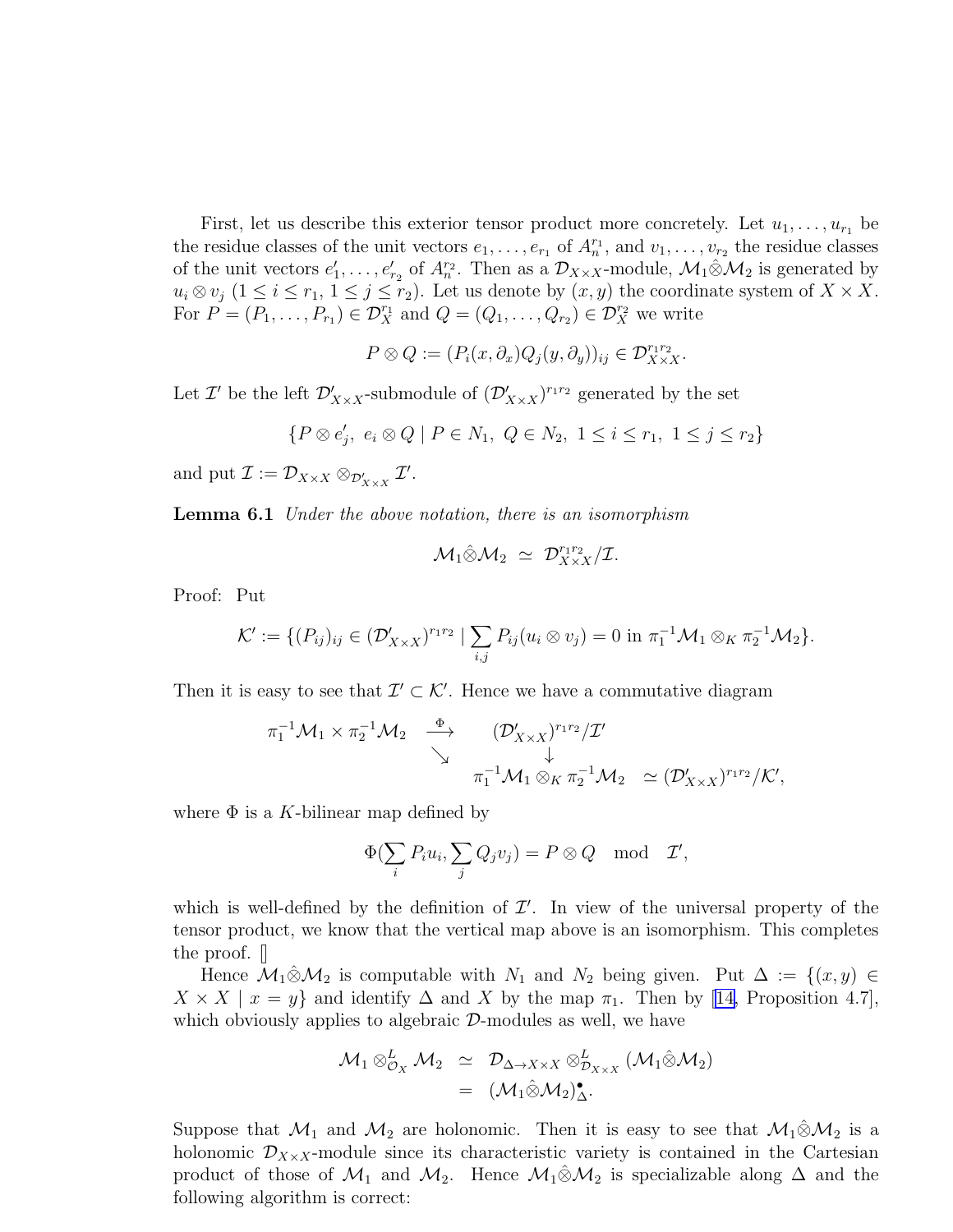First, let us describe this exterior tensor product more concretely. Let $u_1, \dots, u_{r_1}$ be the residue classes of the unit vectors $e_1, \dots, e_{r_1}$ of $A_n^{r_1}$, and $v_1, \dots, v_{r_2}$ the residue classes of the unit vectors $e'_1, \dots, e'_{r_2}$ of $A_n^{r_2}$. Then as a $\mathcal{D}_{X\times X}$-module, $\mathcal{M}_1 \hat{\otimes} \mathcal{M}_2$ is generated by $u_i \otimes v_j$ ($1 \le i \le r_1$, $1 \le j \le r_2$). Let us denote by $(x, y)$ the coordinate system of $X \times X$. For $P = (P_1, \dots, P_{r_1}) \in \mathcal{D}_X^{r_1}$ and $Q = (Q_1, \dots, Q_{r_2}) \in \mathcal{D}_X^{r_2}$ we write

$$P \otimes Q := (P_i(x, \partial_x) Q_j(y, \partial_y))_{ij} \in \mathcal{D}_{X\times X}^{r_1 r_2}.$$

Let $\mathcal{I}'$ be the left $\mathcal{D}'_{X\times X}$-submodule of $(\mathcal{D}'_{X\times X})^{r_1 r_2}$ generated by the set

$$\{P \otimes e'_j,\ e_i \otimes Q \mid P \in N_1,\ Q \in N_2,\ 1 \le i \le r_1,\ 1 \le j \le r_2\}$$

and put $\mathcal{I} := \mathcal{D}_{X\times X} \otimes_{\mathcal{D}'_{X\times X}} \mathcal{I}'$.

**Lemma 6.1** *Under the above notation, there is an isomorphism*

$$\mathcal{M}_1 \hat{\otimes} \mathcal{M}_2 \ \simeq\ \mathcal{D}_{X\times X}^{r_1 r_2}/\mathcal{I}.$$

Proof: Put

$$\mathcal{K}' := \{(P_{ij})_{ij} \in (\mathcal{D}'_{X\times X})^{r_1 r_2} \mid \sum_{i,j} P_{ij}(u_i \otimes v_j) = 0 \text{ in } \pi_1^{-1}\mathcal{M}_1 \otimes_K \pi_2^{-1}\mathcal{M}_2\}.$$

Then it is easy to see that $\mathcal{I}' \subset \mathcal{K}'$. Hence we have a commutative diagram

$$\begin{array}{ccc} \pi_1^{-1}\mathcal{M}_1 \times \pi_2^{-1}\mathcal{M}_2 & \xrightarrow{\Phi} & (\mathcal{D}'_{X\times X})^{r_1 r_2}/\mathcal{I}' \\ & \searrow & \downarrow \\ & & \pi_1^{-1}\mathcal{M}_1 \otimes_K \pi_2^{-1}\mathcal{M}_2 \ \simeq (\mathcal{D}'_{X\times X})^{r_1 r_2}/\mathcal{K}', \end{array}$$

where $\Phi$ is a $K$-bilinear map defined by

$$\Phi(\sum_i P_i u_i, \sum_j Q_j v_j) = P \otimes Q \mod \mathcal{I}',$$

which is well-defined by the definition of $\mathcal{I}'$. In view of the universal property of the tensor product, we know that the vertical map above is an isomorphism. This completes the proof. []

Hence $\mathcal{M}_1 \hat{\otimes} \mathcal{M}_2$ is computable with $N_1$ and $N_2$ being given. Put $\Delta := \{(x, y) \in X \times X \mid x = y\}$ and identify $\Delta$ and $X$ by the map $\pi_1$. Then by [14, Proposition 4.7], which obviously applies to algebraic $\mathcal{D}$-modules as well, we have

$$\begin{aligned} \mathcal{M}_1 \otimes^L_{\mathcal{O}_X} \mathcal{M}_2 &\simeq \mathcal{D}_{\Delta \to X\times X} \otimes^L_{\mathcal{D}_{X\times X}} (\mathcal{M}_1 \hat{\otimes} \mathcal{M}_2) \\ &= (\mathcal{M}_1 \hat{\otimes} \mathcal{M}_2)^\bullet_\Delta. \end{aligned}$$

Suppose that $\mathcal{M}_1$ and $\mathcal{M}_2$ are holonomic. Then it is easy to see that $\mathcal{M}_1 \hat{\otimes} \mathcal{M}_2$ is a holonomic $\mathcal{D}_{X\times X}$-module since its characteristic variety is contained in the Cartesian product of those of $\mathcal{M}_1$ and $\mathcal{M}_2$. Hence $\mathcal{M}_1 \hat{\otimes} \mathcal{M}_2$ is specializable along $\Delta$ and the following algorithm is correct: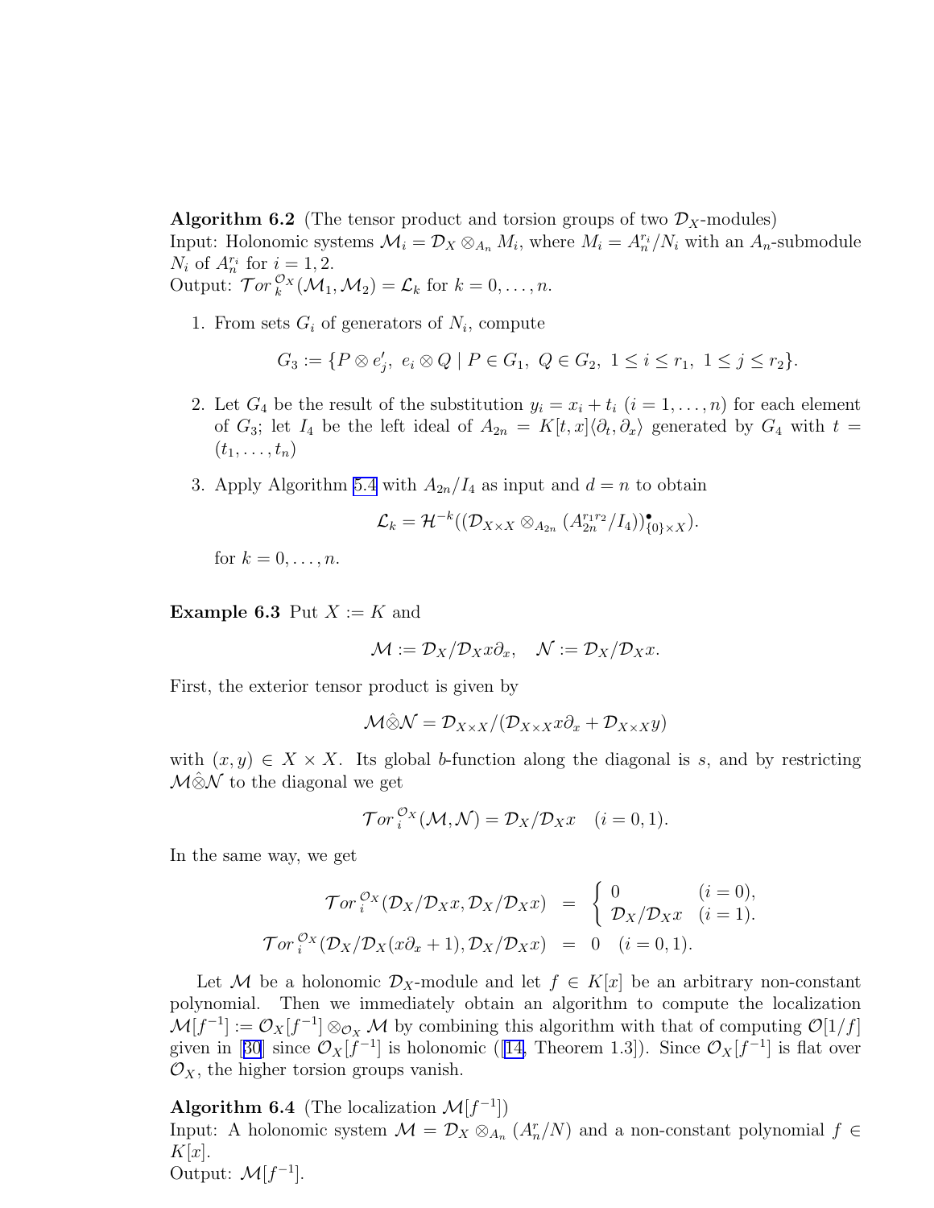**Algorithm 6.2** (The tensor product and torsion groups of two $\mathcal{D}_X$-modules)
Input: Holonomic systems $\mathcal{M}_i = \mathcal{D}_X \otimes_{A_n} M_i$, where $M_i = A_n^{r_i}/N_i$ with an $A_n$-submodule $N_i$ of $A_n^{r_i}$ for $i = 1, 2$.
Output: $\mathcal{T}or_k^{\mathcal{O}_X}(\mathcal{M}_1, \mathcal{M}_2) = \mathcal{L}_k$ for $k = 0, \dots, n$.

1. From sets $G_i$ of generators of $N_i$, compute

$$G_3 := \{P \otimes e'_j,\ e_i \otimes Q \mid P \in G_1,\ Q \in G_2,\ 1 \le i \le r_1,\ 1 \le j \le r_2\}.$$

2. Let $G_4$ be the result of the substitution $y_i = x_i + t_i$ $(i = 1, \dots, n)$ for each element of $G_3$; let $I_4$ be the left ideal of $A_{2n} = K[t, x]\langle \partial_t, \partial_x \rangle$ generated by $G_4$ with $t = (t_1, \dots, t_n)$

3. Apply Algorithm 5.4 with $A_{2n}/I_4$ as input and $d = n$ to obtain

$$\mathcal{L}_k = \mathcal{H}^{-k}((\mathcal{D}_{X \times X} \otimes_{A_{2n}} (A_{2n}^{r_1 r_2}/I_4))^{\bullet}_{\{0\} \times X}).$$

for $k = 0, \dots, n$.

**Example 6.3** Put $X := K$ and

$$\mathcal{M} := \mathcal{D}_X / \mathcal{D}_X x \partial_x, \quad \mathcal{N} := \mathcal{D}_X / \mathcal{D}_X x.$$

First, the exterior tensor product is given by

$$\mathcal{M} \hat{\otimes} \mathcal{N} = \mathcal{D}_{X \times X} / (\mathcal{D}_{X \times X} x \partial_x + \mathcal{D}_{X \times X} y)$$

with $(x, y) \in X \times X$. Its global $b$-function along the diagonal is $s$, and by restricting $\mathcal{M} \hat{\otimes} \mathcal{N}$ to the diagonal we get

$$\mathcal{T}or_i^{\mathcal{O}_X}(\mathcal{M}, \mathcal{N}) = \mathcal{D}_X / \mathcal{D}_X x \quad (i = 0, 1).$$

In the same way, we get

$$\begin{aligned}
\mathcal{T}or_i^{\mathcal{O}_X}(\mathcal{D}_X/\mathcal{D}_X x, \mathcal{D}_X/\mathcal{D}_X x) &= \begin{cases} 0 & (i = 0), \\ \mathcal{D}_X/\mathcal{D}_X x & (i = 1). \end{cases} \\
\mathcal{T}or_i^{\mathcal{O}_X}(\mathcal{D}_X/\mathcal{D}_X(x\partial_x + 1), \mathcal{D}_X/\mathcal{D}_X x) &= 0 \quad (i = 0, 1).
\end{aligned}$$

Let $\mathcal{M}$ be a holonomic $\mathcal{D}_X$-module and let $f \in K[x]$ be an arbitrary non-constant polynomial. Then we immediately obtain an algorithm to compute the localization $\mathcal{M}[f^{-1}] := \mathcal{O}_X[f^{-1}] \otimes_{\mathcal{O}_X} \mathcal{M}$ by combining this algorithm with that of computing $\mathcal{O}[1/f]$ given in [30] since $\mathcal{O}_X[f^{-1}]$ is holonomic ([14, Theorem 1.3]). Since $\mathcal{O}_X[f^{-1}]$ is flat over $\mathcal{O}_X$, the higher torsion groups vanish.

**Algorithm 6.4** (The localization $\mathcal{M}[f^{-1}]$)
Input: A holonomic system $\mathcal{M} = \mathcal{D}_X \otimes_{A_n} (A_n^r/N)$ and a non-constant polynomial $f \in K[x]$.
Output: $\mathcal{M}[f^{-1}]$.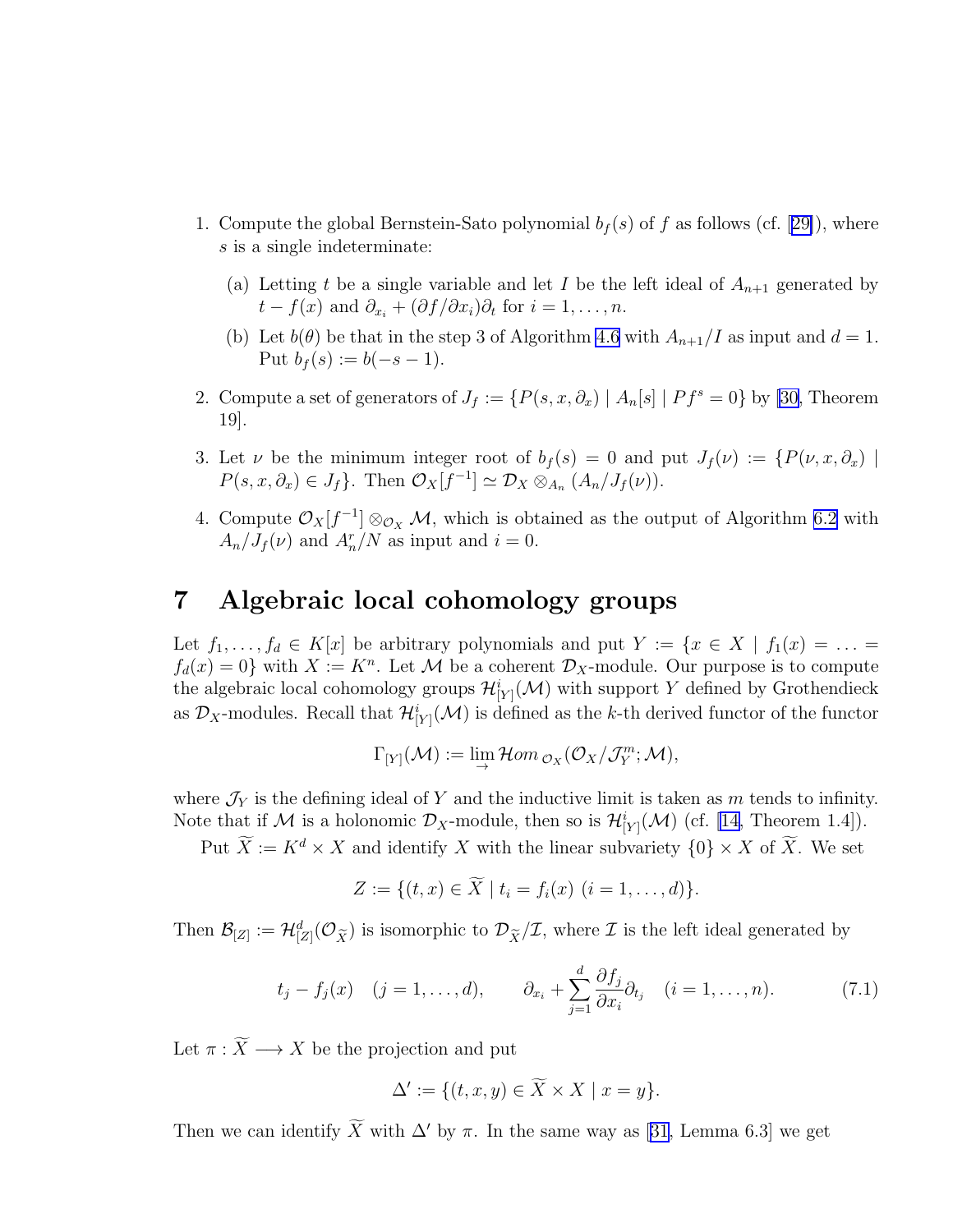1. Compute the global Bernstein-Sato polynomial $b_f(s)$ of $f$ as follows (cf. [29]), where $s$ is a single indeterminate:

   (a) Letting $t$ be a single variable and let $I$ be the left ideal of $A_{n+1}$ generated by $t - f(x)$ and $\partial_{x_i} + (\partial f/\partial x_i)\partial_t$ for $i = 1, \ldots, n$.

   (b) Let $b(\theta)$ be that in the step 3 of Algorithm 4.6 with $A_{n+1}/I$ as input and $d = 1$. Put $b_f(s) := b(-s-1)$.

2. Compute a set of generators of $J_f := \{P(s, x, \partial_x) \mid A_n[s] \mid Pf^s = 0\}$ by [30, Theorem 19].

3. Let $\nu$ be the minimum integer root of $b_f(s) = 0$ and put $J_f(\nu) := \{P(\nu, x, \partial_x) \mid P(s, x, \partial_x) \in J_f\}$. Then $\mathcal{O}_X[f^{-1}] \simeq \mathcal{D}_X \otimes_{A_n} (A_n/J_f(\nu))$.

4. Compute $\mathcal{O}_X[f^{-1}] \otimes_{\mathcal{O}_X} \mathcal{M}$, which is obtained as the output of Algorithm 6.2 with $A_n/J_f(\nu)$ and $A_n^r/N$ as input and $i = 0$.

# 7 Algebraic local cohomology groups

Let $f_1, \ldots, f_d \in K[x]$ be arbitrary polynomials and put $Y := \{x \in X \mid f_1(x) = \ldots = f_d(x) = 0\}$ with $X := K^n$. Let $\mathcal{M}$ be a coherent $\mathcal{D}_X$-module. Our purpose is to compute the algebraic local cohomology groups $\mathcal{H}^i_{[Y]}(\mathcal{M})$ with support $Y$ defined by Grothendieck as $\mathcal{D}_X$-modules. Recall that $\mathcal{H}^i_{[Y]}(\mathcal{M})$ is defined as the $k$-th derived functor of the functor

$$\Gamma_{[Y]}(\mathcal{M}) := \lim_{\rightarrow} \mathcal{H}om_{\mathcal{O}_X}(\mathcal{O}_X/\mathcal{J}_Y^m; \mathcal{M}),$$

where $\mathcal{J}_Y$ is the defining ideal of $Y$ and the inductive limit is taken as $m$ tends to infinity. Note that if $\mathcal{M}$ is a holonomic $\mathcal{D}_X$-module, then so is $\mathcal{H}^i_{[Y]}(\mathcal{M})$ (cf. [14, Theorem 1.4]).

Put $\widetilde{X} := K^d \times X$ and identify $X$ with the linear subvariety $\{0\} \times X$ of $\widetilde{X}$. We set

$$Z := \{(t, x) \in \widetilde{X} \mid t_i = f_i(x) \ (i = 1, \ldots, d)\}.$$

Then $\mathcal{B}_{[Z]} := \mathcal{H}^d_{[Z]}(\mathcal{O}_{\widetilde{X}})$ is isomorphic to $\mathcal{D}_{\widetilde{X}}/\mathcal{I}$, where $\mathcal{I}$ is the left ideal generated by

$$t_j - f_j(x) \quad (j = 1, \ldots, d), \qquad \partial_{x_i} + \sum_{j=1}^{d} \frac{\partial f_j}{\partial x_i} \partial_{t_j} \quad (i = 1, \ldots, n). \tag{7.1}$$

Let $\pi : \widetilde{X} \longrightarrow X$ be the projection and put

$$\Delta' := \{(t, x, y) \in \widetilde{X} \times X \mid x = y\}.$$

Then we can identify $\widetilde{X}$ with $\Delta'$ by $\pi$. In the same way as [31, Lemma 6.3] we get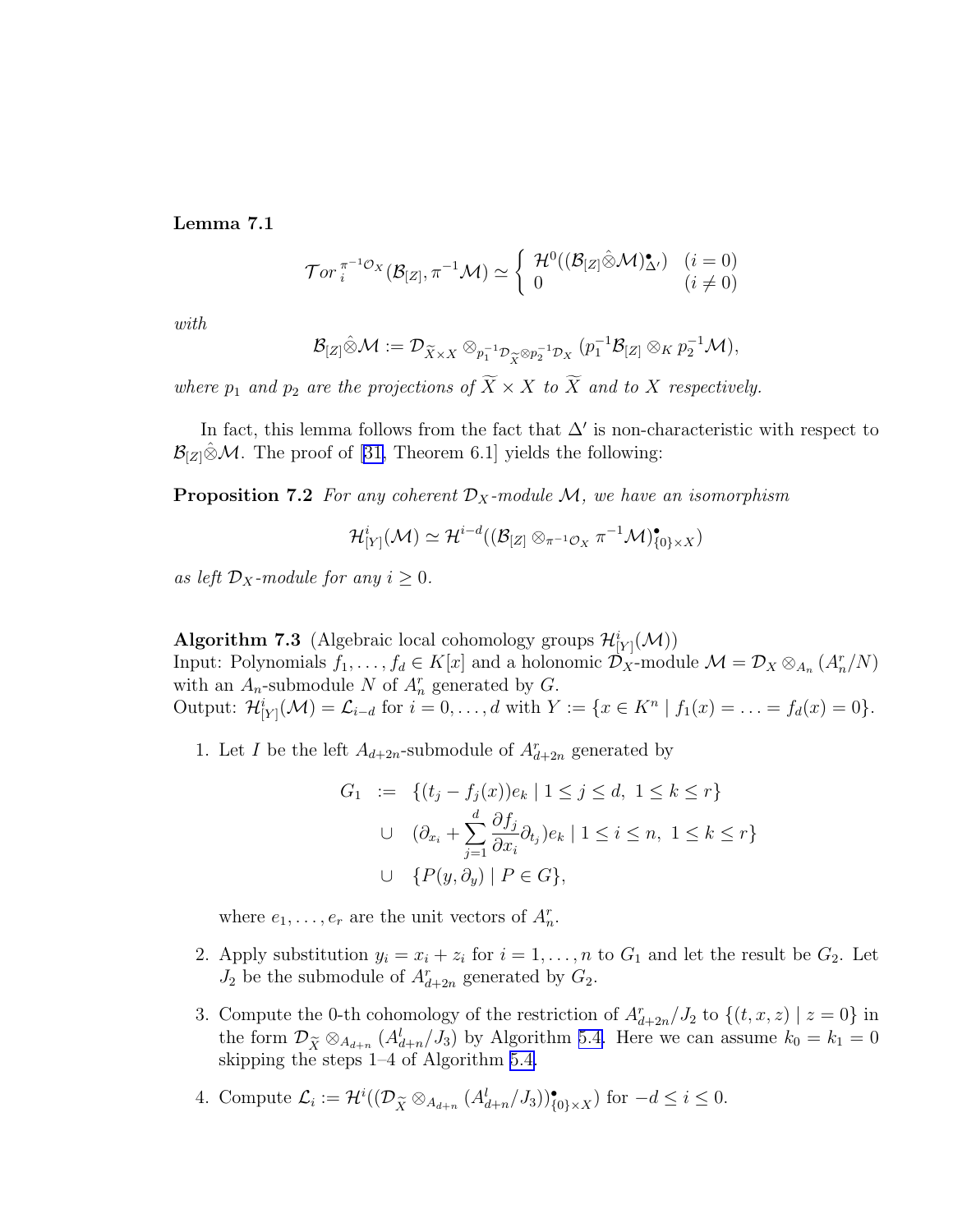**Lemma 7.1**

$$\mathcal{T}or_i^{\pi^{-1}\mathcal{O}_X}(\mathcal{B}_{[Z]}, \pi^{-1}\mathcal{M}) \simeq \begin{cases} \mathcal{H}^0((\mathcal{B}_{[Z]}\hat{\otimes}\mathcal{M})^\bullet_{\Delta'}) & (i = 0) \\ 0 & (i \neq 0) \end{cases}$$

*with*

$$\mathcal{B}_{[Z]}\hat{\otimes}\mathcal{M} := \mathcal{D}_{\widetilde{X}\times X} \otimes_{p_1^{-1}\mathcal{D}_{\widetilde{X}} \otimes p_2^{-1}\mathcal{D}_X} (p_1^{-1}\mathcal{B}_{[Z]} \otimes_K p_2^{-1}\mathcal{M}),$$

*where $p_1$ and $p_2$ are the projections of $\widetilde{X} \times X$ to $\widetilde{X}$ and to $X$ respectively.*

In fact, this lemma follows from the fact that $\Delta'$ is non-characteristic with respect to $\mathcal{B}_{[Z]}\hat{\otimes}\mathcal{M}$. The proof of [31, Theorem 6.1] yields the following:

**Proposition 7.2** *For any coherent $\mathcal{D}_X$-module $\mathcal{M}$, we have an isomorphism*

$$\mathcal{H}^i_{[Y]}(\mathcal{M}) \simeq \mathcal{H}^{i-d}((\mathcal{B}_{[Z]} \otimes_{\pi^{-1}\mathcal{O}_X} \pi^{-1}\mathcal{M})^\bullet_{\{0\}\times X})$$

*as left $\mathcal{D}_X$-module for any $i \geq 0$.*

**Algorithm 7.3** (Algebraic local cohomology groups $\mathcal{H}^i_{[Y]}(\mathcal{M})$)
Input: Polynomials $f_1, \dots, f_d \in K[x]$ and a holonomic $\mathcal{D}_X$-module $\mathcal{M} = \mathcal{D}_X \otimes_{A_n} (A_n^r/N)$ with an $A_n$-submodule $N$ of $A_n^r$ generated by $G$.
Output: $\mathcal{H}^i_{[Y]}(\mathcal{M}) = \mathcal{L}_{i-d}$ for $i = 0, \dots, d$ with $Y := \{x \in K^n \mid f_1(x) = \dots = f_d(x) = 0\}$.

1. Let $I$ be the left $A_{d+2n}$-submodule of $A_{d+2n}^r$ generated by

$$\begin{aligned} G_1 \;&:=\; \{(t_j - f_j(x))e_k \mid 1 \leq j \leq d,\ 1 \leq k \leq r\} \\ &\cup\; (\partial_{x_i} + \sum_{j=1}^d \frac{\partial f_j}{\partial x_i}\partial_{t_j})e_k \mid 1 \leq i \leq n,\ 1 \leq k \leq r\} \\ &\cup\; \{P(y, \partial_y) \mid P \in G\}, \end{aligned}$$

   where $e_1, \dots, e_r$ are the unit vectors of $A_n^r$.

2. Apply substitution $y_i = x_i + z_i$ for $i = 1, \dots, n$ to $G_1$ and let the result be $G_2$. Let $J_2$ be the submodule of $A_{d+2n}^r$ generated by $G_2$.

3. Compute the 0-th cohomology of the restriction of $A_{d+2n}^r/J_2$ to $\{(t, x, z) \mid z = 0\}$ in the form $\mathcal{D}_{\widetilde{X}} \otimes_{A_{d+n}} (A_{d+n}^l/J_3)$ by Algorithm 5.4. Here we can assume $k_0 = k_1 = 0$ skipping the steps 1–4 of Algorithm 5.4.

4. Compute $\mathcal{L}_i := \mathcal{H}^i((\mathcal{D}_{\widetilde{X}} \otimes_{A_{d+n}} (A_{d+n}^l/J_3))^\bullet_{\{0\}\times X})$ for $-d \leq i \leq 0$.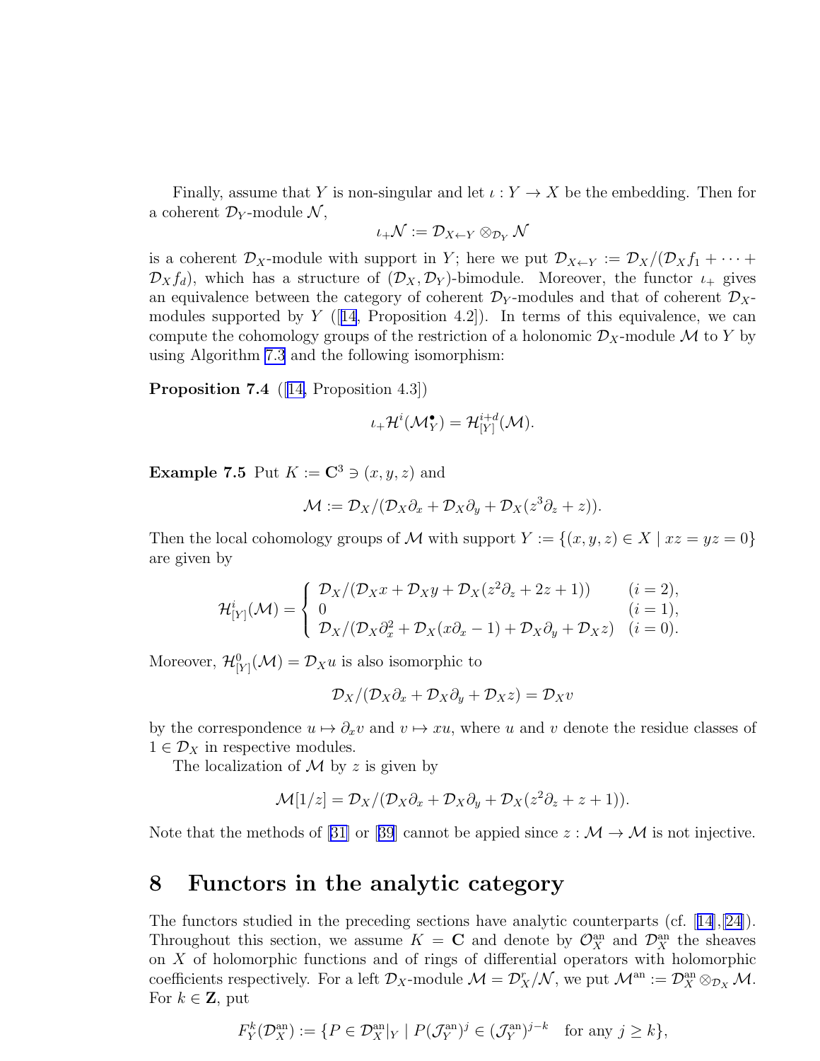Finally, assume that $Y$ is non-singular and let $\iota : Y \to X$ be the embedding. Then for a coherent $\mathcal{D}_Y$-module $\mathcal{N}$,

$$\iota_+\mathcal{N} := \mathcal{D}_{X\leftarrow Y} \otimes_{\mathcal{D}_Y} \mathcal{N}$$

is a coherent $\mathcal{D}_X$-module with support in $Y$; here we put $\mathcal{D}_{X\leftarrow Y} := \mathcal{D}_X/(\mathcal{D}_X f_1 + \cdots + \mathcal{D}_X f_d)$, which has a structure of $(\mathcal{D}_X, \mathcal{D}_Y)$-bimodule. Moreover, the functor $\iota_+$ gives an equivalence between the category of coherent $\mathcal{D}_Y$-modules and that of coherent $\mathcal{D}_X$-modules supported by $Y$ ([14, Proposition 4.2]). In terms of this equivalence, we can compute the cohomology groups of the restriction of a holonomic $\mathcal{D}_X$-module $\mathcal{M}$ to $Y$ by using Algorithm 7.3 and the following isomorphism:

**Proposition 7.4** ([14, Proposition 4.3])

$$\iota_+\mathcal{H}^i(\mathcal{M}_Y^\bullet) = \mathcal{H}^{i+d}_{[Y]}(\mathcal{M}).$$

**Example 7.5** Put $K := \mathbf{C}^3 \ni (x, y, z)$ and

$$\mathcal{M} := \mathcal{D}_X/(\mathcal{D}_X\partial_x + \mathcal{D}_X\partial_y + \mathcal{D}_X(z^3\partial_z + z)).$$

Then the local cohomology groups of $\mathcal{M}$ with support $Y := \{(x, y, z) \in X \mid xz = yz = 0\}$ are given by

$$\mathcal{H}^i_{[Y]}(\mathcal{M}) = \begin{cases} \mathcal{D}_X/(\mathcal{D}_X x + \mathcal{D}_X y + \mathcal{D}_X(z^2\partial_z + 2z + 1)) & (i = 2), \\ 0 & (i = 1), \\ \mathcal{D}_X/(\mathcal{D}_X\partial_x^2 + \mathcal{D}_X(x\partial_x - 1) + \mathcal{D}_X\partial_y + \mathcal{D}_X z) & (i = 0). \end{cases}$$

Moreover, $\mathcal{H}^0_{[Y]}(\mathcal{M}) = \mathcal{D}_X u$ is also isomorphic to

$$\mathcal{D}_X/(\mathcal{D}_X\partial_x + \mathcal{D}_X\partial_y + \mathcal{D}_X z) = \mathcal{D}_X v$$

by the correspondence $u \mapsto \partial_x v$ and $v \mapsto xu$, where $u$ and $v$ denote the residue classes of $1 \in \mathcal{D}_X$ in respective modules.

The localization of $\mathcal{M}$ by $z$ is given by

$$\mathcal{M}[1/z] = \mathcal{D}_X/(\mathcal{D}_X\partial_x + \mathcal{D}_X\partial_y + \mathcal{D}_X(z^2\partial_z + z + 1)).$$

Note that the methods of [31] or [39] cannot be appied since $z : \mathcal{M} \to \mathcal{M}$ is not injective.

## 8 Functors in the analytic category

The functors studied in the preceding sections have analytic counterparts (cf. [14],[24]). Throughout this section, we assume $K = \mathbf{C}$ and denote by $\mathcal{O}_X^{\mathrm{an}}$ and $\mathcal{D}_X^{\mathrm{an}}$ the sheaves on $X$ of holomorphic functions and of rings of differential operators with holomorphic coefficients respectively. For a left $\mathcal{D}_X$-module $\mathcal{M} = \mathcal{D}_X^r/\mathcal{N}$, we put $\mathcal{M}^{\mathrm{an}} := \mathcal{D}_X^{\mathrm{an}} \otimes_{\mathcal{D}_X} \mathcal{M}$. For $k \in \mathbf{Z}$, put

$$F_Y^k(\mathcal{D}_X^{\mathrm{an}}) := \{P \in \mathcal{D}_X^{\mathrm{an}}|_Y \mid P(\mathcal{J}_Y^{\mathrm{an}})^j \in (\mathcal{J}_Y^{\mathrm{an}})^{j-k} \quad \text{for any } j \geq k\},$$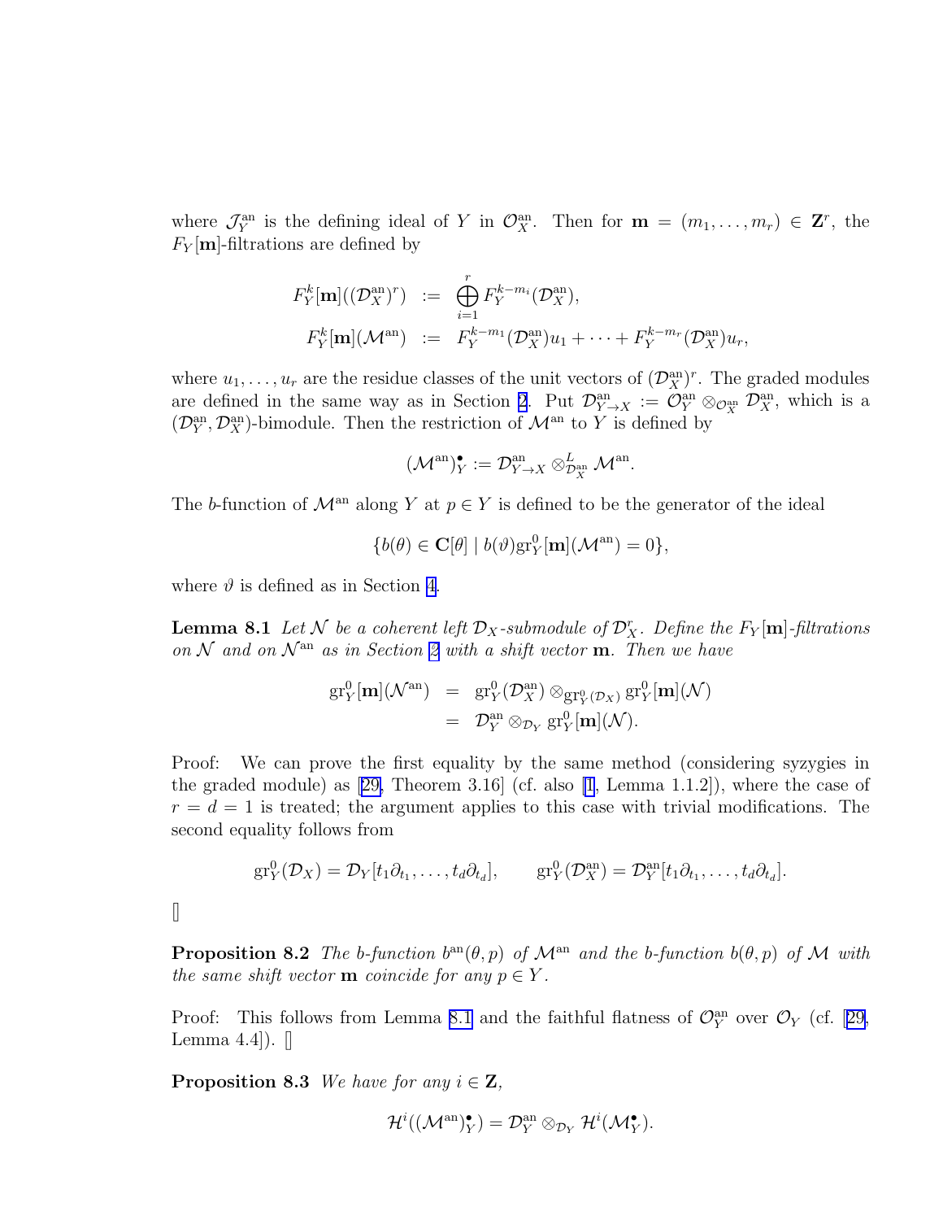where $\mathcal{J}_Y^{\mathrm{an}}$ is the defining ideal of $Y$ in $\mathcal{O}_X^{\mathrm{an}}$. Then for $\mathbf{m} = (m_1, \dots, m_r) \in \mathbf{Z}^r$, the $F_Y[\mathbf{m}]$-filtrations are defined by

$$
\begin{aligned}
F_Y^k[\mathbf{m}]((\mathcal{D}_X^{\mathrm{an}})^r) &:= \bigoplus_{i=1}^{r} F_Y^{k-m_i}(\mathcal{D}_X^{\mathrm{an}}), \\
F_Y^k[\mathbf{m}](\mathcal{M}^{\mathrm{an}}) &:= F_Y^{k-m_1}(\mathcal{D}_X^{\mathrm{an}})u_1 + \cdots + F_Y^{k-m_r}(\mathcal{D}_X^{\mathrm{an}})u_r,
\end{aligned}
$$

where $u_1, \dots, u_r$ are the residue classes of the unit vectors of $(\mathcal{D}_X^{\mathrm{an}})^r$. The graded modules are defined in the same way as in Section 2. Put $\mathcal{D}_{Y\to X}^{\mathrm{an}} := \mathcal{O}_Y^{\mathrm{an}} \otimes_{\mathcal{O}_X^{\mathrm{an}}} \mathcal{D}_X^{\mathrm{an}}$, which is a $(\mathcal{D}_Y^{\mathrm{an}}, \mathcal{D}_X^{\mathrm{an}})$-bimodule. Then the restriction of $\mathcal{M}^{\mathrm{an}}$ to $Y$ is defined by

$$
(\mathcal{M}^{\mathrm{an}})_Y^{\bullet} := \mathcal{D}_{Y\to X}^{\mathrm{an}} \otimes_{\mathcal{D}_X^{\mathrm{an}}}^{L} \mathcal{M}^{\mathrm{an}}.
$$

The $b$-function of $\mathcal{M}^{\mathrm{an}}$ along $Y$ at $p \in Y$ is defined to be the generator of the ideal

$$
\{b(\theta) \in \mathbf{C}[\theta] \mid b(\vartheta)\mathrm{gr}_Y^0[\mathbf{m}](\mathcal{M}^{\mathrm{an}}) = 0\},
$$

where $\vartheta$ is defined as in Section 4.

**Lemma 8.1** *Let $\mathcal{N}$ be a coherent left $\mathcal{D}_X$-submodule of $\mathcal{D}_X^r$. Define the $F_Y[\mathbf{m}]$-filtrations on $\mathcal{N}$ and on $\mathcal{N}^{\mathrm{an}}$ as in Section 2 with a shift vector $\mathbf{m}$. Then we have*

$$
\begin{aligned}
\mathrm{gr}_Y^0[\mathbf{m}](\mathcal{N}^{\mathrm{an}}) &= \mathrm{gr}_Y^0(\mathcal{D}_X^{\mathrm{an}}) \otimes_{\mathrm{gr}_Y^0(\mathcal{D}_X)} \mathrm{gr}_Y^0[\mathbf{m}](\mathcal{N}) \\
&= \mathcal{D}_Y^{\mathrm{an}} \otimes_{\mathcal{D}_Y} \mathrm{gr}_Y^0[\mathbf{m}](\mathcal{N}).
\end{aligned}
$$

Proof: We can prove the first equality by the same method (considering syzygies in the graded module) as [29, Theorem 3.16] (cf. also [1, Lemma 1.1.2]), where the case of $r = d = 1$ is treated; the argument applies to this case with trivial modifications. The second equality follows from

$$
\mathrm{gr}_Y^0(\mathcal{D}_X) = \mathcal{D}_Y[t_1\partial_{t_1}, \dots, t_d\partial_{t_d}], \qquad \mathrm{gr}_Y^0(\mathcal{D}_X^{\mathrm{an}}) = \mathcal{D}_Y^{\mathrm{an}}[t_1\partial_{t_1}, \dots, t_d\partial_{t_d}].
$$

□

**Proposition 8.2** *The $b$-function $b^{\mathrm{an}}(\theta, p)$ of $\mathcal{M}^{\mathrm{an}}$ and the $b$-function $b(\theta, p)$ of $\mathcal{M}$ with the same shift vector $\mathbf{m}$ coincide for any $p \in Y$.*

Proof: This follows from Lemma 8.1 and the faithful flatness of $\mathcal{O}_Y^{\mathrm{an}}$ over $\mathcal{O}_Y$ (cf. [29, Lemma 4.4]). □

**Proposition 8.3** *We have for any $i \in \mathbf{Z}$,*

$$
\mathcal{H}^i((\mathcal{M}^{\mathrm{an}})_Y^{\bullet}) = \mathcal{D}_Y^{\mathrm{an}} \otimes_{\mathcal{D}_Y} \mathcal{H}^i(\mathcal{M}_Y^{\bullet}).
$$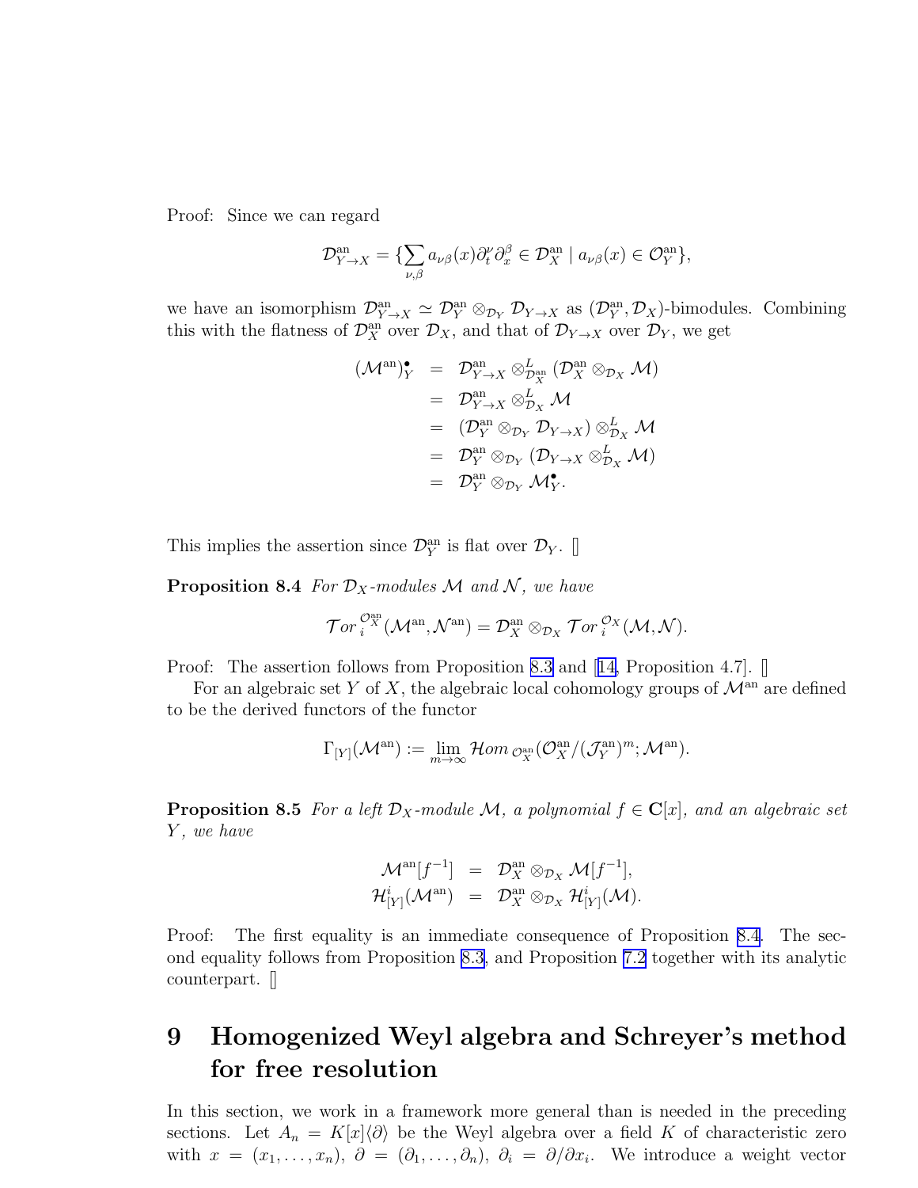Proof: Since we can regard

$$\mathcal{D}^{\rm an}_{Y\to X} = \{\sum_{\nu,\beta} a_{\nu\beta}(x)\partial_t^\nu \partial_x^\beta \in \mathcal{D}^{\rm an}_X \mid a_{\nu\beta}(x) \in \mathcal{O}^{\rm an}_Y\},$$

we have an isomorphism $\mathcal{D}^{\rm an}_{Y\to X} \simeq \mathcal{D}^{\rm an}_Y \otimes_{\mathcal{D}_Y} \mathcal{D}_{Y\to X}$ as $(\mathcal{D}^{\rm an}_Y, \mathcal{D}_X)$-bimodules. Combining this with the flatness of $\mathcal{D}^{\rm an}_X$ over $\mathcal{D}_X$, and that of $\mathcal{D}_{Y\to X}$ over $\mathcal{D}_Y$, we get

$$
\begin{aligned}
(\mathcal{M}^{\rm an})^\bullet_Y &= \mathcal{D}^{\rm an}_{Y\to X} \otimes^L_{\mathcal{D}^{\rm an}_X} (\mathcal{D}^{\rm an}_X \otimes_{\mathcal{D}_X} \mathcal{M}) \\
&= \mathcal{D}^{\rm an}_{Y\to X} \otimes^L_{\mathcal{D}_X} \mathcal{M} \\
&= (\mathcal{D}^{\rm an}_Y \otimes_{\mathcal{D}_Y} \mathcal{D}_{Y\to X}) \otimes^L_{\mathcal{D}_X} \mathcal{M} \\
&= \mathcal{D}^{\rm an}_Y \otimes_{\mathcal{D}_Y} (\mathcal{D}_{Y\to X} \otimes^L_{\mathcal{D}_X} \mathcal{M}) \\
&= \mathcal{D}^{\rm an}_Y \otimes_{\mathcal{D}_Y} \mathcal{M}^\bullet_Y.
\end{aligned}
$$

This implies the assertion since $\mathcal{D}^{\rm an}_Y$ is flat over $\mathcal{D}_Y$. □

**Proposition 8.4** *For $\mathcal{D}_X$-modules $\mathcal{M}$ and $\mathcal{N}$, we have*

$$\mathcal{T}or_i^{\mathcal{O}^{\rm an}_X}(\mathcal{M}^{\rm an}, \mathcal{N}^{\rm an}) = \mathcal{D}^{\rm an}_X \otimes_{\mathcal{D}_X} \mathcal{T}or_i^{\mathcal{O}_X}(\mathcal{M}, \mathcal{N}).$$

Proof: The assertion follows from Proposition 8.3 and [14, Proposition 4.7]. □

For an algebraic set $Y$ of $X$, the algebraic local cohomology groups of $\mathcal{M}^{\rm an}$ are defined to be the derived functors of the functor

$$\Gamma_{[Y]}(\mathcal{M}^{\rm an}) := \lim_{m\to\infty} \mathcal{H}om_{\mathcal{O}^{\rm an}_X}(\mathcal{O}^{\rm an}_X/(\mathcal{J}^{\rm an}_Y)^m; \mathcal{M}^{\rm an}).$$

**Proposition 8.5** *For a left $\mathcal{D}_X$-module $\mathcal{M}$, a polynomial $f \in \mathbf{C}[x]$, and an algebraic set $Y$, we have*

$$
\begin{aligned}
\mathcal{M}^{\rm an}[f^{-1}] &= \mathcal{D}^{\rm an}_X \otimes_{\mathcal{D}_X} \mathcal{M}[f^{-1}], \\
\mathcal{H}^i_{[Y]}(\mathcal{M}^{\rm an}) &= \mathcal{D}^{\rm an}_X \otimes_{\mathcal{D}_X} \mathcal{H}^i_{[Y]}(\mathcal{M}).
\end{aligned}
$$

Proof: The first equality is an immediate consequence of Proposition 8.4. The second equality follows from Proposition 8.3, and Proposition 7.2 together with its analytic counterpart. □

# 9 Homogenized Weyl algebra and Schreyer's method for free resolution

In this section, we work in a framework more general than is needed in the preceding sections. Let $A_n = K[x]\langle\partial\rangle$ be the Weyl algebra over a field $K$ of characteristic zero with $x = (x_1, \dots, x_n)$, $\partial = (\partial_1, \dots, \partial_n)$, $\partial_i = \partial/\partial x_i$. We introduce a weight vector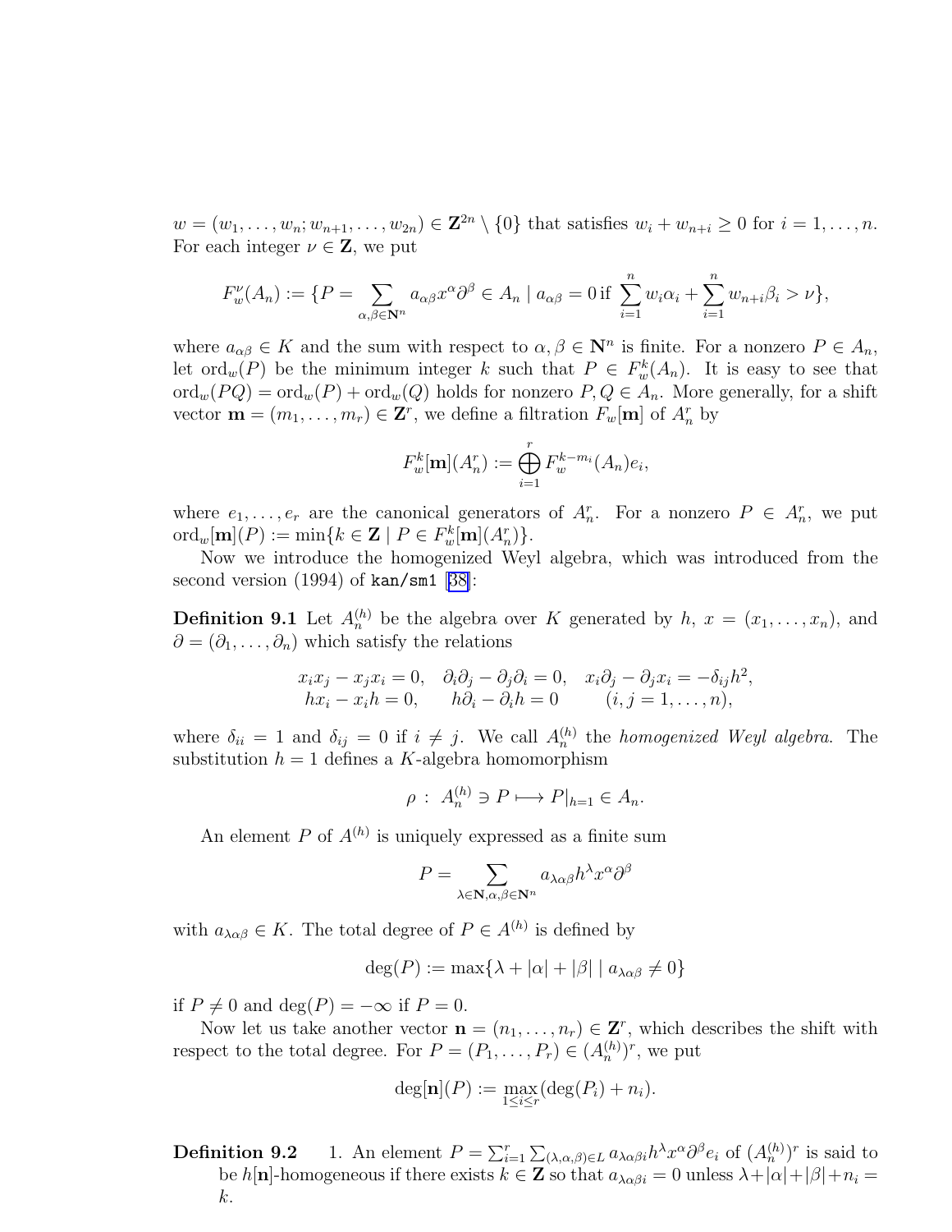$w = (w_1, \dots, w_n; w_{n+1}, \dots, w_{2n}) \in \mathbf{Z}^{2n} \setminus \{0\}$ that satisfies $w_i + w_{n+i} \geq 0$ for $i = 1, \dots, n$. For each integer $\nu \in \mathbf{Z}$, we put

$$F_w^\nu(A_n) := \{P = \sum_{\alpha,\beta \in \mathbf{N}^n} a_{\alpha\beta} x^\alpha \partial^\beta \in A_n \mid a_{\alpha\beta} = 0 \text{ if } \sum_{i=1}^n w_i \alpha_i + \sum_{i=1}^n w_{n+i} \beta_i > \nu\},$$

where $a_{\alpha\beta} \in K$ and the sum with respect to $\alpha, \beta \in \mathbf{N}^n$ is finite. For a nonzero $P \in A_n$, let $\mathrm{ord}_w(P)$ be the minimum integer $k$ such that $P \in F_w^k(A_n)$. It is easy to see that $\mathrm{ord}_w(PQ) = \mathrm{ord}_w(P) + \mathrm{ord}_w(Q)$ holds for nonzero $P, Q \in A_n$. More generally, for a shift vector $\mathbf{m} = (m_1, \dots, m_r) \in \mathbf{Z}^r$, we define a filtration $F_w[\mathbf{m}]$ of $A_n^r$ by

$$F_w^k[\mathbf{m}](A_n^r) := \bigoplus_{i=1}^r F_w^{k-m_i}(A_n) e_i,$$

where $e_1, \dots, e_r$ are the canonical generators of $A_n^r$. For a nonzero $P \in A_n^r$, we put $\mathrm{ord}_w[\mathbf{m}](P) := \min\{k \in \mathbf{Z} \mid P \in F_w^k[\mathbf{m}](A_n^r)\}$.

Now we introduce the homogenized Weyl algebra, which was introduced from the second version (1994) of `kan/sm1` [38]:

**Definition 9.1** Let $A_n^{(h)}$ be the algebra over $K$ generated by $h$, $x = (x_1, \dots, x_n)$, and $\partial = (\partial_1, \dots, \partial_n)$ which satisfy the relations

$$\begin{array}{lll} x_i x_j - x_j x_i = 0, & \partial_i \partial_j - \partial_j \partial_i = 0, & x_i \partial_j - \partial_j x_i = -\delta_{ij} h^2, \\ h x_i - x_i h = 0, & h \partial_i - \partial_i h = 0 & (i, j = 1, \dots, n), \end{array}$$

where $\delta_{ii} = 1$ and $\delta_{ij} = 0$ if $i \neq j$. We call $A_n^{(h)}$ the *homogenized Weyl algebra*. The substitution $h = 1$ defines a $K$-algebra homomorphism

$$\rho : A_n^{(h)} \ni P \longmapsto P|_{h=1} \in A_n.$$

An element $P$ of $A^{(h)}$ is uniquely expressed as a finite sum

$$P = \sum_{\lambda \in \mathbf{N}, \alpha, \beta \in \mathbf{N}^n} a_{\lambda\alpha\beta} h^\lambda x^\alpha \partial^\beta$$

with $a_{\lambda\alpha\beta} \in K$. The total degree of $P \in A^{(h)}$ is defined by

$$\deg(P) := \max\{\lambda + |\alpha| + |\beta| \mid a_{\lambda\alpha\beta} \neq 0\}$$

if $P \neq 0$ and $\deg(P) = -\infty$ if $P = 0$.

Now let us take another vector $\mathbf{n} = (n_1, \dots, n_r) \in \mathbf{Z}^r$, which describes the shift with respect to the total degree. For $P = (P_1, \dots, P_r) \in (A_n^{(h)})^r$, we put

$$\deg[\mathbf{n}](P) := \max_{1 \leq i \leq r} (\deg(P_i) + n_i).$$

**Definition 9.2**

1. An element $P = \sum_{i=1}^r \sum_{(\lambda,\alpha,\beta) \in L} a_{\lambda\alpha\beta i} h^\lambda x^\alpha \partial^\beta e_i$ of $(A_n^{(h)})^r$ is said to be $h[\mathbf{n}]$-homogeneous if there exists $k \in \mathbf{Z}$ so that $a_{\lambda\alpha\beta i} = 0$ unless $\lambda + |\alpha| + |\beta| + n_i = k$.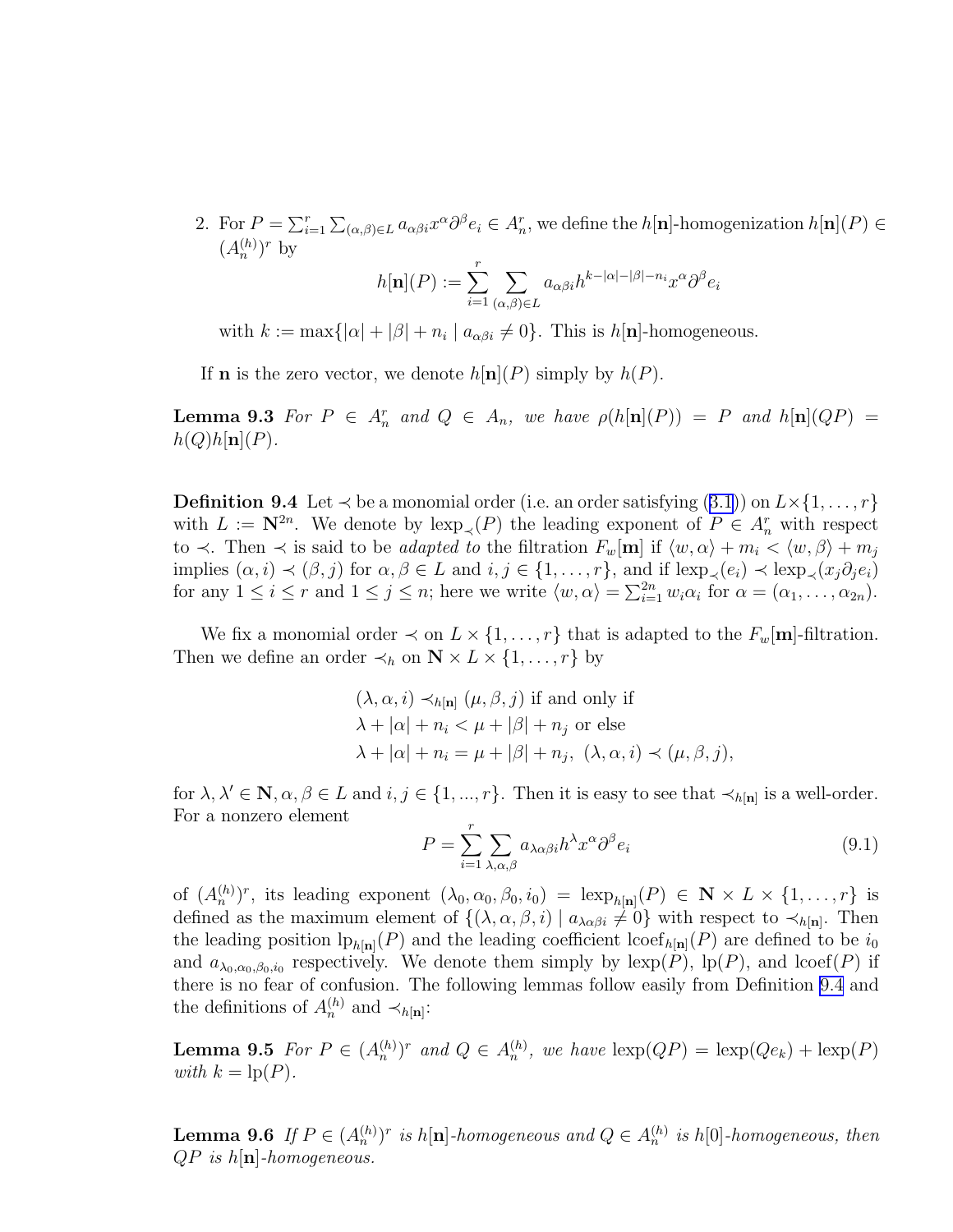2. For $P = \sum_{i=1}^{r} \sum_{(\alpha,\beta)\in L} a_{\alpha\beta i} x^\alpha \partial^\beta e_i \in A_n^r$, we define the $h[\mathbf{n}]$-homogenization $h[\mathbf{n}](P) \in (A_n^{(h)})^r$ by

$$h[\mathbf{n}](P) := \sum_{i=1}^{r} \sum_{(\alpha,\beta)\in L} a_{\alpha\beta i} h^{k-|\alpha|-|\beta|-n_i} x^\alpha \partial^\beta e_i$$

with $k := \max\{|\alpha| + |\beta| + n_i \mid a_{\alpha\beta i} \neq 0\}$. This is $h[\mathbf{n}]$-homogeneous.

If $\mathbf{n}$ is the zero vector, we denote $h[\mathbf{n}](P)$ simply by $h(P)$.

**Lemma 9.3** *For $P \in A_n^r$ and $Q \in A_n$, we have $\rho(h[\mathbf{n}](P)) = P$ and $h[\mathbf{n}](QP) = h(Q)h[\mathbf{n}](P)$.*

**Definition 9.4** Let $\prec$ be a monomial order (i.e. an order satisfying (3.1)) on $L\times\{1,\dots,r\}$ with $L := \mathbf{N}^{2n}$. We denote by $\mathrm{lexp}_\prec(P)$ the leading exponent of $P \in A_n^r$ with respect to $\prec$. Then $\prec$ is said to be *adapted to* the filtration $F_w[\mathbf{m}]$ if $\langle w,\alpha\rangle + m_i < \langle w,\beta\rangle + m_j$ implies $(\alpha,i) \prec (\beta,j)$ for $\alpha,\beta \in L$ and $i,j \in \{1,\dots,r\}$, and if $\mathrm{lexp}_\prec(e_i) \prec \mathrm{lexp}_\prec(x_j\partial_j e_i)$ for any $1 \le i \le r$ and $1 \le j \le n$; here we write $\langle w,\alpha\rangle = \sum_{i=1}^{2n} w_i\alpha_i$ for $\alpha = (\alpha_1,\dots,\alpha_{2n})$.

We fix a monomial order $\prec$ on $L\times\{1,\dots,r\}$ that is adapted to the $F_w[\mathbf{m}]$-filtration. Then we define an order $\prec_h$ on $\mathbf{N}\times L\times\{1,\dots,r\}$ by

$$\begin{aligned}
&(\lambda,\alpha,i) \prec_{h[\mathbf{n}]} (\mu,\beta,j) \text{ if and only if}\\
&\lambda + |\alpha| + n_i < \mu + |\beta| + n_j \text{ or else}\\
&\lambda + |\alpha| + n_i = \mu + |\beta| + n_j,\ (\lambda,\alpha,i) \prec (\mu,\beta,j),
\end{aligned}$$

for $\lambda,\lambda' \in \mathbf{N}, \alpha,\beta \in L$ and $i,j \in \{1,...,r\}$. Then it is easy to see that $\prec_{h[\mathbf{n}]}$ is a well-order. For a nonzero element

$$P = \sum_{i=1}^{r} \sum_{\lambda,\alpha,\beta} a_{\lambda\alpha\beta i} h^\lambda x^\alpha \partial^\beta e_i \tag{9.1}$$

of $(A_n^{(h)})^r$, its leading exponent $(\lambda_0,\alpha_0,\beta_0,i_0) = \mathrm{lexp}_{h[\mathbf{n}]}(P) \in \mathbf{N}\times L\times\{1,\dots,r\}$ is defined as the maximum element of $\{(\lambda,\alpha,\beta,i) \mid a_{\lambda\alpha\beta i} \neq 0\}$ with respect to $\prec_{h[\mathbf{n}]}$. Then the leading position $\mathrm{lp}_{h[\mathbf{n}]}(P)$ and the leading coefficient $\mathrm{lcoef}_{h[\mathbf{n}]}(P)$ are defined to be $i_0$ and $a_{\lambda_0,\alpha_0,\beta_0,i_0}$ respectively. We denote them simply by $\mathrm{lexp}(P)$, $\mathrm{lp}(P)$, and $\mathrm{lcoef}(P)$ if there is no fear of confusion. The following lemmas follow easily from Definition 9.4 and the definitions of $A_n^{(h)}$ and $\prec_{h[\mathbf{n}]}$:

**Lemma 9.5** *For $P \in (A_n^{(h)})^r$ and $Q \in A_n^{(h)}$, we have $\mathrm{lexp}(QP) = \mathrm{lexp}(Qe_k) + \mathrm{lexp}(P)$ with $k = \mathrm{lp}(P)$.*

**Lemma 9.6** *If $P \in (A_n^{(h)})^r$ is $h[\mathbf{n}]$-homogeneous and $Q \in A_n^{(h)}$ is $h[0]$-homogeneous, then $QP$ is $h[\mathbf{n}]$-homogeneous.*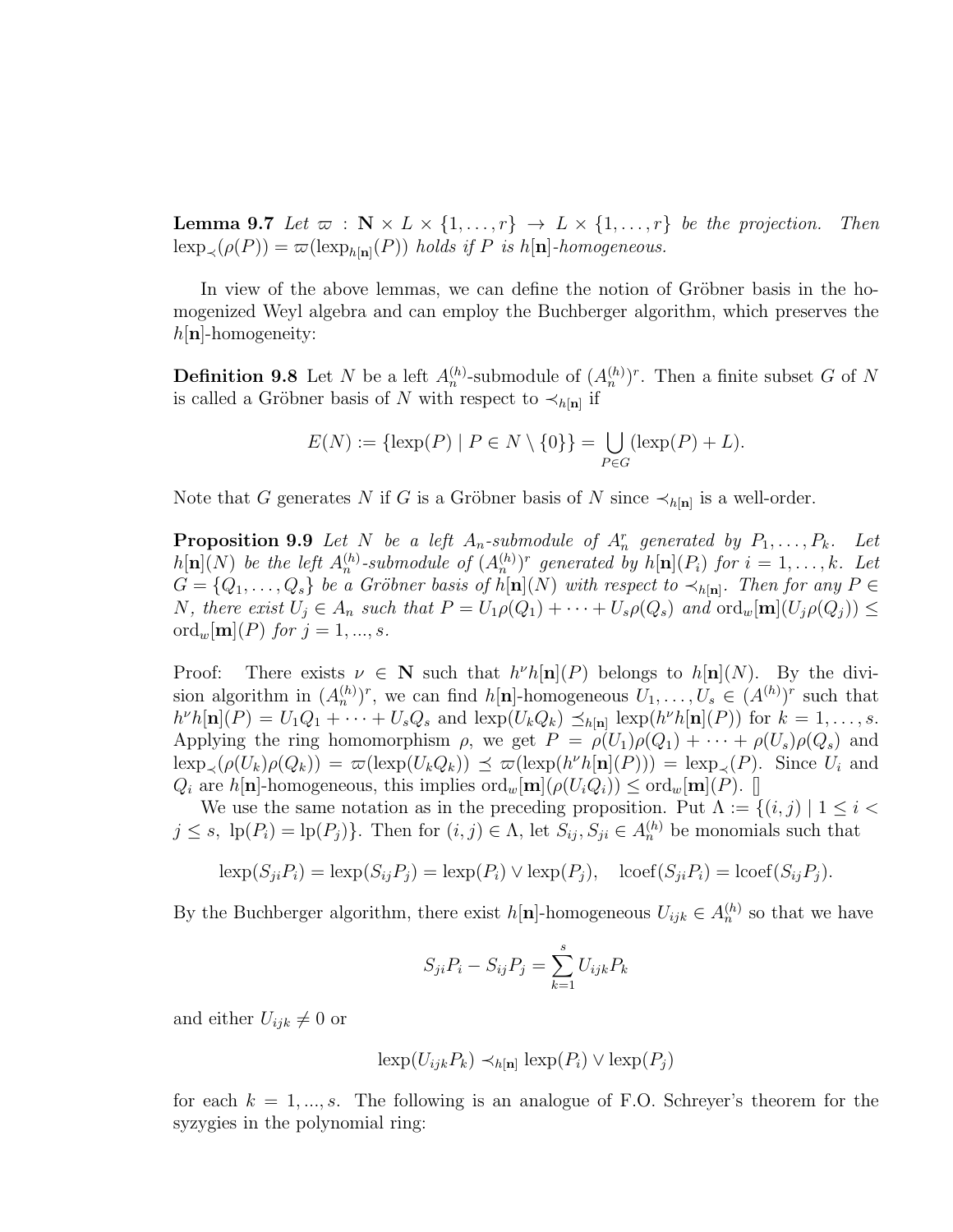**Lemma 9.7** *Let $\varpi : \mathbf{N} \times L \times \{1, \ldots, r\} \to L \times \{1, \ldots, r\}$ be the projection. Then $\mathrm{lexp}_{\prec}(\rho(P)) = \varpi(\mathrm{lexp}_{h[\mathbf{n}]}(P))$ holds if $P$ is $h[\mathbf{n}]$-homogeneous.*

In view of the above lemmas, we can define the notion of Gröbner basis in the homogenized Weyl algebra and can employ the Buchberger algorithm, which preserves the $h[\mathbf{n}]$-homogeneity:

**Definition 9.8** Let $N$ be a left $A_n^{(h)}$-submodule of $(A_n^{(h)})^r$. Then a finite subset $G$ of $N$ is called a Gröbner basis of $N$ with respect to $\prec_{h[\mathbf{n}]}$ if

$$E(N) := \{\mathrm{lexp}(P) \mid P \in N \setminus \{0\}\} = \bigcup_{P \in G} (\mathrm{lexp}(P) + L).$$

Note that $G$ generates $N$ if $G$ is a Gröbner basis of $N$ since $\prec_{h[\mathbf{n}]}$ is a well-order.

**Proposition 9.9** *Let $N$ be a left $A_n$-submodule of $A_n^r$ generated by $P_1, \ldots, P_k$. Let $h[\mathbf{n}](N)$ be the left $A_n^{(h)}$-submodule of $(A_n^{(h)})^r$ generated by $h[\mathbf{n}](P_i)$ for $i = 1, \ldots, k$. Let $G = \{Q_1, \ldots, Q_s\}$ be a Gröbner basis of $h[\mathbf{n}](N)$ with respect to $\prec_{h[\mathbf{n}]}$. Then for any $P \in N$, there exist $U_j \in A_n$ such that $P = U_1\rho(Q_1) + \cdots + U_s\rho(Q_s)$ and $\mathrm{ord}_w[\mathbf{m}](U_j\rho(Q_j)) \leq \mathrm{ord}_w[\mathbf{m}](P)$ for $j = 1, ..., s$.*

Proof: There exists $\nu \in \mathbf{N}$ such that $h^\nu h[\mathbf{n}](P)$ belongs to $h[\mathbf{n}](N)$. By the division algorithm in $(A_n^{(h)})^r$, we can find $h[\mathbf{n}]$-homogeneous $U_1, \ldots, U_s \in (A^{(h)})^r$ such that $h^\nu h[\mathbf{n}](P) = U_1Q_1 + \cdots + U_sQ_s$ and $\mathrm{lexp}(U_kQ_k) \preceq_{h[\mathbf{n}]} \mathrm{lexp}(h^\nu h[\mathbf{n}](P))$ for $k = 1, \ldots, s$. Applying the ring homomorphism $\rho$, we get $P = \rho(U_1)\rho(Q_1) + \cdots + \rho(U_s)\rho(Q_s)$ and $\mathrm{lexp}_{\prec}(\rho(U_k)\rho(Q_k)) = \varpi(\mathrm{lexp}(U_kQ_k)) \preceq \varpi(\mathrm{lexp}(h^\nu h[\mathbf{n}](P))) = \mathrm{lexp}_{\prec}(P)$. Since $U_i$ and $Q_i$ are $h[\mathbf{n}]$-homogeneous, this implies $\mathrm{ord}_w[\mathbf{m}](\rho(U_iQ_i)) \leq \mathrm{ord}_w[\mathbf{m}](P)$. □

We use the same notation as in the preceding proposition. Put $\Lambda := \{(i, j) \mid 1 \leq i < j \leq s,\ \mathrm{lp}(P_i) = \mathrm{lp}(P_j)\}$. Then for $(i, j) \in \Lambda$, let $S_{ij}, S_{ji} \in A_n^{(h)}$ be monomials such that

$$\mathrm{lexp}(S_{ji}P_i) = \mathrm{lexp}(S_{ij}P_j) = \mathrm{lexp}(P_i) \vee \mathrm{lexp}(P_j), \quad \mathrm{lcoef}(S_{ji}P_i) = \mathrm{lcoef}(S_{ij}P_j).$$

By the Buchberger algorithm, there exist $h[\mathbf{n}]$-homogeneous $U_{ijk} \in A_n^{(h)}$ so that we have

$$S_{ji}P_i - S_{ij}P_j = \sum_{k=1}^{s} U_{ijk}P_k$$

and either $U_{ijk} \neq 0$ or

$$\mathrm{lexp}(U_{ijk}P_k) \prec_{h[\mathbf{n}]} \mathrm{lexp}(P_i) \vee \mathrm{lexp}(P_j)$$

for each $k = 1, ..., s$. The following is an analogue of F.O. Schreyer's theorem for the syzygies in the polynomial ring: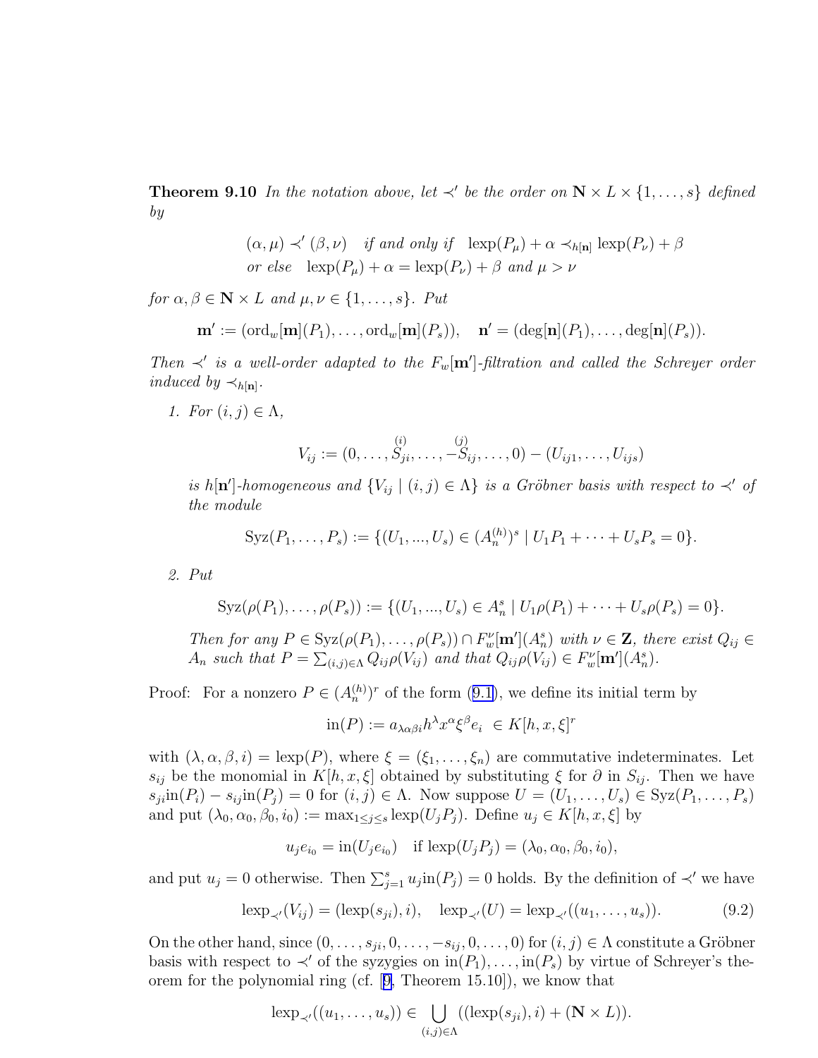**Theorem 9.10** *In the notation above, let $\prec'$ be the order on $\mathbf{N} \times L \times \{1, \ldots, s\}$ defined by*

$$(\alpha, \mu) \prec' (\beta, \nu) \quad \text{if and only if} \quad \mathrm{lexp}(P_\mu) + \alpha \prec_{h[\mathbf{n}]} \mathrm{lexp}(P_\nu) + \beta$$
$$\text{or else} \quad \mathrm{lexp}(P_\mu) + \alpha = \mathrm{lexp}(P_\nu) + \beta \text{ and } \mu > \nu$$

*for $\alpha, \beta \in \mathbf{N} \times L$ and $\mu, \nu \in \{1, \ldots, s\}$. Put*

$$\mathbf{m}' := (\mathrm{ord}_w[\mathbf{m}](P_1), \ldots, \mathrm{ord}_w[\mathbf{m}](P_s)), \quad \mathbf{n}' = (\deg[\mathbf{n}](P_1), \ldots, \deg[\mathbf{n}](P_s)).$$

*Then $\prec'$ is a well-order adapted to the $F_w[\mathbf{m}']$-filtration and called the Schreyer order induced by $\prec_{h[\mathbf{n}]}$.*

1. *For $(i, j) \in \Lambda$,*

$$V_{ij} := (0, \ldots, \overset{(i)}{S_{ji}}, \ldots, -\overset{(j)}{S_{ij}}, \ldots, 0) - (U_{ij1}, \ldots, U_{ijs})$$

*is $h[\mathbf{n}']$-homogeneous and $\{V_{ij} \mid (i, j) \in \Lambda\}$ is a Gröbner basis with respect to $\prec'$ of the module*

$$\mathrm{Syz}(P_1, \ldots, P_s) := \{(U_1, ..., U_s) \in (A_n^{(h)})^s \mid U_1 P_1 + \cdots + U_s P_s = 0\}.$$

2. *Put*

$$\mathrm{Syz}(\rho(P_1), \ldots, \rho(P_s)) := \{(U_1, ..., U_s) \in A_n^s \mid U_1 \rho(P_1) + \cdots + U_s \rho(P_s) = 0\}.$$

*Then for any $P \in \mathrm{Syz}(\rho(P_1), \ldots, \rho(P_s)) \cap F_w^\nu[\mathbf{m}'](A_n^s)$ with $\nu \in \mathbf{Z}$, there exist $Q_{ij} \in A_n$ such that $P = \sum_{(i,j)\in\Lambda} Q_{ij} \rho(V_{ij})$ and that $Q_{ij}\rho(V_{ij}) \in F_w^\nu[\mathbf{m}'](A_n^s)$.*

Proof: For a nonzero $P \in (A_n^{(h)})^r$ of the form (9.1), we define its initial term by

$$\mathrm{in}(P) := a_{\lambda\alpha\beta i} h^\lambda x^\alpha \xi^\beta e_i \ \in K[h, x, \xi]^r$$

with $(\lambda, \alpha, \beta, i) = \mathrm{lexp}(P)$, where $\xi = (\xi_1, \ldots, \xi_n)$ are commutative indeterminates. Let $s_{ij}$ be the monomial in $K[h, x, \xi]$ obtained by substituting $\xi$ for $\partial$ in $S_{ij}$. Then we have $s_{ji}\mathrm{in}(P_i) - s_{ij}\mathrm{in}(P_j) = 0$ for $(i, j) \in \Lambda$. Now suppose $U = (U_1, \ldots, U_s) \in \mathrm{Syz}(P_1, \ldots, P_s)$ and put $(\lambda_0, \alpha_0, \beta_0, i_0) := \max_{1\le j\le s} \mathrm{lexp}(U_j P_j)$. Define $u_j \in K[h, x, \xi]$ by

$$u_j e_{i_0} = \mathrm{in}(U_j e_{i_0}) \quad \text{if } \mathrm{lexp}(U_j P_j) = (\lambda_0, \alpha_0, \beta_0, i_0),$$

and put $u_j = 0$ otherwise. Then $\sum_{j=1}^s u_j \mathrm{in}(P_j) = 0$ holds. By the definition of $\prec'$ we have

$$\mathrm{lexp}_{\prec'}(V_{ij}) = (\mathrm{lexp}(s_{ji}), i), \quad \mathrm{lexp}_{\prec'}(U) = \mathrm{lexp}_{\prec'}((u_1, \ldots, u_s)). \tag{9.2}$$

On the other hand, since $(0, \ldots, s_{ji}, 0, \ldots, -s_{ij}, 0, \ldots, 0)$ for $(i, j) \in \Lambda$ constitute a Gröbner basis with respect to $\prec'$ of the syzygies on $\mathrm{in}(P_1), \ldots, \mathrm{in}(P_s)$ by virtue of Schreyer's theorem for the polynomial ring (cf. [9, Theorem 15.10]), we know that

$$\mathrm{lexp}_{\prec'}((u_1, \ldots, u_s)) \in \bigcup_{(i,j)\in\Lambda} ((\mathrm{lexp}(s_{ji}), i) + (\mathbf{N} \times L)).$$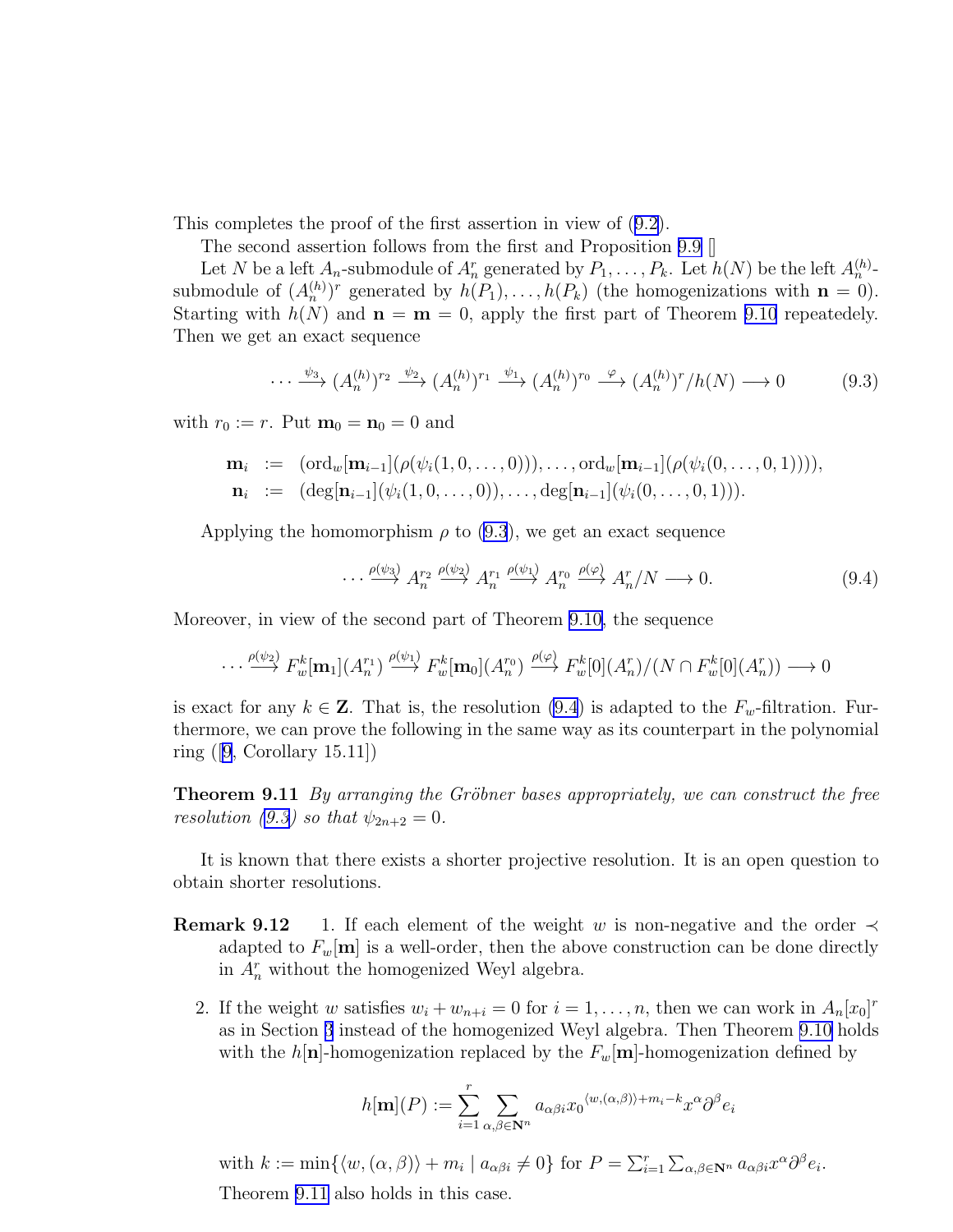This completes the proof of the first assertion in view of (9.2).

The second assertion follows from the first and Proposition 9.9 []

Let $N$ be a left $A_n$-submodule of $A_n^r$ generated by $P_1, \dots, P_k$. Let $h(N)$ be the left $A_n^{(h)}$-submodule of $(A_n^{(h)})^r$ generated by $h(P_1), \dots, h(P_k)$ (the homogenizations with $\mathbf{n} = 0$). Starting with $h(N)$ and $\mathbf{n} = \mathbf{m} = 0$, apply the first part of Theorem 9.10 repeatedely. Then we get an exact sequence

$$\cdots \xrightarrow{\psi_3} (A_n^{(h)})^{r_2} \xrightarrow{\psi_2} (A_n^{(h)})^{r_1} \xrightarrow{\psi_1} (A_n^{(h)})^{r_0} \xrightarrow{\varphi} (A_n^{(h)})^r / h(N) \longrightarrow 0 \tag{9.3}$$

with $r_0 := r$. Put $\mathbf{m}_0 = \mathbf{n}_0 = 0$ and

$$\begin{aligned}
\mathbf{m}_i &:= (\mathrm{ord}_w[\mathbf{m}_{i-1}](\rho(\psi_i(1, 0, \dots, 0))), \dots, \mathrm{ord}_w[\mathbf{m}_{i-1}](\rho(\psi_i(0, \dots, 0, 1)))), \\
\mathbf{n}_i &:= (\deg[\mathbf{n}_{i-1}](\psi_i(1, 0, \dots, 0)), \dots, \deg[\mathbf{n}_{i-1}](\psi_i(0, \dots, 0, 1))).
\end{aligned}$$

Applying the homomorphism $\rho$ to (9.3), we get an exact sequence

$$\cdots \xrightarrow{\rho(\psi_3)} A_n^{r_2} \xrightarrow{\rho(\psi_2)} A_n^{r_1} \xrightarrow{\rho(\psi_1)} A_n^{r_0} \xrightarrow{\rho(\varphi)} A_n^r / N \longrightarrow 0. \tag{9.4}$$

Moreover, in view of the second part of Theorem 9.10, the sequence

$$\cdots \xrightarrow{\rho(\psi_2)} F_w^k[\mathbf{m}_1](A_n^{r_1}) \xrightarrow{\rho(\psi_1)} F_w^k[\mathbf{m}_0](A_n^{r_0}) \xrightarrow{\rho(\varphi)} F_w^k[0](A_n^r)/(N \cap F_w^k[0](A_n^r)) \longrightarrow 0$$

is exact for any $k \in \mathbf{Z}$. That is, the resolution (9.4) is adapted to the $F_w$-filtration. Furthermore, we can prove the following in the same way as its counterpart in the polynomial ring ([9, Corollary 15.11])

**Theorem 9.11** *By arranging the Gröbner bases appropriately, we can construct the free resolution (9.3) so that $\psi_{2n+2} = 0$.*

It is known that there exists a shorter projective resolution. It is an open question to obtain shorter resolutions.

**Remark 9.12**

1. If each element of the weight $w$ is non-negative and the order $\prec$ adapted to $F_w[\mathbf{m}]$ is a well-order, then the above construction can be done directly in $A_n^r$ without the homogenized Weyl algebra.

2. If the weight $w$ satisfies $w_i + w_{n+i} = 0$ for $i = 1, \dots, n$, then we can work in $A_n[x_0]^r$ as in Section 3 instead of the homogenized Weyl algebra. Then Theorem 9.10 holds with the $h[\mathbf{n}]$-homogenization replaced by the $F_w[\mathbf{m}]$-homogenization defined by

   $$h[\mathbf{m}](P) := \sum_{i=1}^{r} \sum_{\alpha, \beta \in \mathbf{N}^n} a_{\alpha\beta i} {x_0}^{\langle w, (\alpha, \beta) \rangle + m_i - k} x^\alpha \partial^\beta e_i$$

   with $k := \min\{\langle w, (\alpha, \beta) \rangle + m_i \mid a_{\alpha\beta i} \neq 0\}$ for $P = \sum_{i=1}^{r} \sum_{\alpha, \beta \in \mathbf{N}^n} a_{\alpha\beta i} x^\alpha \partial^\beta e_i$.

   Theorem 9.11 also holds in this case.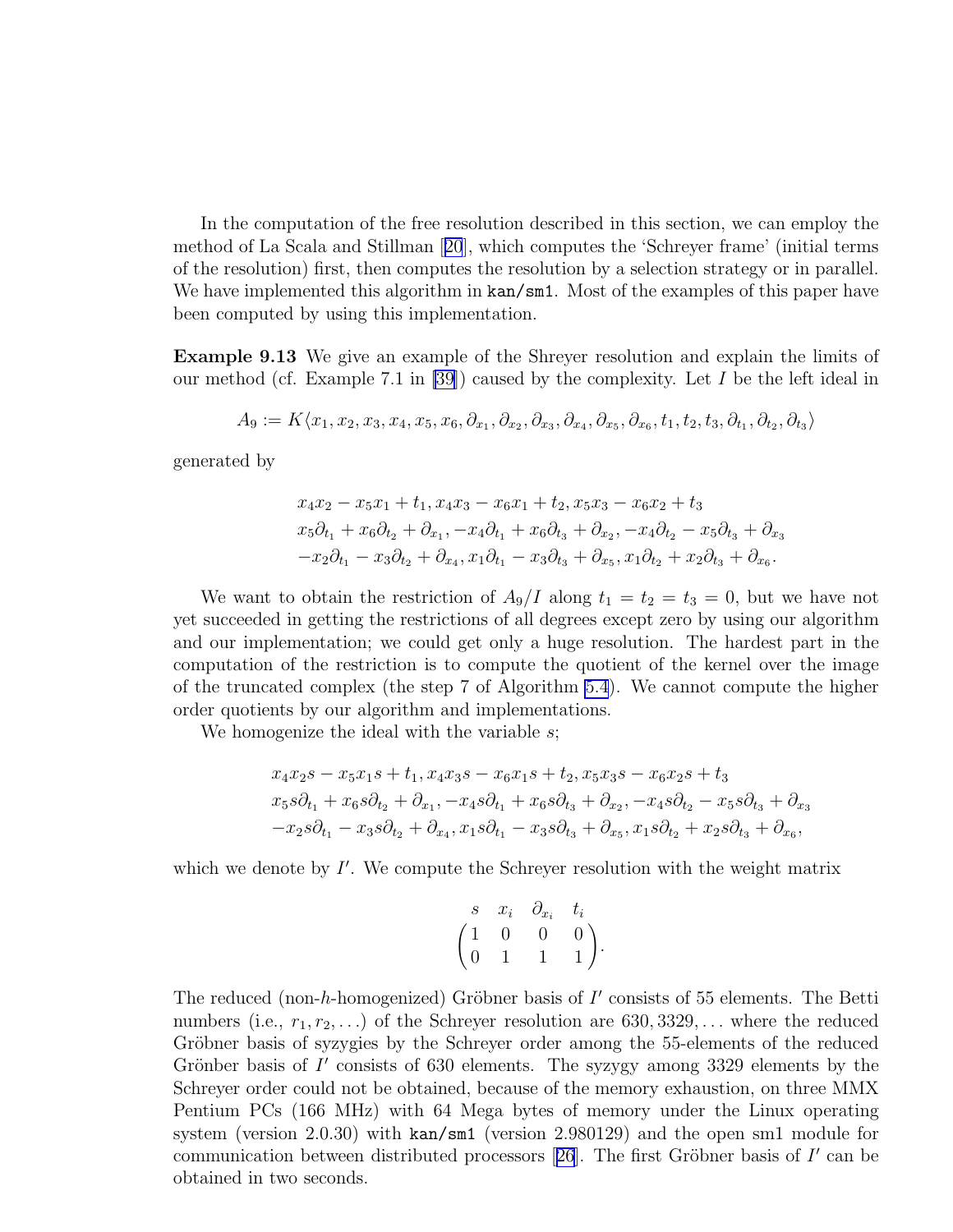In the computation of the free resolution described in this section, we can employ the method of La Scala and Stillman [20], which computes the 'Schreyer frame' (initial terms of the resolution) first, then computes the resolution by a selection strategy or in parallel. We have implemented this algorithm in `kan/sm1`. Most of the examples of this paper have been computed by using this implementation.

**Example 9.13** We give an example of the Shreyer resolution and explain the limits of our method (cf. Example 7.1 in [39]) caused by the complexity. Let $I$ be the left ideal in

$$A_9 := K\langle x_1, x_2, x_3, x_4, x_5, x_6, \partial_{x_1}, \partial_{x_2}, \partial_{x_3}, \partial_{x_4}, \partial_{x_5}, \partial_{x_6}, t_1, t_2, t_3, \partial_{t_1}, \partial_{t_2}, \partial_{t_3}\rangle$$

generated by

$$\begin{array}{l}
x_4x_2 - x_5x_1 + t_1, x_4x_3 - x_6x_1 + t_2, x_5x_3 - x_6x_2 + t_3 \\
x_5\partial_{t_1} + x_6\partial_{t_2} + \partial_{x_1}, -x_4\partial_{t_1} + x_6\partial_{t_3} + \partial_{x_2}, -x_4\partial_{t_2} - x_5\partial_{t_3} + \partial_{x_3} \\
-x_2\partial_{t_1} - x_3\partial_{t_2} + \partial_{x_4}, x_1\partial_{t_1} - x_3\partial_{t_3} + \partial_{x_5}, x_1\partial_{t_2} + x_2\partial_{t_3} + \partial_{x_6}.
\end{array}$$

We want to obtain the restriction of $A_9/I$ along $t_1 = t_2 = t_3 = 0$, but we have not yet succeeded in getting the restrictions of all degrees except zero by using our algorithm and our implementation; we could get only a huge resolution. The hardest part in the computation of the restriction is to compute the quotient of the kernel over the image of the truncated complex (the step 7 of Algorithm 5.4). We cannot compute the higher order quotients by our algorithm and implementations.

We homogenize the ideal with the variable $s$;

$$\begin{array}{l}
x_4x_2s - x_5x_1s + t_1, x_4x_3s - x_6x_1s + t_2, x_5x_3s - x_6x_2s + t_3 \\
x_5s\partial_{t_1} + x_6s\partial_{t_2} + \partial_{x_1}, -x_4s\partial_{t_1} + x_6s\partial_{t_3} + \partial_{x_2}, -x_4s\partial_{t_2} - x_5s\partial_{t_3} + \partial_{x_3} \\
-x_2s\partial_{t_1} - x_3s\partial_{t_2} + \partial_{x_4}, x_1s\partial_{t_1} - x_3s\partial_{t_3} + \partial_{x_5}, x_1s\partial_{t_2} + x_2s\partial_{t_3} + \partial_{x_6},
\end{array}$$

which we denote by $I'$. We compute the Schreyer resolution with the weight matrix

$$\begin{array}{c} \begin{array}{cccc} s & x_i & \partial_{x_i} & t_i \end{array} \\ \begin{pmatrix} 1 & 0 & 0 & 0 \\ 0 & 1 & 1 & 1 \end{pmatrix} \end{array}.$$

The reduced (non-$h$-homogenized) Gröbner basis of $I'$ consists of 55 elements. The Betti numbers (i.e., $r_1, r_2, \ldots$) of the Schreyer resolution are $630, 3329, \ldots$ where the reduced Gröbner basis of syzygies by the Schreyer order among the 55-elements of the reduced Grönber basis of $I'$ consists of 630 elements. The syzygy among 3329 elements by the Schreyer order could not be obtained, because of the memory exhaustion, on three MMX Pentium PCs (166 MHz) with 64 Mega bytes of memory under the Linux operating system (version 2.0.30) with `kan/sm1` (version 2.980129) and the open sm1 module for communication between distributed processors [26]. The first Gröbner basis of $I'$ can be obtained in two seconds.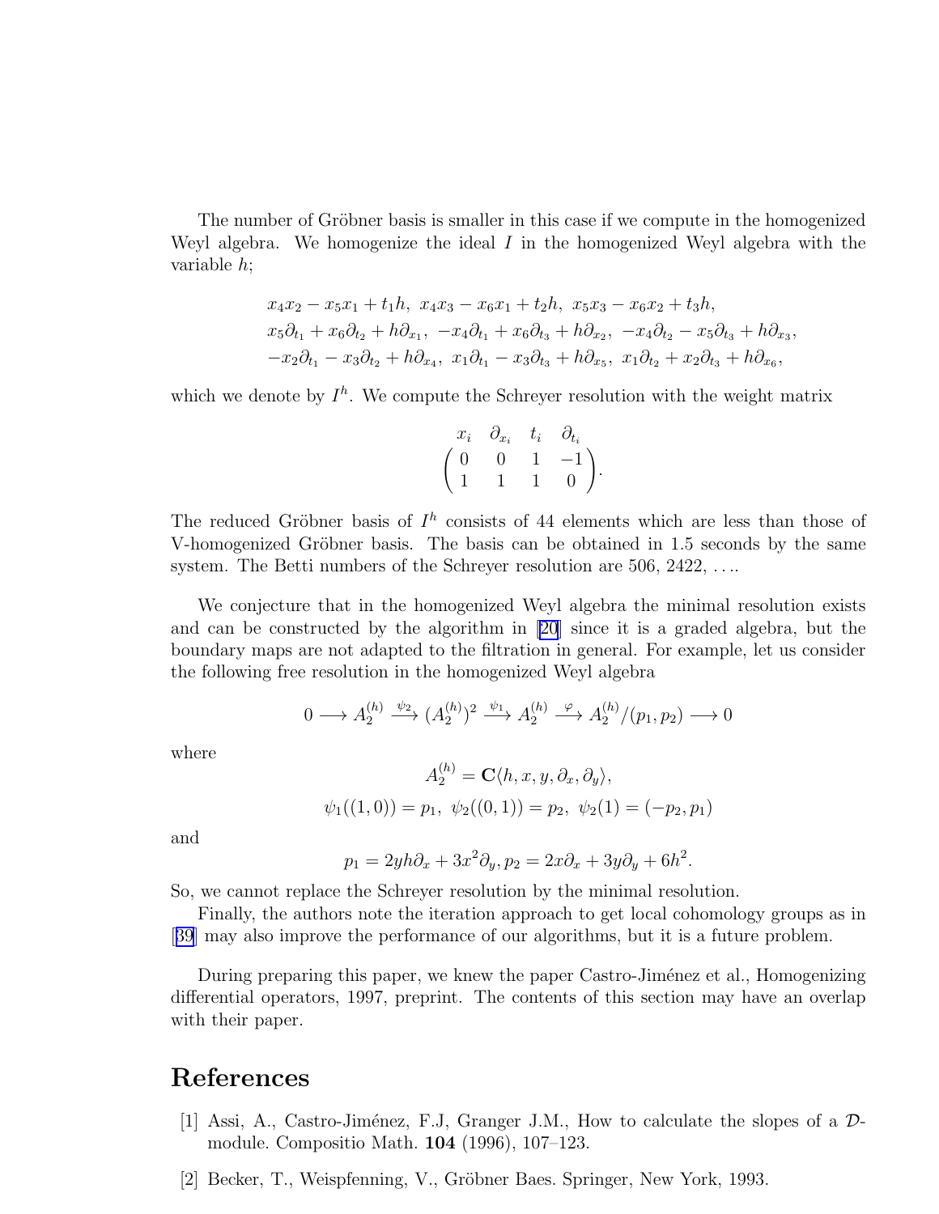The number of Gröbner basis is smaller in this case if we compute in the homogenized Weyl algebra. We homogenize the ideal $I$ in the homogenized Weyl algebra with the variable $h$;

$$
\begin{aligned}
&x_4x_2 - x_5x_1 + t_1h,\ x_4x_3 - x_6x_1 + t_2h,\ x_5x_3 - x_6x_2 + t_3h,\\
&x_5\partial_{t_1} + x_6\partial_{t_2} + h\partial_{x_1},\ -x_4\partial_{t_1} + x_6\partial_{t_3} + h\partial_{x_2},\ -x_4\partial_{t_2} - x_5\partial_{t_3} + h\partial_{x_3},\\
&-x_2\partial_{t_1} - x_3\partial_{t_2} + h\partial_{x_4},\ x_1\partial_{t_1} - x_3\partial_{t_3} + h\partial_{x_5},\ x_1\partial_{t_2} + x_2\partial_{t_3} + h\partial_{x_6},
\end{aligned}
$$

which we denote by $I^h$. We compute the Schreyer resolution with the weight matrix

$$
\begin{array}{cccc}
x_i & \partial_{x_i} & t_i & \partial_{t_i}
\end{array}
\\
\begin{pmatrix}
0 & 0 & 1 & -1\\
1 & 1 & 1 & 0
\end{pmatrix}.
$$

The reduced Gröbner basis of $I^h$ consists of 44 elements which are less than those of V-homogenized Gröbner basis. The basis can be obtained in 1.5 seconds by the same system. The Betti numbers of the Schreyer resolution are 506, 2422, ….

We conjecture that in the homogenized Weyl algebra the minimal resolution exists and can be constructed by the algorithm in [20] since it is a graded algebra, but the boundary maps are not adapted to the filtration in general. For example, let us consider the following free resolution in the homogenized Weyl algebra

$$
0 \longrightarrow A_2^{(h)} \xrightarrow{\psi_2} (A_2^{(h)})^2 \xrightarrow{\psi_1} A_2^{(h)} \xrightarrow{\varphi} A_2^{(h)}/(p_1, p_2) \longrightarrow 0
$$

where

$$
A_2^{(h)} = \mathbf{C}\langle h, x, y, \partial_x, \partial_y\rangle,
$$

$$
\psi_1((1,0)) = p_1,\ \psi_2((0,1)) = p_2,\ \psi_2(1) = (-p_2, p_1)
$$

and

$$
p_1 = 2yh\partial_x + 3x^2\partial_y, p_2 = 2x\partial_x + 3y\partial_y + 6h^2.
$$

So, we cannot replace the Schreyer resolution by the minimal resolution.

Finally, the authors note the iteration approach to get local cohomology groups as in [39] may also improve the performance of our algorithms, but it is a future problem.

During preparing this paper, we knew the paper Castro-Jiménez et al., Homogenizing differential operators, 1997, preprint. The contents of this section may have an overlap with their paper.

# References

[1] Assi, A., Castro-Jiménez, F.J, Granger J.M., How to calculate the slopes of a $\mathcal{D}$-module. Compositio Math. **104** (1996), 107–123.

[2] Becker, T., Weispfenning, V., Gröbner Baes. Springer, New York, 1993.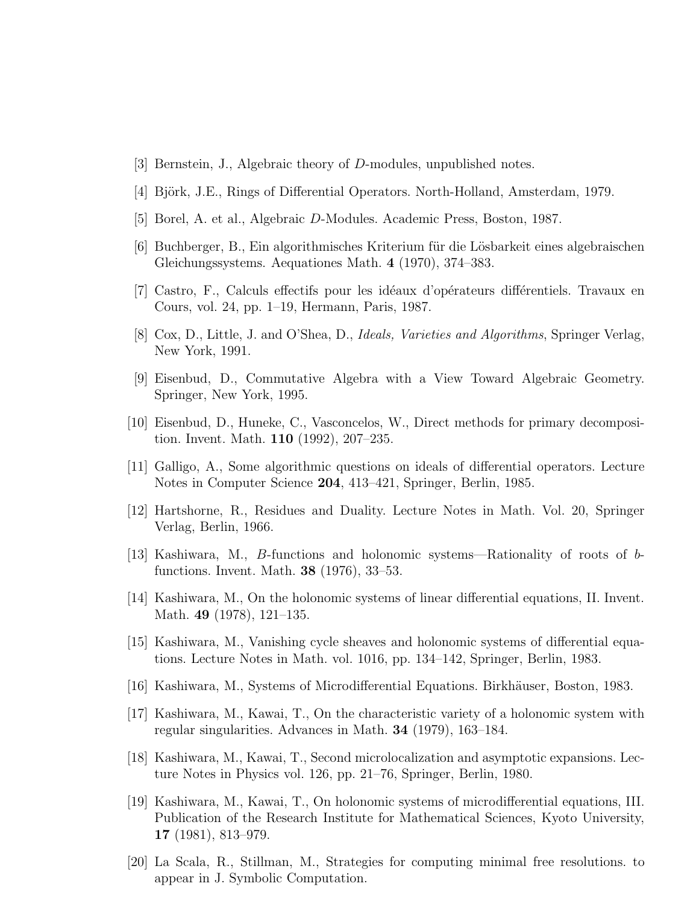[3] Bernstein, J., Algebraic theory of $D$-modules, unpublished notes.

[4] Björk, J.E., Rings of Differential Operators. North-Holland, Amsterdam, 1979.

[5] Borel, A. et al., Algebraic $D$-Modules. Academic Press, Boston, 1987.

[6] Buchberger, B., Ein algorithmisches Kriterium für die Lösbarkeit eines algebraischen Gleichungssystems. Aequationes Math. **4** (1970), 374–383.

[7] Castro, F., Calculs effectifs pour les idéaux d'opérateurs différentiels. Travaux en Cours, vol. 24, pp. 1–19, Hermann, Paris, 1987.

[8] Cox, D., Little, J. and O'Shea, D., *Ideals, Varieties and Algorithms*, Springer Verlag, New York, 1991.

[9] Eisenbud, D., Commutative Algebra with a View Toward Algebraic Geometry. Springer, New York, 1995.

[10] Eisenbud, D., Huneke, C., Vasconcelos, W., Direct methods for primary decomposition. Invent. Math. **110** (1992), 207–235.

[11] Galligo, A., Some algorithmic questions on ideals of differential operators. Lecture Notes in Computer Science **204**, 413–421, Springer, Berlin, 1985.

[12] Hartshorne, R., Residues and Duality. Lecture Notes in Math. Vol. 20, Springer Verlag, Berlin, 1966.

[13] Kashiwara, M., $B$-functions and holonomic systems—Rationality of roots of $b$-functions. Invent. Math. **38** (1976), 33–53.

[14] Kashiwara, M., On the holonomic systems of linear differential equations, II. Invent. Math. **49** (1978), 121–135.

[15] Kashiwara, M., Vanishing cycle sheaves and holonomic systems of differential equations. Lecture Notes in Math. vol. 1016, pp. 134–142, Springer, Berlin, 1983.

[16] Kashiwara, M., Systems of Microdifferential Equations. Birkhäuser, Boston, 1983.

[17] Kashiwara, M., Kawai, T., On the characteristic variety of a holonomic system with regular singularities. Advances in Math. **34** (1979), 163–184.

[18] Kashiwara, M., Kawai, T., Second microlocalization and asymptotic expansions. Lecture Notes in Physics vol. 126, pp. 21–76, Springer, Berlin, 1980.

[19] Kashiwara, M., Kawai, T., On holonomic systems of microdifferential equations, III. Publication of the Research Institute for Mathematical Sciences, Kyoto University, **17** (1981), 813–979.

[20] La Scala, R., Stillman, M., Strategies for computing minimal free resolutions. to appear in J. Symbolic Computation.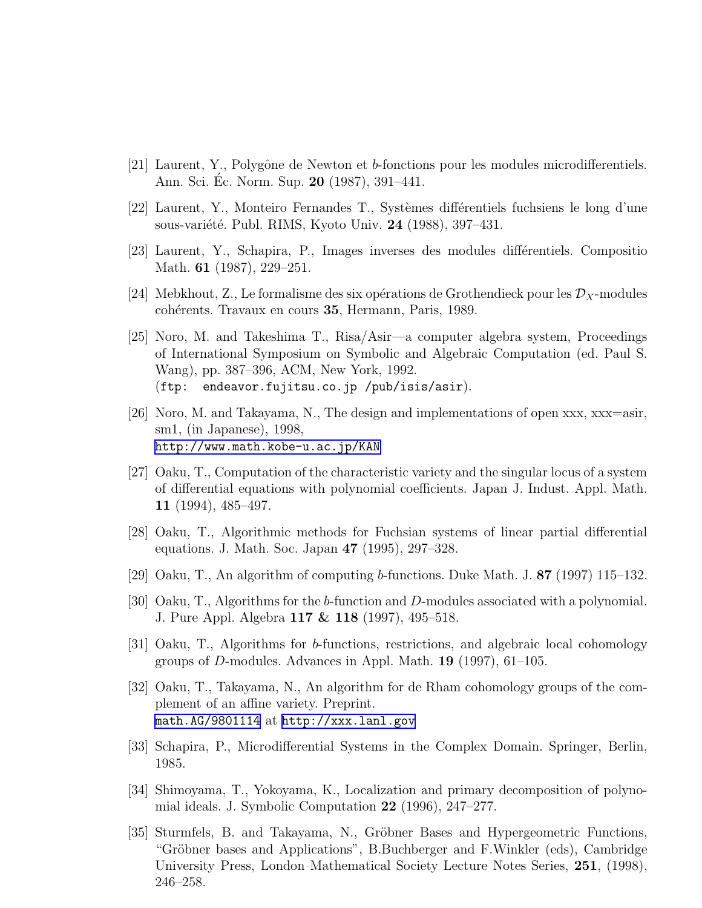[21] Laurent, Y., Polygône de Newton et *b*-fonctions pour les modules microdifferentiels. Ann. Sci. Éc. Norm. Sup. **20** (1987), 391–441.

[22] Laurent, Y., Monteiro Fernandes T., Systèmes différentiels fuchsiens le long d'une sous-variété. Publ. RIMS, Kyoto Univ. **24** (1988), 397–431.

[23] Laurent, Y., Schapira, P., Images inverses des modules différentiels. Compositio Math. **61** (1987), 229–251.

[24] Mebkhout, Z., Le formalisme des six opérations de Grothendieck pour les $\mathcal{D}_X$-modules cohérents. Travaux en cours **35**, Hermann, Paris, 1989.

[25] Noro, M. and Takeshima T., Risa/Asir—a computer algebra system, Proceedings of International Symposium on Symbolic and Algebraic Computation (ed. Paul S. Wang), pp. 387–396, ACM, New York, 1992.
(`ftp: endeavor.fujitsu.co.jp /pub/isis/asir`).

[26] Noro, M. and Takayama, N., The design and implementations of open xxx, xxx=asir, sm1, (in Japanese), 1998,
`http://www.math.kobe-u.ac.jp/KAN`

[27] Oaku, T., Computation of the characteristic variety and the singular locus of a system of differential equations with polynomial coefficients. Japan J. Indust. Appl. Math. **11** (1994), 485–497.

[28] Oaku, T., Algorithmic methods for Fuchsian systems of linear partial differential equations. J. Math. Soc. Japan **47** (1995), 297–328.

[29] Oaku, T., An algorithm of computing *b*-functions. Duke Math. J. **87** (1997) 115–132.

[30] Oaku, T., Algorithms for the *b*-function and *D*-modules associated with a polynomial. J. Pure Appl. Algebra **117 & 118** (1997), 495–518.

[31] Oaku, T., Algorithms for *b*-functions, restrictions, and algebraic local cohomology groups of *D*-modules. Advances in Appl. Math. **19** (1997), 61–105.

[32] Oaku, T., Takayama, N., An algorithm for de Rham cohomology groups of the complement of an affine variety. Preprint.
`math.AG/9801114` at `http://xxx.lanl.gov`

[33] Schapira, P., Microdifferential Systems in the Complex Domain. Springer, Berlin, 1985.

[34] Shimoyama, T., Yokoyama, K., Localization and primary decomposition of polynomial ideals. J. Symbolic Computation **22** (1996), 247–277.

[35] Sturmfels, B. and Takayama, N., Gröbner Bases and Hypergeometric Functions, "Gröbner bases and Applications", B.Buchberger and F.Winkler (eds), Cambridge University Press, London Mathematical Society Lecture Notes Series, **251**, (1998), 246–258.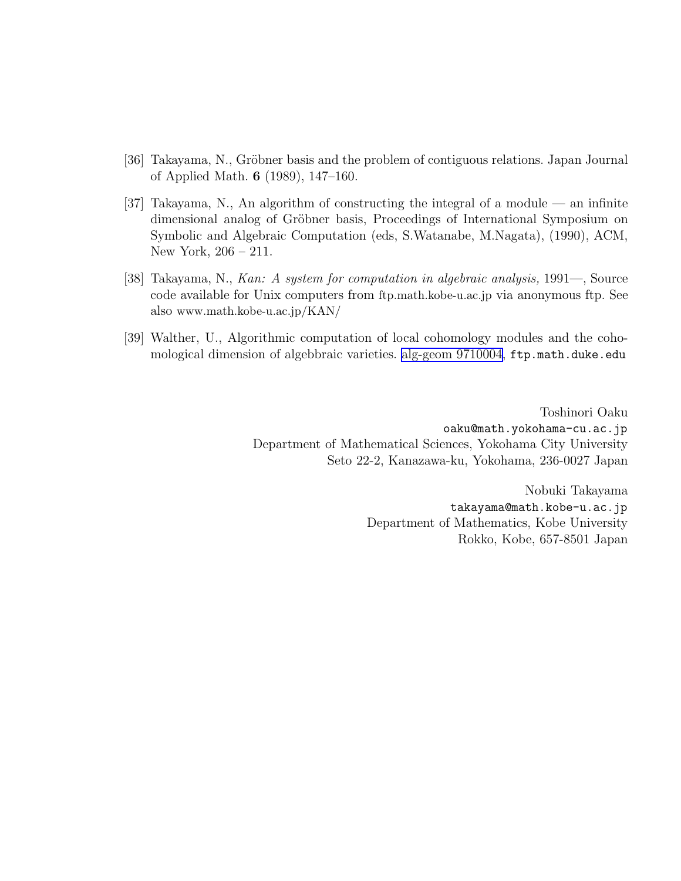[36] Takayama, N., Gröbner basis and the problem of contiguous relations. Japan Journal of Applied Math. **6** (1989), 147–160.

[37] Takayama, N., An algorithm of constructing the integral of a module — an infinite dimensional analog of Gröbner basis, Proceedings of International Symposium on Symbolic and Algebraic Computation (eds, S.Watanabe, M.Nagata), (1990), ACM, New York, 206 – 211.

[38] Takayama, N., *Kan: A system for computation in algebraic analysis,* 1991—, Source code available for Unix computers from ftp.math.kobe-u.ac.jp via anonymous ftp. See also www.math.kobe-u.ac.jp/KAN/

[39] Walther, U., Algorithmic computation of local cohomology modules and the cohomological dimension of algebbraic varieties. alg-geom 9710004, `ftp.math.duke.edu`

Toshinori Oaku
`oaku@math.yokohama-cu.ac.jp`
Department of Mathematical Sciences, Yokohama City University
Seto 22-2, Kanazawa-ku, Yokohama, 236-0027 Japan

Nobuki Takayama
`takayama@math.kobe-u.ac.jp`
Department of Mathematics, Kobe University
Rokko, Kobe, 657-8501 Japan